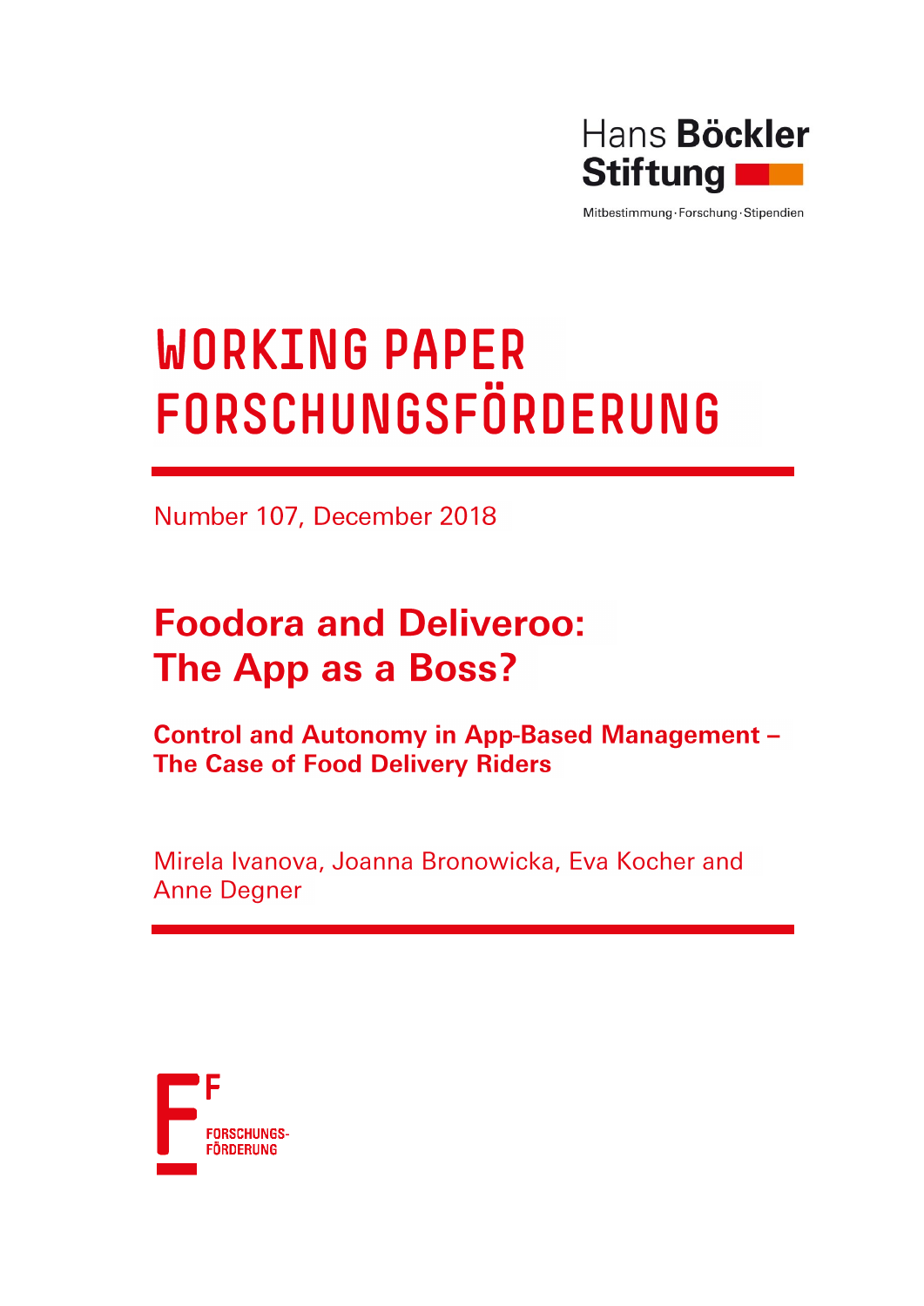Hans Böckler Stiftung

Mitbestimmung · Forschung · Stipendien

# WORKING PAPER FORSCHUNGSFÖRDERUNG

Number 107, December 2018

# Foodora and Deliveroo: The App as a Boss?

## Control and Autonomy in App-Based Management – The Case of Food Delivery Riders

Mirela Ivanova, Joanna Bronowicka, Eva Kocher and Anne Degner

FORSCHUNGS-FÖRDERUNG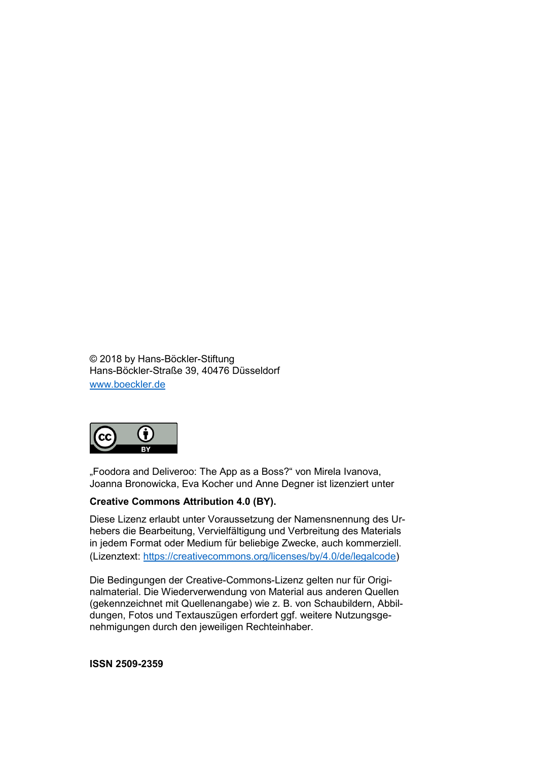© 2018 by Hans-Böckler-Stiftung
Hans-Böckler-Straße 39, 40476 Düsseldorf
www.boeckler.de

„Foodora and Deliveroo: The App as a Boss?“ von Mirela Ivanova, Joanna Bronowicka, Eva Kocher und Anne Degner ist lizenziert unter

**Creative Commons Attribution 4.0 (BY).**

Diese Lizenz erlaubt unter Voraussetzung der Namensnennung des Urhebers die Bearbeitung, Vervielfältigung und Verbreitung des Materials in jedem Format oder Medium für beliebige Zwecke, auch kommerziell. (Lizenztext: https://creativecommons.org/licenses/by/4.0/de/legalcode)

Die Bedingungen der Creative-Commons-Lizenz gelten nur für Originalmaterial. Die Wiederverwendung von Material aus anderen Quellen (gekennzeichnet mit Quellenangabe) wie z. B. von Schaubildern, Abbildungen, Fotos und Textauszügen erfordert ggf. weitere Nutzungsgenehmigungen durch den jeweiligen Rechteinhaber.

**ISSN 2509-2359**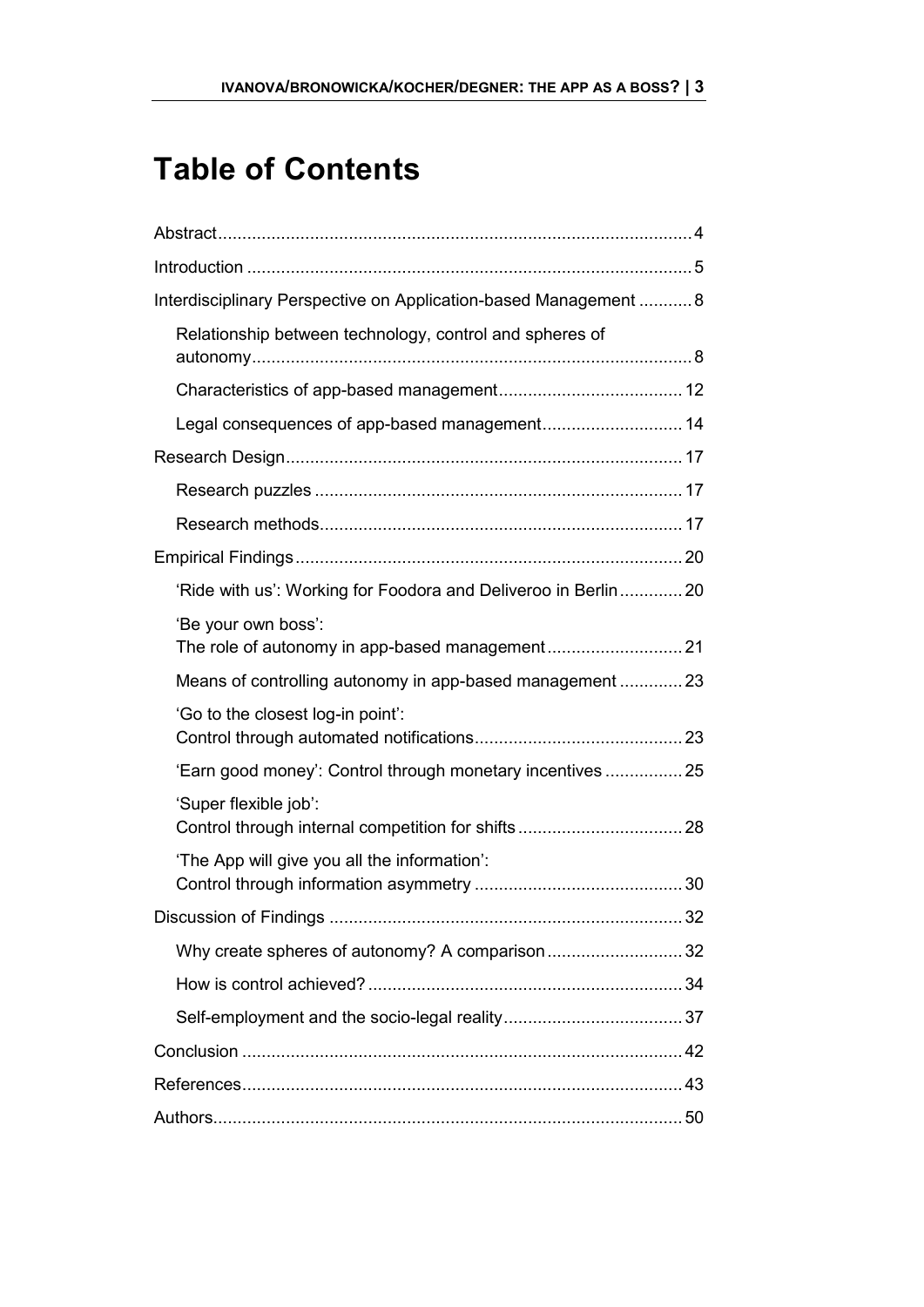# Table of Contents

- Abstract .................... 4
- Introduction .................... 5
- Interdisciplinary Perspective on Application-based Management .................... 8
  - Relationship between technology, control and spheres of autonomy .................... 8
  - Characteristics of app-based management .................... 12
  - Legal consequences of app-based management .................... 14
- Research Design .................... 17
  - Research puzzles .................... 17
  - Research methods .................... 17
- Empirical Findings .................... 20
  - 'Ride with us': Working for Foodora and Deliveroo in Berlin .................... 20
  - 'Be your own boss': The role of autonomy in app-based management .................... 21
  - Means of controlling autonomy in app-based management .................... 23
  - 'Go to the closest log-in point': Control through automated notifications .................... 23
  - 'Earn good money': Control through monetary incentives .................... 25
  - 'Super flexible job': Control through internal competition for shifts .................... 28
  - 'The App will give you all the information': Control through information asymmetry .................... 30
- Discussion of Findings .................... 32
  - Why create spheres of autonomy? A comparison .................... 32
  - How is control achieved? .................... 34
  - Self-employment and the socio-legal reality .................... 37
- Conclusion .................... 42
- References .................... 43
- Authors .................... 50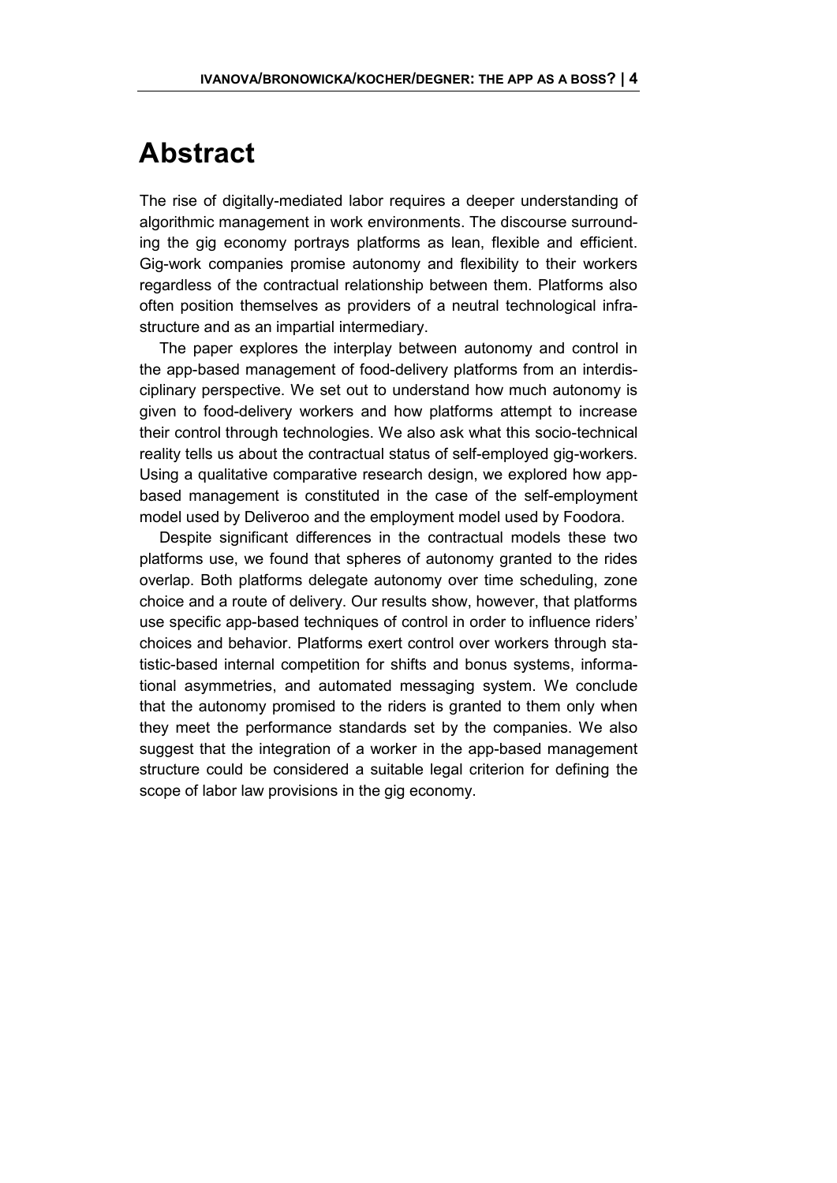# Abstract

The rise of digitally-mediated labor requires a deeper understanding of algorithmic management in work environments. The discourse surrounding the gig economy portrays platforms as lean, flexible and efficient. Gig-work companies promise autonomy and flexibility to their workers regardless of the contractual relationship between them. Platforms also often position themselves as providers of a neutral technological infrastructure and as an impartial intermediary.

The paper explores the interplay between autonomy and control in the app-based management of food-delivery platforms from an interdisciplinary perspective. We set out to understand how much autonomy is given to food-delivery workers and how platforms attempt to increase their control through technologies. We also ask what this socio-technical reality tells us about the contractual status of self-employed gig-workers. Using a qualitative comparative research design, we explored how app-based management is constituted in the case of the self-employment model used by Deliveroo and the employment model used by Foodora.

Despite significant differences in the contractual models these two platforms use, we found that spheres of autonomy granted to the rides overlap. Both platforms delegate autonomy over time scheduling, zone choice and a route of delivery. Our results show, however, that platforms use specific app-based techniques of control in order to influence riders' choices and behavior. Platforms exert control over workers through statistic-based internal competition for shifts and bonus systems, informational asymmetries, and automated messaging system. We conclude that the autonomy promised to the riders is granted to them only when they meet the performance standards set by the companies. We also suggest that the integration of a worker in the app-based management structure could be considered a suitable legal criterion for defining the scope of labor law provisions in the gig economy.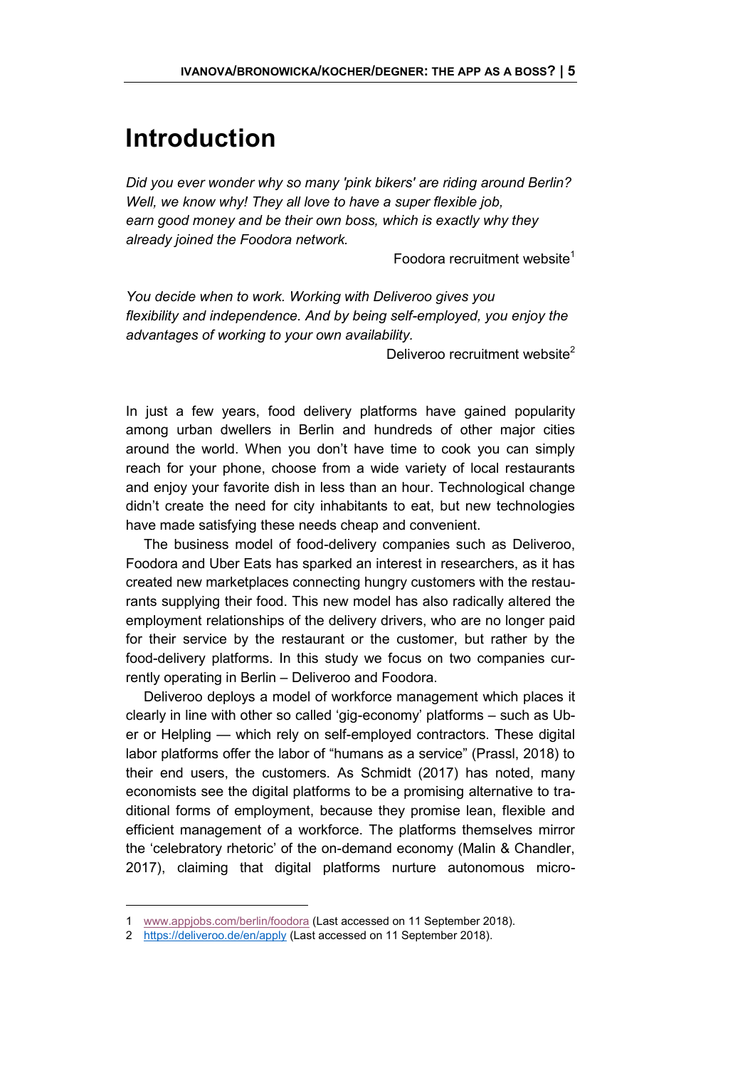# Introduction

*Did you ever wonder why so many 'pink bikers' are riding around Berlin? Well, we know why! They all love to have a super flexible job, earn good money and be their own boss, which is exactly why they already joined the Foodora network.*

Foodora recruitment website[1]

*You decide when to work. Working with Deliveroo gives you flexibility and independence. And by being self-employed, you enjoy the advantages of working to your own availability.*

Deliveroo recruitment website[2]

In just a few years, food delivery platforms have gained popularity among urban dwellers in Berlin and hundreds of other major cities around the world. When you don't have time to cook you can simply reach for your phone, choose from a wide variety of local restaurants and enjoy your favorite dish in less than an hour. Technological change didn't create the need for city inhabitants to eat, but new technologies have made satisfying these needs cheap and convenient.

The business model of food-delivery companies such as Deliveroo, Foodora and Uber Eats has sparked an interest in researchers, as it has created new marketplaces connecting hungry customers with the restaurants supplying their food. This new model has also radically altered the employment relationships of the delivery drivers, who are no longer paid for their service by the restaurant or the customer, but rather by the food-delivery platforms. In this study we focus on two companies currently operating in Berlin – Deliveroo and Foodora.

Deliveroo deploys a model of workforce management which places it clearly in line with other so called 'gig-economy' platforms – such as Uber or Helpling — which rely on self-employed contractors. These digital labor platforms offer the labor of "humans as a service" (Prassl, 2018) to their end users, the customers. As Schmidt (2017) has noted, many economists see the digital platforms to be a promising alternative to traditional forms of employment, because they promise lean, flexible and efficient management of a workforce. The platforms themselves mirror the 'celebratory rhetoric' of the on-demand economy (Malin & Chandler, 2017), claiming that digital platforms nurture autonomous micro-

1 www.appjobs.com/berlin/foodora (Last accessed on 11 September 2018).

2 https://deliveroo.de/en/apply (Last accessed on 11 September 2018).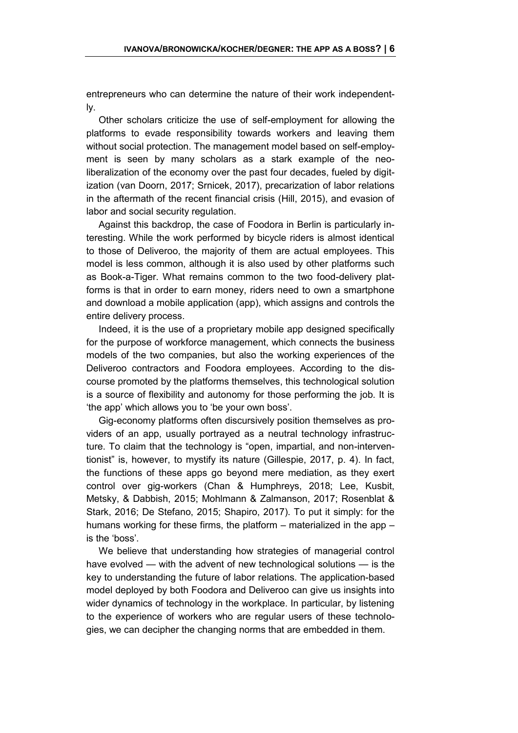entrepreneurs who can determine the nature of their work independently.

Other scholars criticize the use of self-employment for allowing the platforms to evade responsibility towards workers and leaving them without social protection. The management model based on self-employment is seen by many scholars as a stark example of the neoliberalization of the economy over the past four decades, fueled by digitization (van Doorn, 2017; Srnicek, 2017), precarization of labor relations in the aftermath of the recent financial crisis (Hill, 2015), and evasion of labor and social security regulation.

Against this backdrop, the case of Foodora in Berlin is particularly interesting. While the work performed by bicycle riders is almost identical to those of Deliveroo, the majority of them are actual employees. This model is less common, although it is also used by other platforms such as Book-a-Tiger. What remains common to the two food-delivery platforms is that in order to earn money, riders need to own a smartphone and download a mobile application (app), which assigns and controls the entire delivery process.

Indeed, it is the use of a proprietary mobile app designed specifically for the purpose of workforce management, which connects the business models of the two companies, but also the working experiences of the Deliveroo contractors and Foodora employees. According to the discourse promoted by the platforms themselves, this technological solution is a source of flexibility and autonomy for those performing the job. It is 'the app' which allows you to 'be your own boss'.

Gig-economy platforms often discursively position themselves as providers of an app, usually portrayed as a neutral technology infrastructure. To claim that the technology is "open, impartial, and non-interventionist" is, however, to mystify its nature (Gillespie, 2017, p. 4). In fact, the functions of these apps go beyond mere mediation, as they exert control over gig-workers (Chan & Humphreys, 2018; Lee, Kusbit, Metsky, & Dabbish, 2015; Mohlmann & Zalmanson, 2017; Rosenblat & Stark, 2016; De Stefano, 2015; Shapiro, 2017). To put it simply: for the humans working for these firms, the platform – materialized in the app – is the 'boss'.

We believe that understanding how strategies of managerial control have evolved — with the advent of new technological solutions — is the key to understanding the future of labor relations. The application-based model deployed by both Foodora and Deliveroo can give us insights into wider dynamics of technology in the workplace. In particular, by listening to the experience of workers who are regular users of these technologies, we can decipher the changing norms that are embedded in them.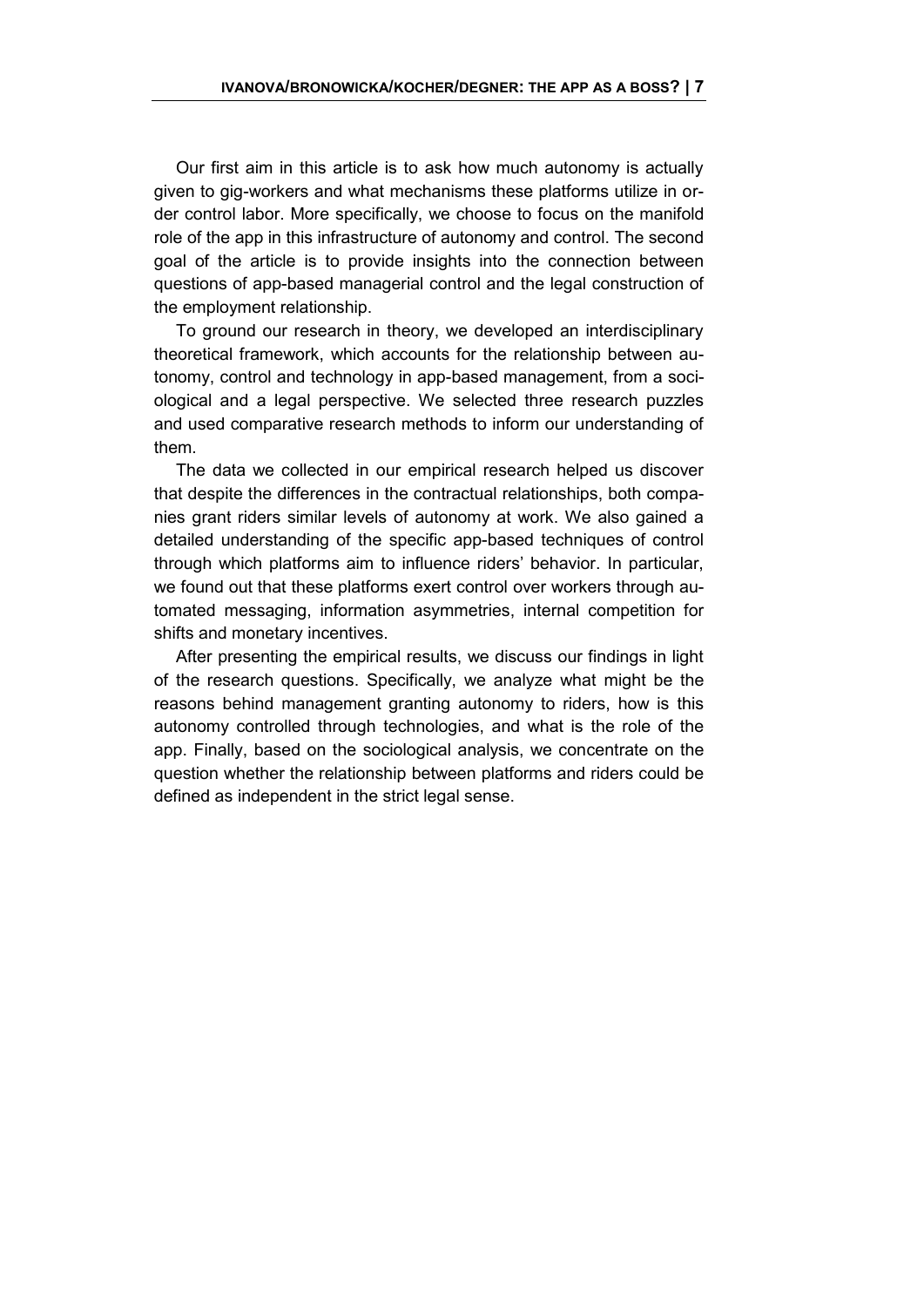Our first aim in this article is to ask how much autonomy is actually given to gig-workers and what mechanisms these platforms utilize in order control labor. More specifically, we choose to focus on the manifold role of the app in this infrastructure of autonomy and control. The second goal of the article is to provide insights into the connection between questions of app-based managerial control and the legal construction of the employment relationship.

To ground our research in theory, we developed an interdisciplinary theoretical framework, which accounts for the relationship between autonomy, control and technology in app-based management, from a sociological and a legal perspective. We selected three research puzzles and used comparative research methods to inform our understanding of them.

The data we collected in our empirical research helped us discover that despite the differences in the contractual relationships, both companies grant riders similar levels of autonomy at work. We also gained a detailed understanding of the specific app-based techniques of control through which platforms aim to influence riders' behavior. In particular, we found out that these platforms exert control over workers through automated messaging, information asymmetries, internal competition for shifts and monetary incentives.

After presenting the empirical results, we discuss our findings in light of the research questions. Specifically, we analyze what might be the reasons behind management granting autonomy to riders, how is this autonomy controlled through technologies, and what is the role of the app. Finally, based on the sociological analysis, we concentrate on the question whether the relationship between platforms and riders could be defined as independent in the strict legal sense.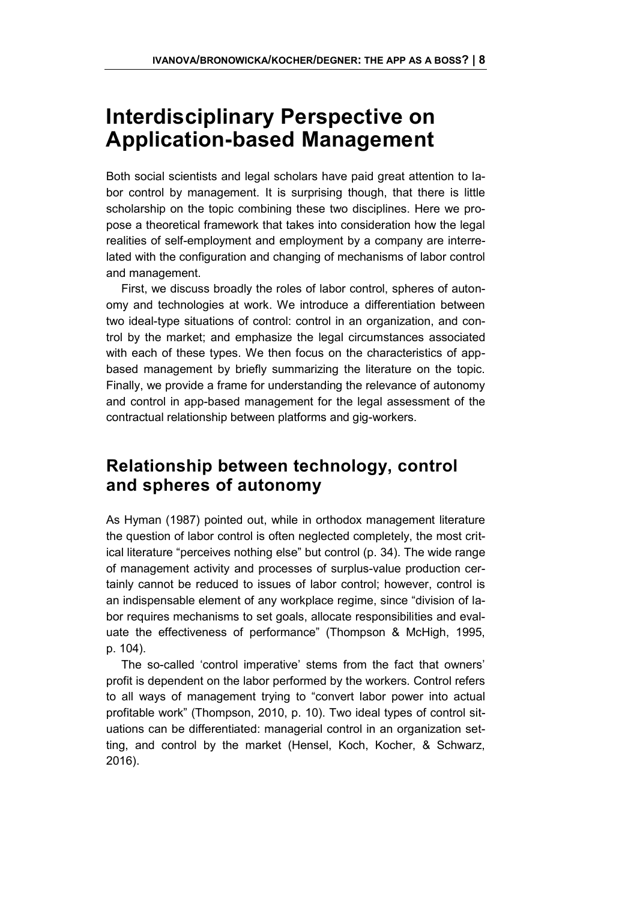# Interdisciplinary Perspective on Application-based Management

Both social scientists and legal scholars have paid great attention to labor control by management. It is surprising though, that there is little scholarship on the topic combining these two disciplines. Here we propose a theoretical framework that takes into consideration how the legal realities of self-employment and employment by a company are interrelated with the configuration and changing of mechanisms of labor control and management.

First, we discuss broadly the roles of labor control, spheres of autonomy and technologies at work. We introduce a differentiation between two ideal-type situations of control: control in an organization, and control by the market; and emphasize the legal circumstances associated with each of these types. We then focus on the characteristics of app-based management by briefly summarizing the literature on the topic. Finally, we provide a frame for understanding the relevance of autonomy and control in app-based management for the legal assessment of the contractual relationship between platforms and gig-workers.

## Relationship between technology, control and spheres of autonomy

As Hyman (1987) pointed out, while in orthodox management literature the question of labor control is often neglected completely, the most critical literature "perceives nothing else" but control (p. 34). The wide range of management activity and processes of surplus-value production certainly cannot be reduced to issues of labor control; however, control is an indispensable element of any workplace regime, since "division of labor requires mechanisms to set goals, allocate responsibilities and evaluate the effectiveness of performance" (Thompson & McHigh, 1995, p. 104).

The so-called 'control imperative' stems from the fact that owners' profit is dependent on the labor performed by the workers. Control refers to all ways of management trying to "convert labor power into actual profitable work" (Thompson, 2010, p. 10). Two ideal types of control situations can be differentiated: managerial control in an organization setting, and control by the market (Hensel, Koch, Kocher, & Schwarz, 2016).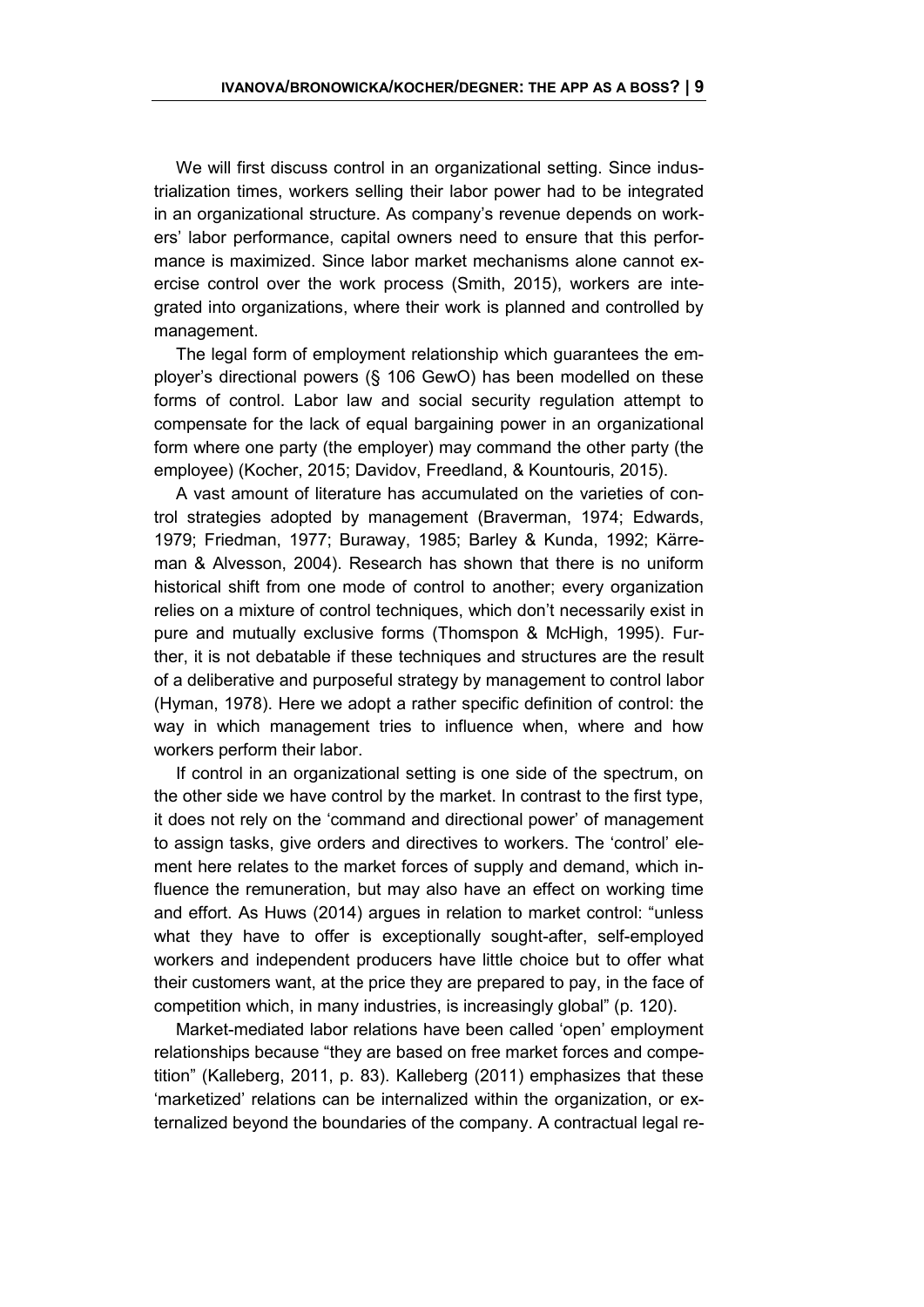We will first discuss control in an organizational setting. Since industrialization times, workers selling their labor power had to be integrated in an organizational structure. As company's revenue depends on workers' labor performance, capital owners need to ensure that this performance is maximized. Since labor market mechanisms alone cannot exercise control over the work process (Smith, 2015), workers are integrated into organizations, where their work is planned and controlled by management.

The legal form of employment relationship which guarantees the employer's directional powers (§ 106 GewO) has been modelled on these forms of control. Labor law and social security regulation attempt to compensate for the lack of equal bargaining power in an organizational form where one party (the employer) may command the other party (the employee) (Kocher, 2015; Davidov, Freedland, & Kountouris, 2015).

A vast amount of literature has accumulated on the varieties of control strategies adopted by management (Braverman, 1974; Edwards, 1979; Friedman, 1977; Buraway, 1985; Barley & Kunda, 1992; Kärreman & Alvesson, 2004). Research has shown that there is no uniform historical shift from one mode of control to another; every organization relies on a mixture of control techniques, which don't necessarily exist in pure and mutually exclusive forms (Thomspon & McHigh, 1995). Further, it is not debatable if these techniques and structures are the result of a deliberative and purposeful strategy by management to control labor (Hyman, 1978). Here we adopt a rather specific definition of control: the way in which management tries to influence when, where and how workers perform their labor.

If control in an organizational setting is one side of the spectrum, on the other side we have control by the market. In contrast to the first type, it does not rely on the 'command and directional power' of management to assign tasks, give orders and directives to workers. The 'control' element here relates to the market forces of supply and demand, which influence the remuneration, but may also have an effect on working time and effort. As Huws (2014) argues in relation to market control: "unless what they have to offer is exceptionally sought-after, self-employed workers and independent producers have little choice but to offer what their customers want, at the price they are prepared to pay, in the face of competition which, in many industries, is increasingly global" (p. 120).

Market-mediated labor relations have been called 'open' employment relationships because "they are based on free market forces and competition" (Kalleberg, 2011, p. 83). Kalleberg (2011) emphasizes that these 'marketized' relations can be internalized within the organization, or externalized beyond the boundaries of the company. A contractual legal re-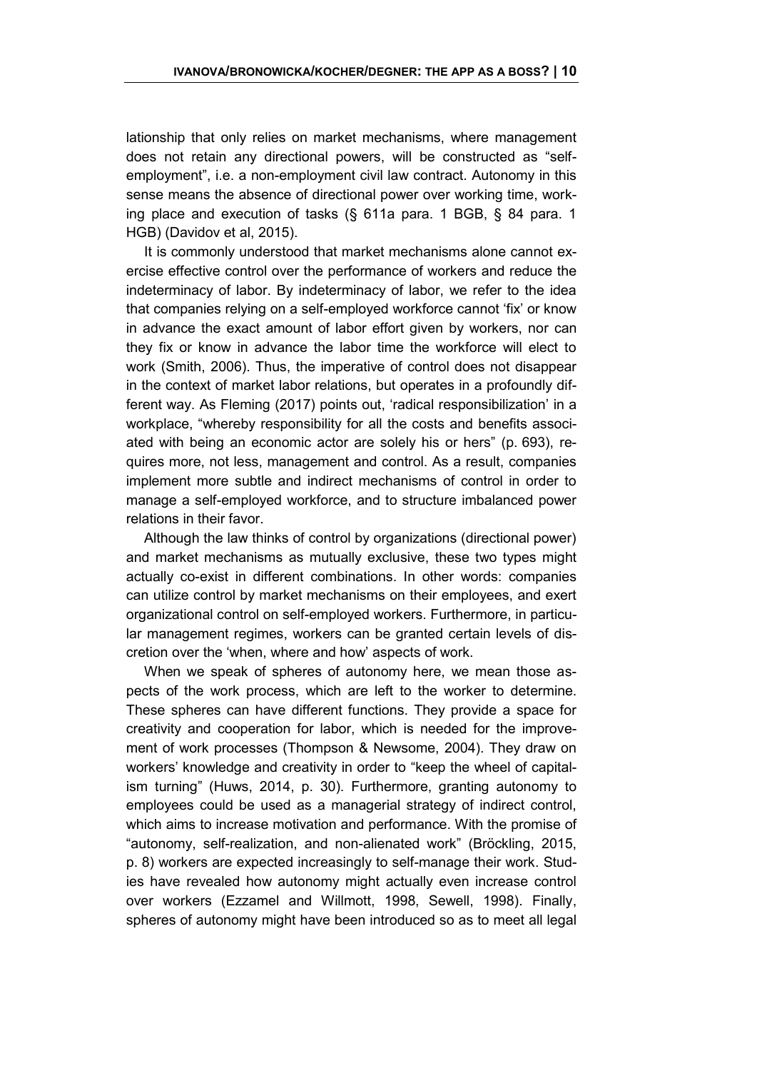lationship that only relies on market mechanisms, where management does not retain any directional powers, will be constructed as "self-employment", i.e. a non-employment civil law contract. Autonomy in this sense means the absence of directional power over working time, working place and execution of tasks (§ 611a para. 1 BGB, § 84 para. 1 HGB) (Davidov et al, 2015).

It is commonly understood that market mechanisms alone cannot exercise effective control over the performance of workers and reduce the indeterminacy of labor. By indeterminacy of labor, we refer to the idea that companies relying on a self-employed workforce cannot 'fix' or know in advance the exact amount of labor effort given by workers, nor can they fix or know in advance the labor time the workforce will elect to work (Smith, 2006). Thus, the imperative of control does not disappear in the context of market labor relations, but operates in a profoundly different way. As Fleming (2017) points out, 'radical responsibilization' in a workplace, "whereby responsibility for all the costs and benefits associated with being an economic actor are solely his or hers" (p. 693), requires more, not less, management and control. As a result, companies implement more subtle and indirect mechanisms of control in order to manage a self-employed workforce, and to structure imbalanced power relations in their favor.

Although the law thinks of control by organizations (directional power) and market mechanisms as mutually exclusive, these two types might actually co-exist in different combinations. In other words: companies can utilize control by market mechanisms on their employees, and exert organizational control on self-employed workers. Furthermore, in particular management regimes, workers can be granted certain levels of discretion over the 'when, where and how' aspects of work.

When we speak of spheres of autonomy here, we mean those aspects of the work process, which are left to the worker to determine. These spheres can have different functions. They provide a space for creativity and cooperation for labor, which is needed for the improvement of work processes (Thompson & Newsome, 2004). They draw on workers' knowledge and creativity in order to "keep the wheel of capitalism turning" (Huws, 2014, p. 30). Furthermore, granting autonomy to employees could be used as a managerial strategy of indirect control, which aims to increase motivation and performance. With the promise of "autonomy, self-realization, and non-alienated work" (Bröckling, 2015, p. 8) workers are expected increasingly to self-manage their work. Studies have revealed how autonomy might actually even increase control over workers (Ezzamel and Willmott, 1998, Sewell, 1998). Finally, spheres of autonomy might have been introduced so as to meet all legal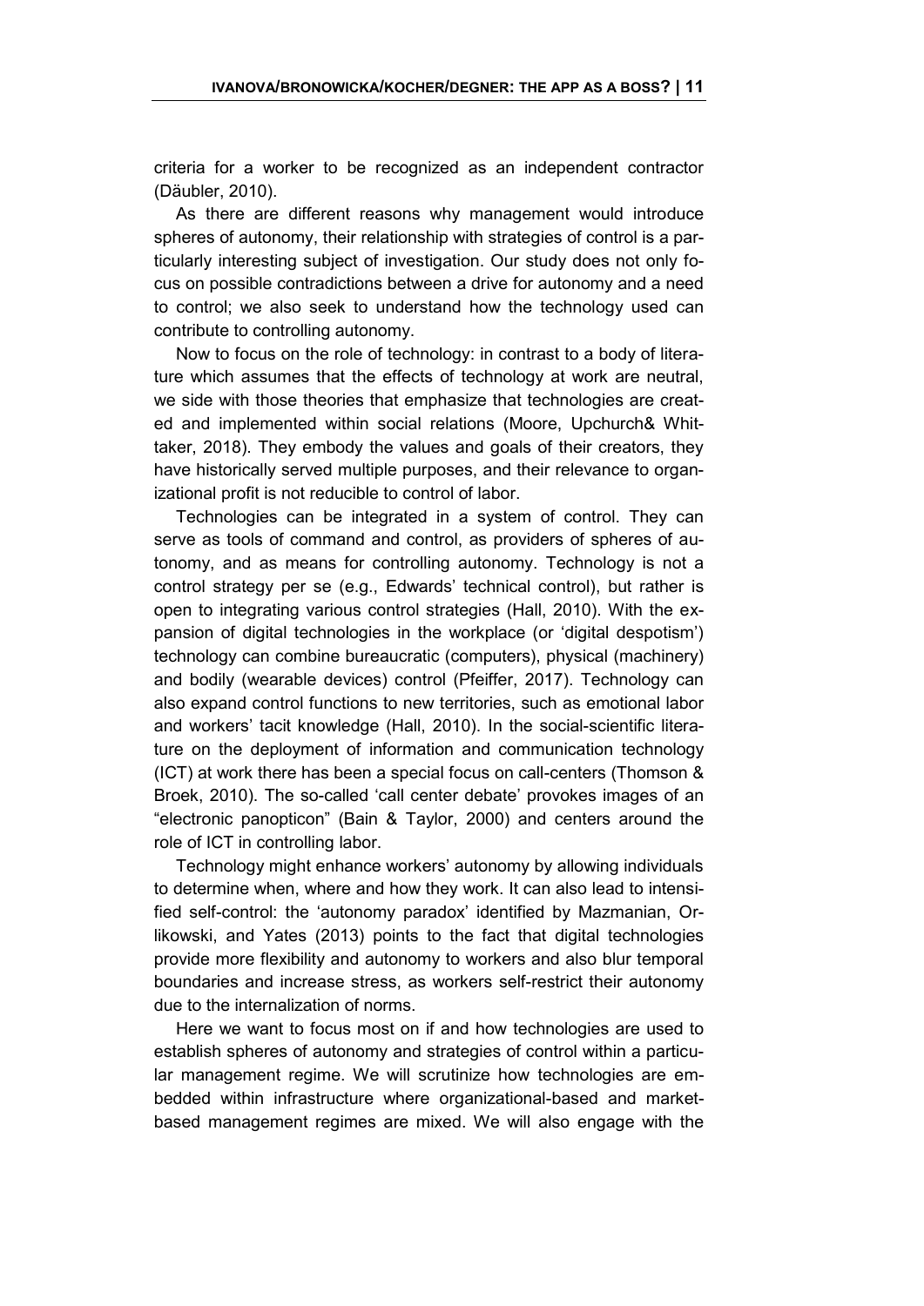criteria for a worker to be recognized as an independent contractor (Däubler, 2010).

As there are different reasons why management would introduce spheres of autonomy, their relationship with strategies of control is a particularly interesting subject of investigation. Our study does not only focus on possible contradictions between a drive for autonomy and a need to control; we also seek to understand how the technology used can contribute to controlling autonomy.

Now to focus on the role of technology: in contrast to a body of literature which assumes that the effects of technology at work are neutral, we side with those theories that emphasize that technologies are created and implemented within social relations (Moore, Upchurch& Whittaker, 2018). They embody the values and goals of their creators, they have historically served multiple purposes, and their relevance to organizational profit is not reducible to control of labor.

Technologies can be integrated in a system of control. They can serve as tools of command and control, as providers of spheres of autonomy, and as means for controlling autonomy. Technology is not a control strategy per se (e.g., Edwards' technical control), but rather is open to integrating various control strategies (Hall, 2010). With the expansion of digital technologies in the workplace (or 'digital despotism') technology can combine bureaucratic (computers), physical (machinery) and bodily (wearable devices) control (Pfeiffer, 2017). Technology can also expand control functions to new territories, such as emotional labor and workers' tacit knowledge (Hall, 2010). In the social-scientific literature on the deployment of information and communication technology (ICT) at work there has been a special focus on call-centers (Thomson & Broek, 2010). The so-called 'call center debate' provokes images of an "electronic panopticon" (Bain & Taylor, 2000) and centers around the role of ICT in controlling labor.

Technology might enhance workers' autonomy by allowing individuals to determine when, where and how they work. It can also lead to intensified self-control: the 'autonomy paradox' identified by Mazmanian, Orlikowski, and Yates (2013) points to the fact that digital technologies provide more flexibility and autonomy to workers and also blur temporal boundaries and increase stress, as workers self-restrict their autonomy due to the internalization of norms.

Here we want to focus most on if and how technologies are used to establish spheres of autonomy and strategies of control within a particular management regime. We will scrutinize how technologies are embedded within infrastructure where organizational-based and market-based management regimes are mixed. We will also engage with the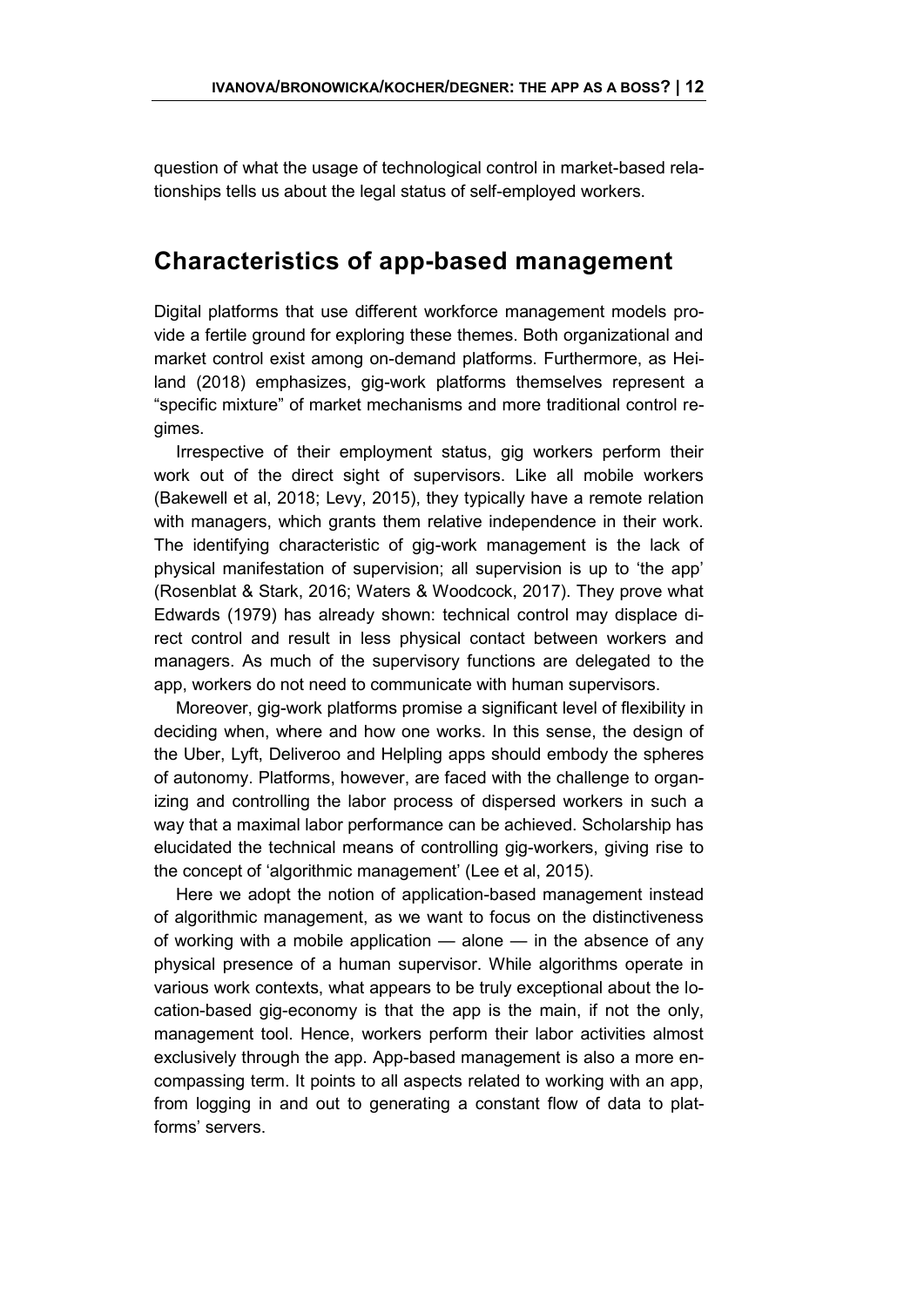question of what the usage of technological control in market-based relationships tells us about the legal status of self-employed workers.

## Characteristics of app-based management

Digital platforms that use different workforce management models provide a fertile ground for exploring these themes. Both organizational and market control exist among on-demand platforms. Furthermore, as Heiland (2018) emphasizes, gig-work platforms themselves represent a "specific mixture" of market mechanisms and more traditional control regimes.

Irrespective of their employment status, gig workers perform their work out of the direct sight of supervisors. Like all mobile workers (Bakewell et al, 2018; Levy, 2015), they typically have a remote relation with managers, which grants them relative independence in their work. The identifying characteristic of gig-work management is the lack of physical manifestation of supervision; all supervision is up to 'the app' (Rosenblat & Stark, 2016; Waters & Woodcock, 2017). They prove what Edwards (1979) has already shown: technical control may displace direct control and result in less physical contact between workers and managers. As much of the supervisory functions are delegated to the app, workers do not need to communicate with human supervisors.

Moreover, gig-work platforms promise a significant level of flexibility in deciding when, where and how one works. In this sense, the design of the Uber, Lyft, Deliveroo and Helpling apps should embody the spheres of autonomy. Platforms, however, are faced with the challenge to organizing and controlling the labor process of dispersed workers in such a way that a maximal labor performance can be achieved. Scholarship has elucidated the technical means of controlling gig-workers, giving rise to the concept of 'algorithmic management' (Lee et al, 2015).

Here we adopt the notion of application-based management instead of algorithmic management, as we want to focus on the distinctiveness of working with a mobile application — alone — in the absence of any physical presence of a human supervisor. While algorithms operate in various work contexts, what appears to be truly exceptional about the location-based gig-economy is that the app is the main, if not the only, management tool. Hence, workers perform their labor activities almost exclusively through the app. App-based management is also a more encompassing term. It points to all aspects related to working with an app, from logging in and out to generating a constant flow of data to platforms' servers.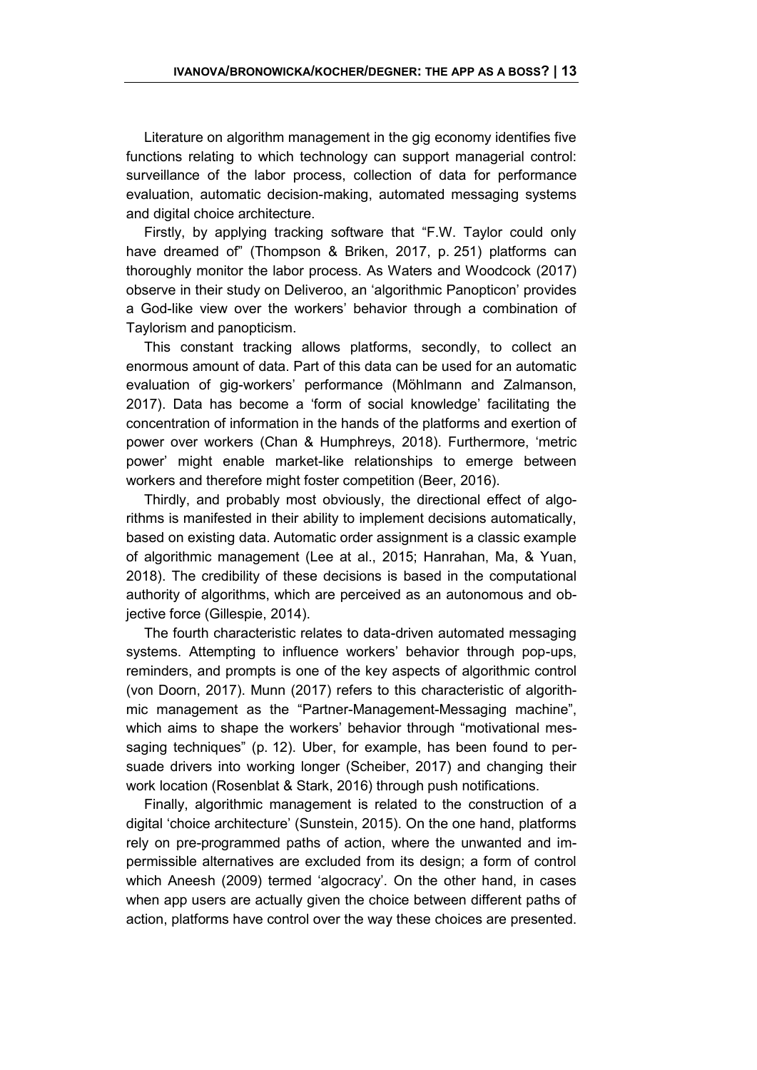Literature on algorithm management in the gig economy identifies five functions relating to which technology can support managerial control: surveillance of the labor process, collection of data for performance evaluation, automatic decision-making, automated messaging systems and digital choice architecture.

Firstly, by applying tracking software that "F.W. Taylor could only have dreamed of" (Thompson & Briken, 2017, p. 251) platforms can thoroughly monitor the labor process. As Waters and Woodcock (2017) observe in their study on Deliveroo, an 'algorithmic Panopticon' provides a God-like view over the workers' behavior through a combination of Taylorism and panopticism.

This constant tracking allows platforms, secondly, to collect an enormous amount of data. Part of this data can be used for an automatic evaluation of gig-workers' performance (Möhlmann and Zalmanson, 2017). Data has become a 'form of social knowledge' facilitating the concentration of information in the hands of the platforms and exertion of power over workers (Chan & Humphreys, 2018). Furthermore, 'metric power' might enable market-like relationships to emerge between workers and therefore might foster competition (Beer, 2016).

Thirdly, and probably most obviously, the directional effect of algorithms is manifested in their ability to implement decisions automatically, based on existing data. Automatic order assignment is a classic example of algorithmic management (Lee at al., 2015; Hanrahan, Ma, & Yuan, 2018). The credibility of these decisions is based in the computational authority of algorithms, which are perceived as an autonomous and objective force (Gillespie, 2014).

The fourth characteristic relates to data-driven automated messaging systems. Attempting to influence workers' behavior through pop-ups, reminders, and prompts is one of the key aspects of algorithmic control (von Doorn, 2017). Munn (2017) refers to this characteristic of algorithmic management as the "Partner-Management-Messaging machine", which aims to shape the workers' behavior through "motivational messaging techniques" (p. 12). Uber, for example, has been found to persuade drivers into working longer (Scheiber, 2017) and changing their work location (Rosenblat & Stark, 2016) through push notifications.

Finally, algorithmic management is related to the construction of a digital 'choice architecture' (Sunstein, 2015). On the one hand, platforms rely on pre-programmed paths of action, where the unwanted and impermissible alternatives are excluded from its design; a form of control which Aneesh (2009) termed 'algocracy'. On the other hand, in cases when app users are actually given the choice between different paths of action, platforms have control over the way these choices are presented.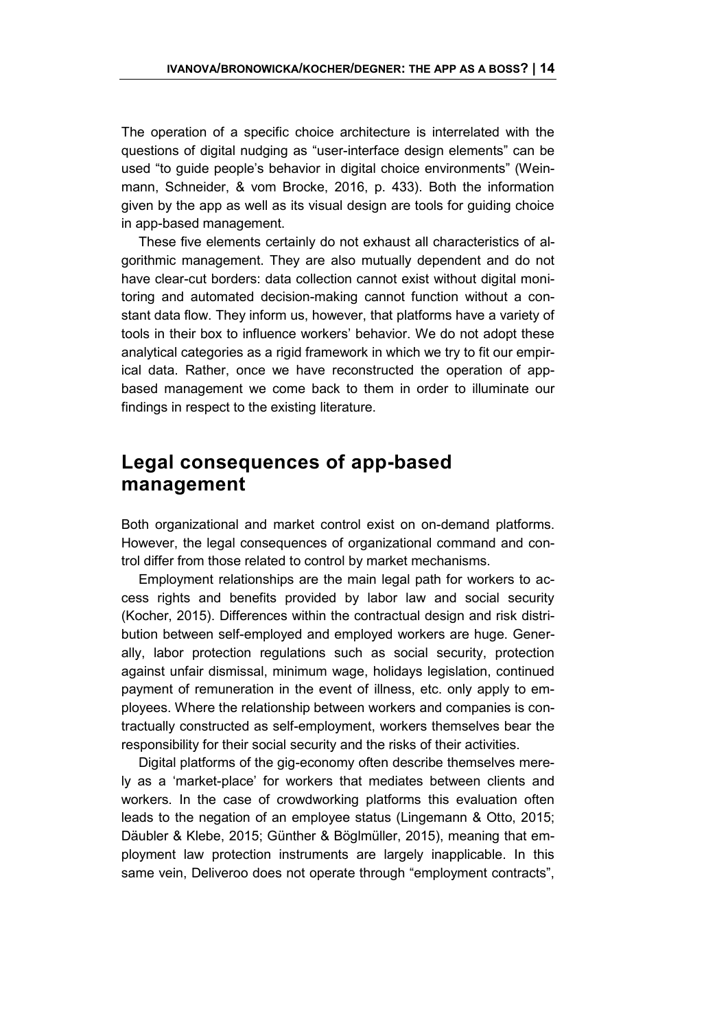The operation of a specific choice architecture is interrelated with the questions of digital nudging as "user-interface design elements" can be used "to guide people's behavior in digital choice environments" (Weinmann, Schneider, & vom Brocke, 2016, p. 433). Both the information given by the app as well as its visual design are tools for guiding choice in app-based management.

These five elements certainly do not exhaust all characteristics of algorithmic management. They are also mutually dependent and do not have clear-cut borders: data collection cannot exist without digital monitoring and automated decision-making cannot function without a constant data flow. They inform us, however, that platforms have a variety of tools in their box to influence workers' behavior. We do not adopt these analytical categories as a rigid framework in which we try to fit our empirical data. Rather, once we have reconstructed the operation of app-based management we come back to them in order to illuminate our findings in respect to the existing literature.

## Legal consequences of app-based management

Both organizational and market control exist on on-demand platforms. However, the legal consequences of organizational command and control differ from those related to control by market mechanisms.

Employment relationships are the main legal path for workers to access rights and benefits provided by labor law and social security (Kocher, 2015). Differences within the contractual design and risk distribution between self-employed and employed workers are huge. Generally, labor protection regulations such as social security, protection against unfair dismissal, minimum wage, holidays legislation, continued payment of remuneration in the event of illness, etc. only apply to employees. Where the relationship between workers and companies is contractually constructed as self-employment, workers themselves bear the responsibility for their social security and the risks of their activities.

Digital platforms of the gig-economy often describe themselves merely as a 'market-place' for workers that mediates between clients and workers. In the case of crowdworking platforms this evaluation often leads to the negation of an employee status (Lingemann & Otto, 2015; Däubler & Klebe, 2015; Günther & Böglmüller, 2015), meaning that employment law protection instruments are largely inapplicable. In this same vein, Deliveroo does not operate through "employment contracts",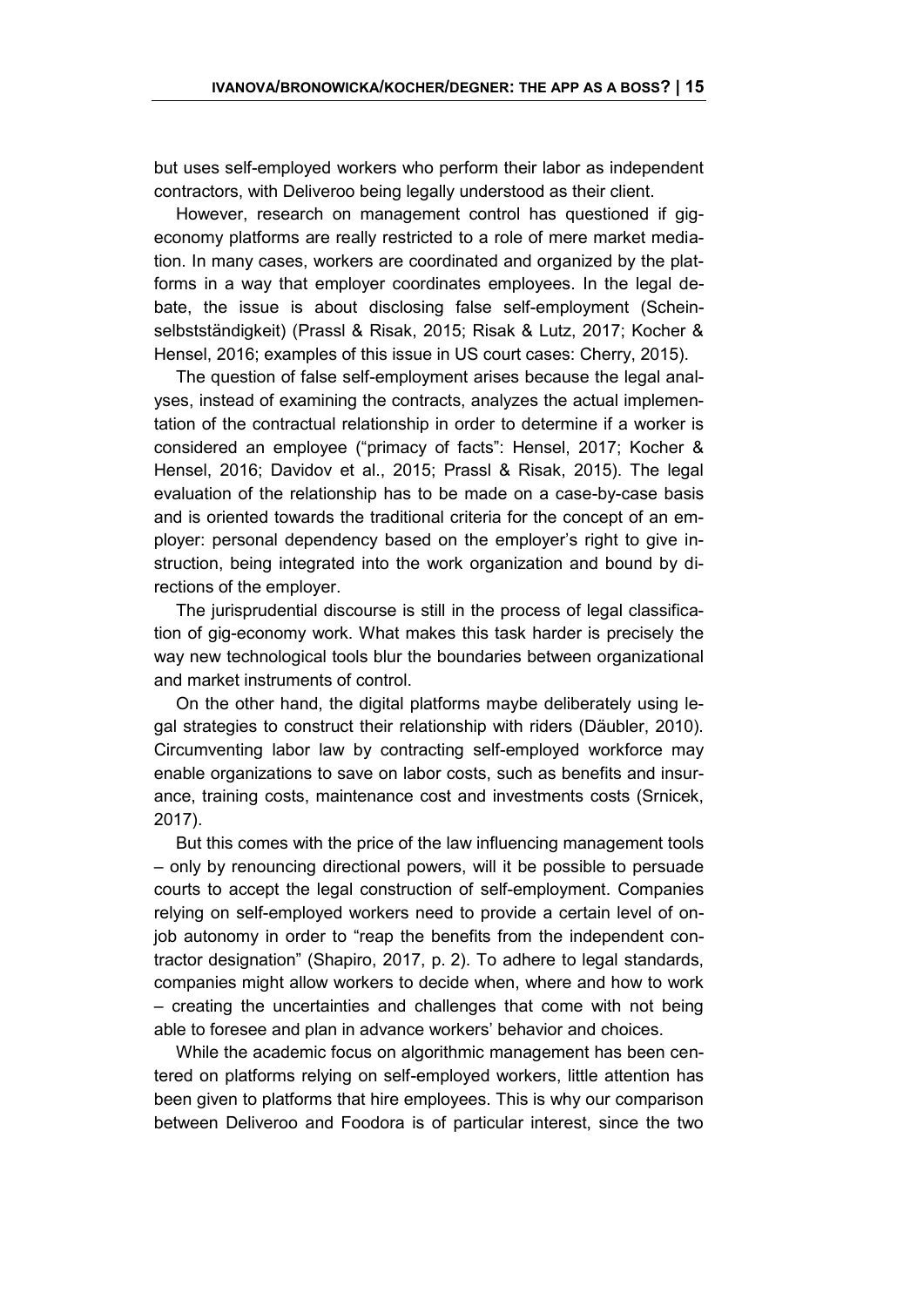but uses self-employed workers who perform their labor as independent contractors, with Deliveroo being legally understood as their client.

However, research on management control has questioned if gig-economy platforms are really restricted to a role of mere market mediation. In many cases, workers are coordinated and organized by the platforms in a way that employer coordinates employees. In the legal debate, the issue is about disclosing false self-employment (Scheinselbstständigkeit) (Prassl & Risak, 2015; Risak & Lutz, 2017; Kocher & Hensel, 2016; examples of this issue in US court cases: Cherry, 2015).

The question of false self-employment arises because the legal analyses, instead of examining the contracts, analyzes the actual implementation of the contractual relationship in order to determine if a worker is considered an employee ("primacy of facts": Hensel, 2017; Kocher & Hensel, 2016; Davidov et al., 2015; Prassl & Risak, 2015). The legal evaluation of the relationship has to be made on a case-by-case basis and is oriented towards the traditional criteria for the concept of an employer: personal dependency based on the employer's right to give instruction, being integrated into the work organization and bound by directions of the employer.

The jurisprudential discourse is still in the process of legal classification of gig-economy work. What makes this task harder is precisely the way new technological tools blur the boundaries between organizational and market instruments of control.

On the other hand, the digital platforms maybe deliberately using legal strategies to construct their relationship with riders (Däubler, 2010). Circumventing labor law by contracting self-employed workforce may enable organizations to save on labor costs, such as benefits and insurance, training costs, maintenance cost and investments costs (Srnicek, 2017).

But this comes with the price of the law influencing management tools – only by renouncing directional powers, will it be possible to persuade courts to accept the legal construction of self-employment. Companies relying on self-employed workers need to provide a certain level of on-job autonomy in order to "reap the benefits from the independent contractor designation" (Shapiro, 2017, p. 2). To adhere to legal standards, companies might allow workers to decide when, where and how to work – creating the uncertainties and challenges that come with not being able to foresee and plan in advance workers' behavior and choices.

While the academic focus on algorithmic management has been centered on platforms relying on self-employed workers, little attention has been given to platforms that hire employees. This is why our comparison between Deliveroo and Foodora is of particular interest, since the two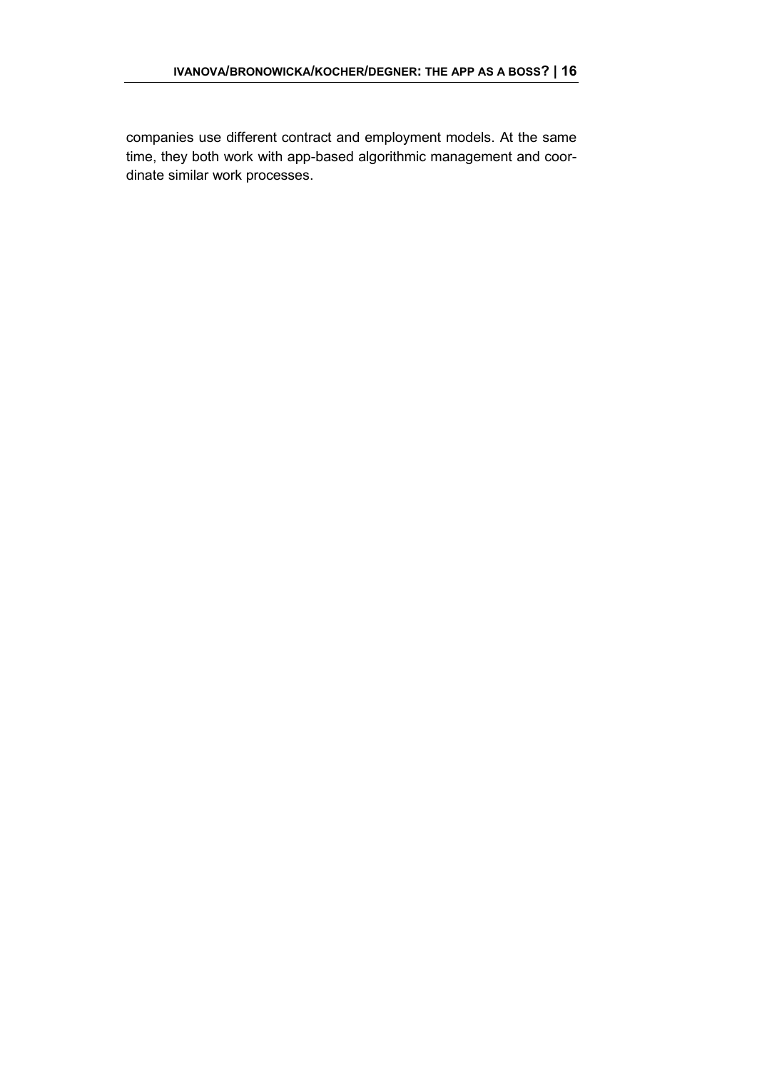companies use different contract and employment models. At the same time, they both work with app-based algorithmic management and coordinate similar work processes.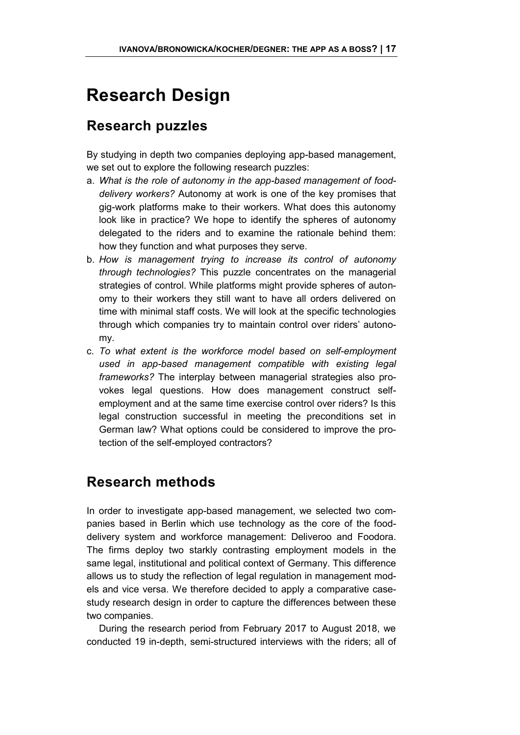# Research Design

## Research puzzles

By studying in depth two companies deploying app-based management, we set out to explore the following research puzzles:

a. *What is the role of autonomy in the app-based management of food-delivery workers?* Autonomy at work is one of the key promises that gig-work platforms make to their workers. What does this autonomy look like in practice? We hope to identify the spheres of autonomy delegated to the riders and to examine the rationale behind them: how they function and what purposes they serve.
b. *How is management trying to increase its control of autonomy through technologies?* This puzzle concentrates on the managerial strategies of control. While platforms might provide spheres of autonomy to their workers they still want to have all orders delivered on time with minimal staff costs. We will look at the specific technologies through which companies try to maintain control over riders' autonomy.
c. *To what extent is the workforce model based on self-employment used in app-based management compatible with existing legal frameworks?* The interplay between managerial strategies also provokes legal questions. How does management construct self-employment and at the same time exercise control over riders? Is this legal construction successful in meeting the preconditions set in German law? What options could be considered to improve the protection of the self-employed contractors?

## Research methods

In order to investigate app-based management, we selected two companies based in Berlin which use technology as the core of the food-delivery system and workforce management: Deliveroo and Foodora. The firms deploy two starkly contrasting employment models in the same legal, institutional and political context of Germany. This difference allows us to study the reflection of legal regulation in management models and vice versa. We therefore decided to apply a comparative case-study research design in order to capture the differences between these two companies.

During the research period from February 2017 to August 2018, we conducted 19 in-depth, semi-structured interviews with the riders; all of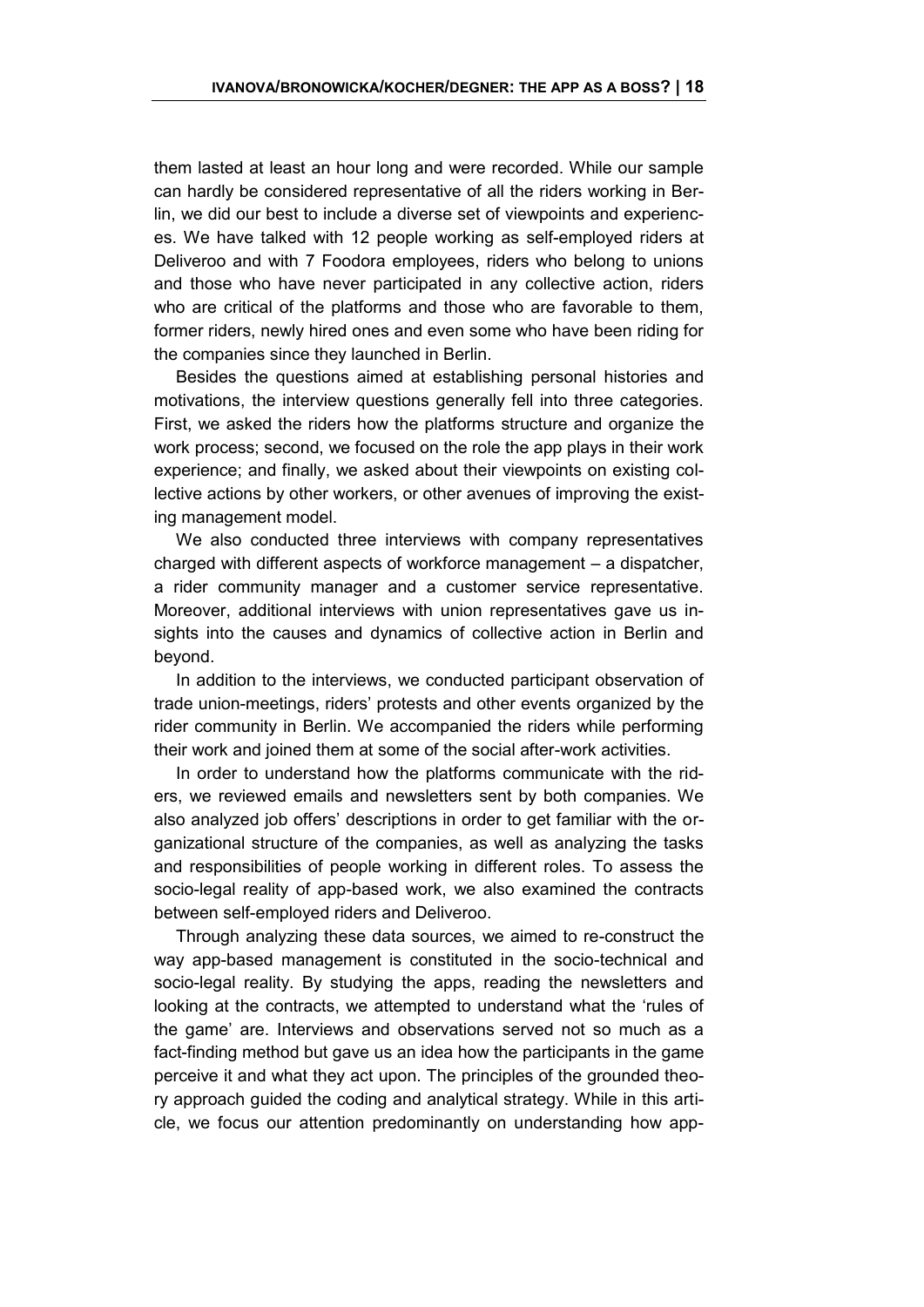them lasted at least an hour long and were recorded. While our sample can hardly be considered representative of all the riders working in Berlin, we did our best to include a diverse set of viewpoints and experiences. We have talked with 12 people working as self-employed riders at Deliveroo and with 7 Foodora employees, riders who belong to unions and those who have never participated in any collective action, riders who are critical of the platforms and those who are favorable to them, former riders, newly hired ones and even some who have been riding for the companies since they launched in Berlin.

Besides the questions aimed at establishing personal histories and motivations, the interview questions generally fell into three categories. First, we asked the riders how the platforms structure and organize the work process; second, we focused on the role the app plays in their work experience; and finally, we asked about their viewpoints on existing collective actions by other workers, or other avenues of improving the existing management model.

We also conducted three interviews with company representatives charged with different aspects of workforce management – a dispatcher, a rider community manager and a customer service representative. Moreover, additional interviews with union representatives gave us insights into the causes and dynamics of collective action in Berlin and beyond.

In addition to the interviews, we conducted participant observation of trade union-meetings, riders' protests and other events organized by the rider community in Berlin. We accompanied the riders while performing their work and joined them at some of the social after-work activities.

In order to understand how the platforms communicate with the riders, we reviewed emails and newsletters sent by both companies. We also analyzed job offers' descriptions in order to get familiar with the organizational structure of the companies, as well as analyzing the tasks and responsibilities of people working in different roles. To assess the socio-legal reality of app-based work, we also examined the contracts between self-employed riders and Deliveroo.

Through analyzing these data sources, we aimed to re-construct the way app-based management is constituted in the socio-technical and socio-legal reality. By studying the apps, reading the newsletters and looking at the contracts, we attempted to understand what the 'rules of the game' are. Interviews and observations served not so much as a fact-finding method but gave us an idea how the participants in the game perceive it and what they act upon. The principles of the grounded theory approach guided the coding and analytical strategy. While in this article, we focus our attention predominantly on understanding how app-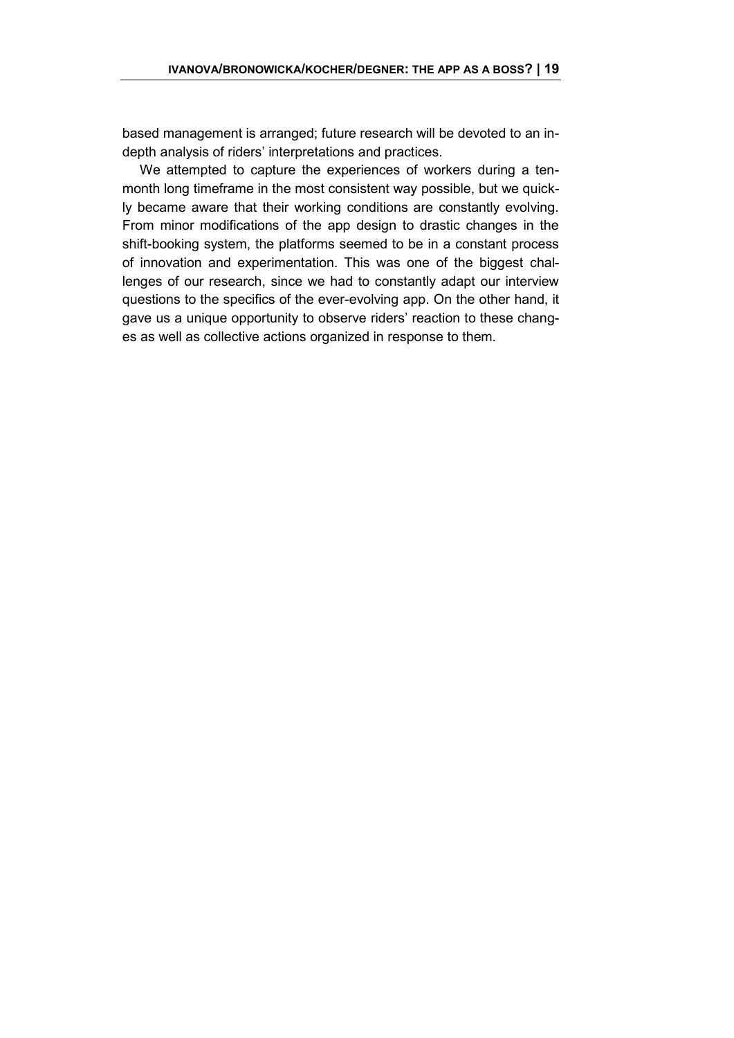based management is arranged; future research will be devoted to an in-depth analysis of riders' interpretations and practices.

We attempted to capture the experiences of workers during a ten-month long timeframe in the most consistent way possible, but we quickly became aware that their working conditions are constantly evolving. From minor modifications of the app design to drastic changes in the shift-booking system, the platforms seemed to be in a constant process of innovation and experimentation. This was one of the biggest challenges of our research, since we had to constantly adapt our interview questions to the specifics of the ever-evolving app. On the other hand, it gave us a unique opportunity to observe riders' reaction to these changes as well as collective actions organized in response to them.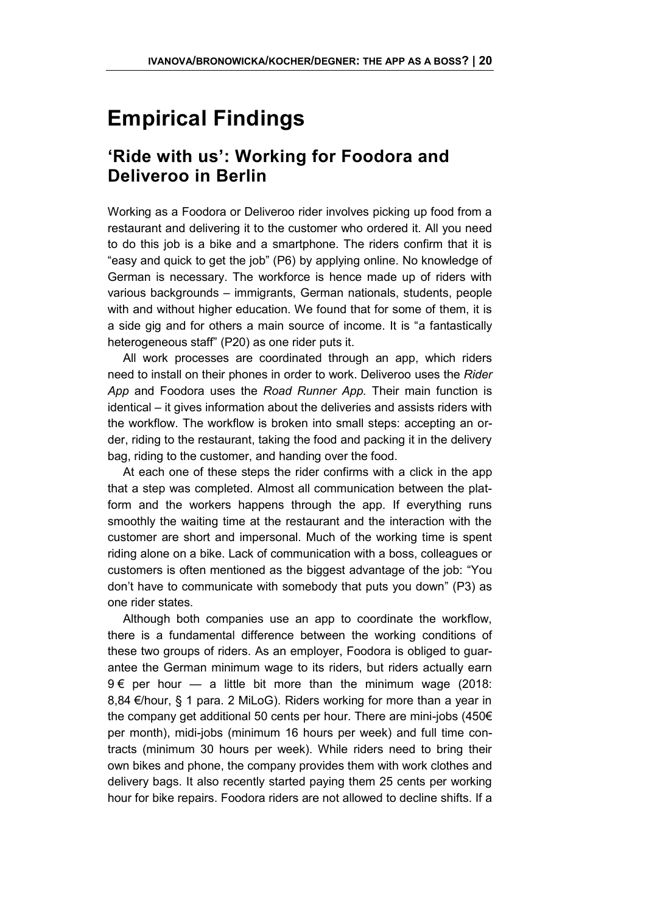# Empirical Findings

## 'Ride with us': Working for Foodora and Deliveroo in Berlin

Working as a Foodora or Deliveroo rider involves picking up food from a restaurant and delivering it to the customer who ordered it. All you need to do this job is a bike and a smartphone. The riders confirm that it is "easy and quick to get the job" (P6) by applying online. No knowledge of German is necessary. The workforce is hence made up of riders with various backgrounds – immigrants, German nationals, students, people with and without higher education. We found that for some of them, it is a side gig and for others a main source of income. It is "a fantastically heterogeneous staff" (P20) as one rider puts it.

All work processes are coordinated through an app, which riders need to install on their phones in order to work. Deliveroo uses the *Rider App* and Foodora uses the *Road Runner App.* Their main function is identical – it gives information about the deliveries and assists riders with the workflow. The workflow is broken into small steps: accepting an order, riding to the restaurant, taking the food and packing it in the delivery bag, riding to the customer, and handing over the food.

At each one of these steps the rider confirms with a click in the app that a step was completed. Almost all communication between the platform and the workers happens through the app. If everything runs smoothly the waiting time at the restaurant and the interaction with the customer are short and impersonal. Much of the working time is spent riding alone on a bike. Lack of communication with a boss, colleagues or customers is often mentioned as the biggest advantage of the job: "You don't have to communicate with somebody that puts you down" (P3) as one rider states.

Although both companies use an app to coordinate the workflow, there is a fundamental difference between the working conditions of these two groups of riders. As an employer, Foodora is obliged to guarantee the German minimum wage to its riders, but riders actually earn 9 € per hour — a little bit more than the minimum wage (2018: 8,84 €/hour, § 1 para. 2 MiLoG). Riders working for more than a year in the company get additional 50 cents per hour. There are mini-jobs (450€ per month), midi-jobs (minimum 16 hours per week) and full time contracts (minimum 30 hours per week). While riders need to bring their own bikes and phone, the company provides them with work clothes and delivery bags. It also recently started paying them 25 cents per working hour for bike repairs. Foodora riders are not allowed to decline shifts. If a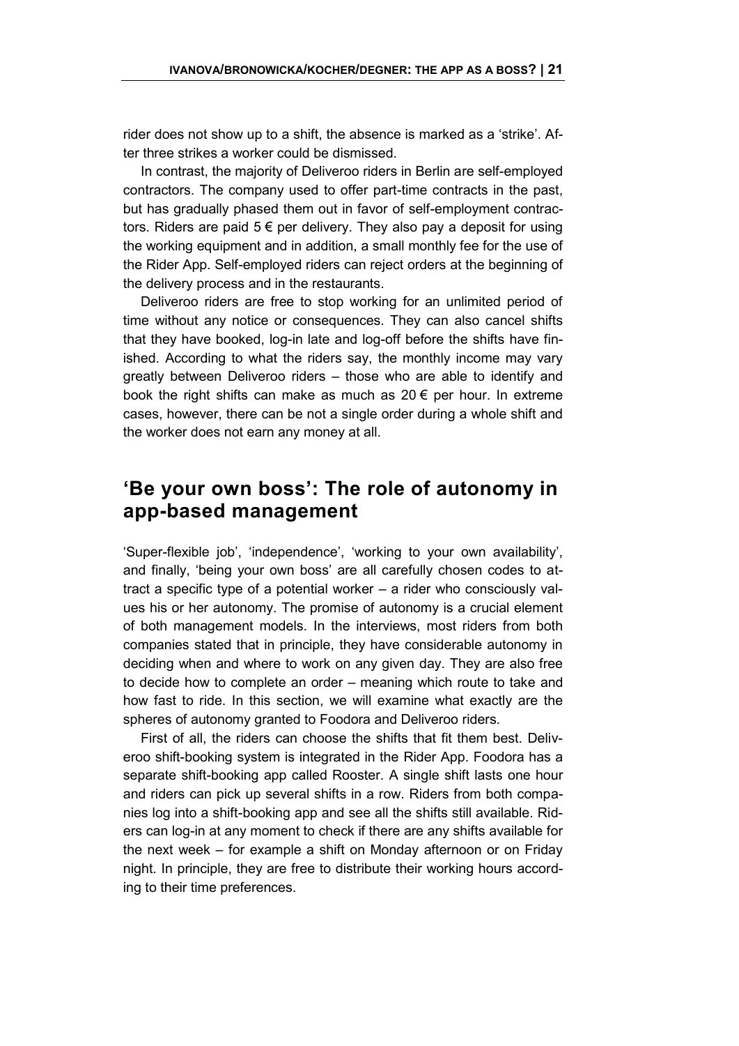rider does not show up to a shift, the absence is marked as a 'strike'. After three strikes a worker could be dismissed.

In contrast, the majority of Deliveroo riders in Berlin are self-employed contractors. The company used to offer part-time contracts in the past, but has gradually phased them out in favor of self-employment contractors. Riders are paid 5 € per delivery. They also pay a deposit for using the working equipment and in addition, a small monthly fee for the use of the Rider App. Self-employed riders can reject orders at the beginning of the delivery process and in the restaurants.

Deliveroo riders are free to stop working for an unlimited period of time without any notice or consequences. They can also cancel shifts that they have booked, log-in late and log-off before the shifts have finished. According to what the riders say, the monthly income may vary greatly between Deliveroo riders – those who are able to identify and book the right shifts can make as much as 20 € per hour. In extreme cases, however, there can be not a single order during a whole shift and the worker does not earn any money at all.

## 'Be your own boss': The role of autonomy in app-based management

'Super-flexible job', 'independence', 'working to your own availability', and finally, 'being your own boss' are all carefully chosen codes to attract a specific type of a potential worker – a rider who consciously values his or her autonomy. The promise of autonomy is a crucial element of both management models. In the interviews, most riders from both companies stated that in principle, they have considerable autonomy in deciding when and where to work on any given day. They are also free to decide how to complete an order – meaning which route to take and how fast to ride. In this section, we will examine what exactly are the spheres of autonomy granted to Foodora and Deliveroo riders.

First of all, the riders can choose the shifts that fit them best. Deliveroo shift-booking system is integrated in the Rider App. Foodora has a separate shift-booking app called Rooster. A single shift lasts one hour and riders can pick up several shifts in a row. Riders from both companies log into a shift-booking app and see all the shifts still available. Riders can log-in at any moment to check if there are any shifts available for the next week – for example a shift on Monday afternoon or on Friday night. In principle, they are free to distribute their working hours according to their time preferences.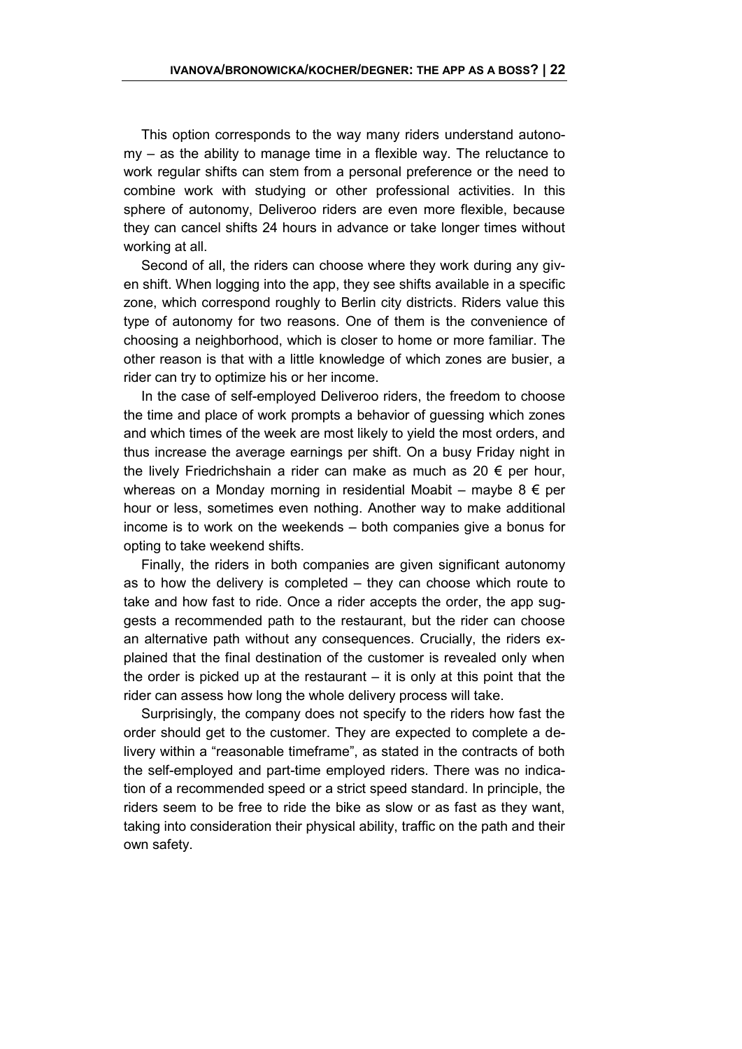This option corresponds to the way many riders understand autonomy – as the ability to manage time in a flexible way. The reluctance to work regular shifts can stem from a personal preference or the need to combine work with studying or other professional activities. In this sphere of autonomy, Deliveroo riders are even more flexible, because they can cancel shifts 24 hours in advance or take longer times without working at all.

Second of all, the riders can choose where they work during any given shift. When logging into the app, they see shifts available in a specific zone, which correspond roughly to Berlin city districts. Riders value this type of autonomy for two reasons. One of them is the convenience of choosing a neighborhood, which is closer to home or more familiar. The other reason is that with a little knowledge of which zones are busier, a rider can try to optimize his or her income.

In the case of self-employed Deliveroo riders, the freedom to choose the time and place of work prompts a behavior of guessing which zones and which times of the week are most likely to yield the most orders, and thus increase the average earnings per shift. On a busy Friday night in the lively Friedrichshain a rider can make as much as 20 € per hour, whereas on a Monday morning in residential Moabit – maybe 8 € per hour or less, sometimes even nothing. Another way to make additional income is to work on the weekends – both companies give a bonus for opting to take weekend shifts.

Finally, the riders in both companies are given significant autonomy as to how the delivery is completed – they can choose which route to take and how fast to ride. Once a rider accepts the order, the app suggests a recommended path to the restaurant, but the rider can choose an alternative path without any consequences. Crucially, the riders explained that the final destination of the customer is revealed only when the order is picked up at the restaurant – it is only at this point that the rider can assess how long the whole delivery process will take.

Surprisingly, the company does not specify to the riders how fast the order should get to the customer. They are expected to complete a delivery within a "reasonable timeframe", as stated in the contracts of both the self-employed and part-time employed riders. There was no indication of a recommended speed or a strict speed standard. In principle, the riders seem to be free to ride the bike as slow or as fast as they want, taking into consideration their physical ability, traffic on the path and their own safety.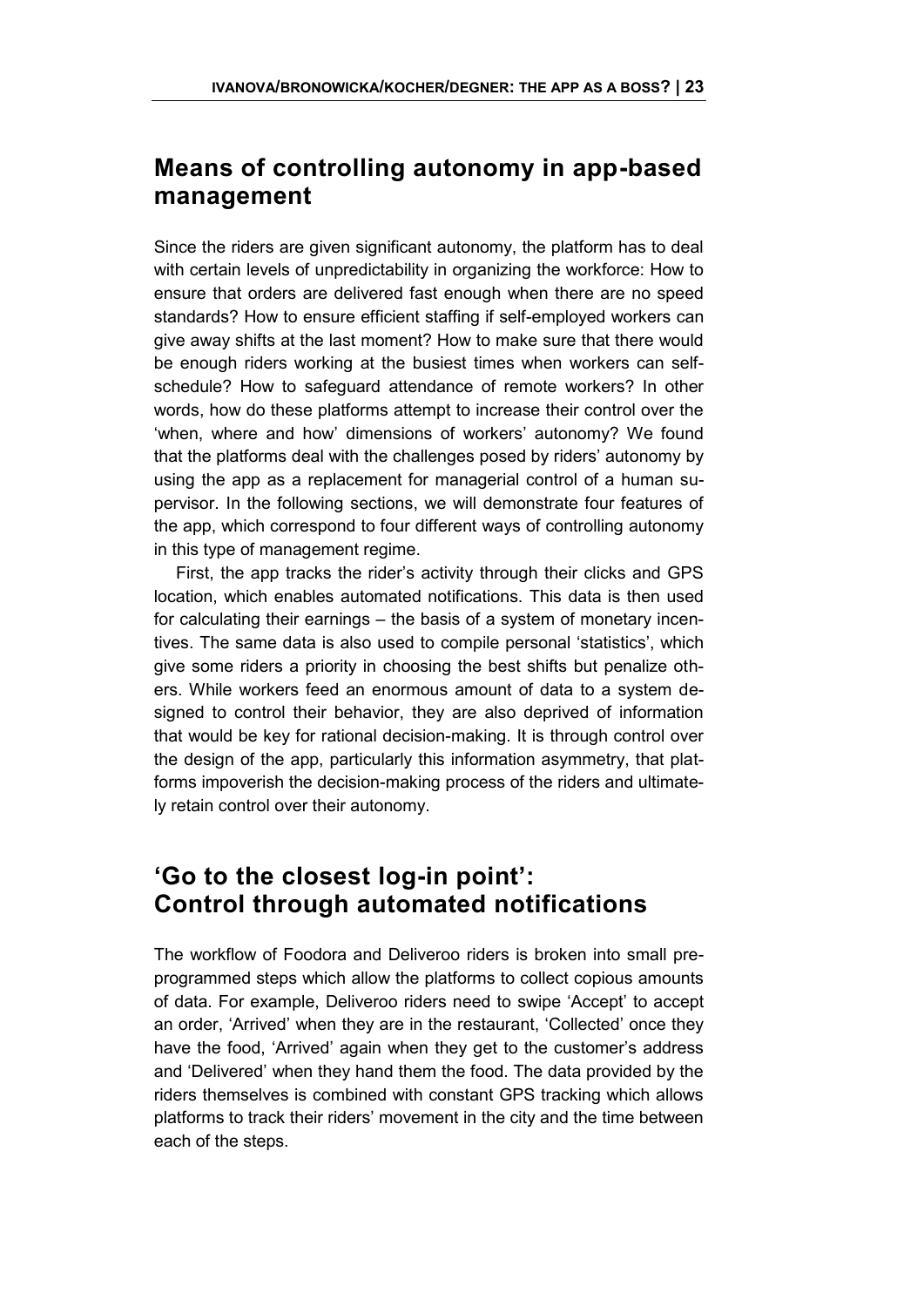## Means of controlling autonomy in app-based management

Since the riders are given significant autonomy, the platform has to deal with certain levels of unpredictability in organizing the workforce: How to ensure that orders are delivered fast enough when there are no speed standards? How to ensure efficient staffing if self-employed workers can give away shifts at the last moment? How to make sure that there would be enough riders working at the busiest times when workers can self-schedule? How to safeguard attendance of remote workers? In other words, how do these platforms attempt to increase their control over the 'when, where and how' dimensions of workers' autonomy? We found that the platforms deal with the challenges posed by riders' autonomy by using the app as a replacement for managerial control of a human supervisor. In the following sections, we will demonstrate four features of the app, which correspond to four different ways of controlling autonomy in this type of management regime.

First, the app tracks the rider's activity through their clicks and GPS location, which enables automated notifications. This data is then used for calculating their earnings – the basis of a system of monetary incentives. The same data is also used to compile personal 'statistics', which give some riders a priority in choosing the best shifts but penalize others. While workers feed an enormous amount of data to a system designed to control their behavior, they are also deprived of information that would be key for rational decision-making. It is through control over the design of the app, particularly this information asymmetry, that platforms impoverish the decision-making process of the riders and ultimately retain control over their autonomy.

## 'Go to the closest log-in point': Control through automated notifications

The workflow of Foodora and Deliveroo riders is broken into small pre-programmed steps which allow the platforms to collect copious amounts of data. For example, Deliveroo riders need to swipe 'Accept' to accept an order, 'Arrived' when they are in the restaurant, 'Collected' once they have the food, 'Arrived' again when they get to the customer's address and 'Delivered' when they hand them the food. The data provided by the riders themselves is combined with constant GPS tracking which allows platforms to track their riders' movement in the city and the time between each of the steps.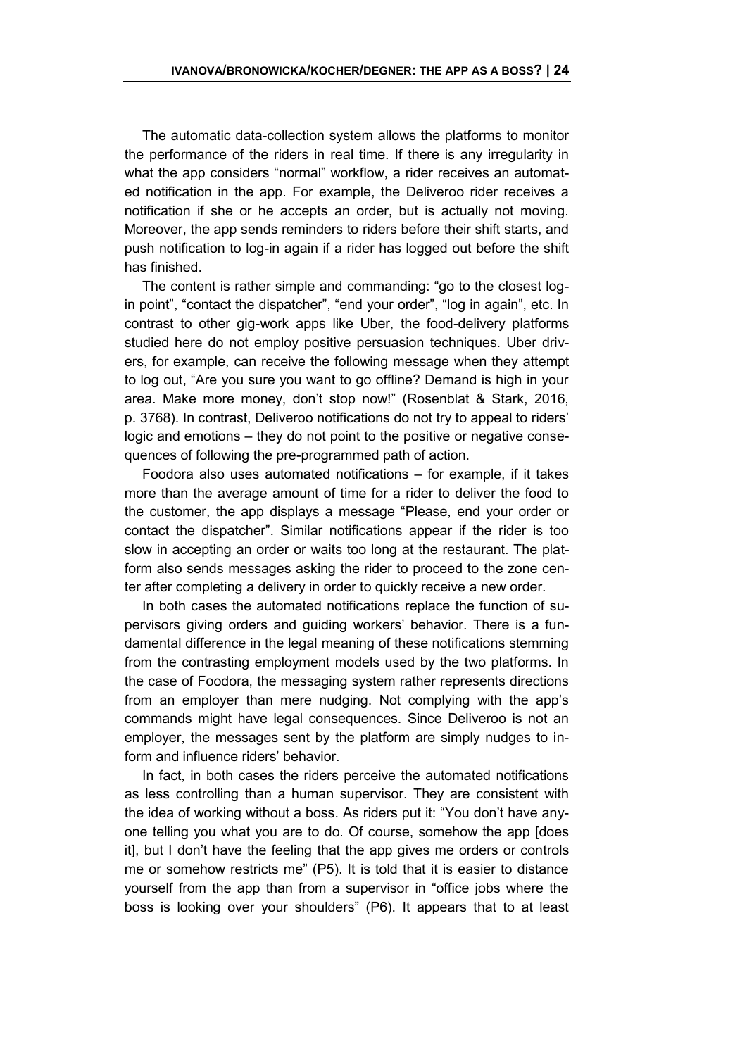The automatic data-collection system allows the platforms to monitor the performance of the riders in real time. If there is any irregularity in what the app considers "normal" workflow, a rider receives an automated notification in the app. For example, the Deliveroo rider receives a notification if she or he accepts an order, but is actually not moving. Moreover, the app sends reminders to riders before their shift starts, and push notification to log-in again if a rider has logged out before the shift has finished.

The content is rather simple and commanding: "go to the closest log-in point", "contact the dispatcher", "end your order", "log in again", etc. In contrast to other gig-work apps like Uber, the food-delivery platforms studied here do not employ positive persuasion techniques. Uber drivers, for example, can receive the following message when they attempt to log out, "Are you sure you want to go offline? Demand is high in your area. Make more money, don't stop now!" (Rosenblat & Stark, 2016, p. 3768). In contrast, Deliveroo notifications do not try to appeal to riders' logic and emotions – they do not point to the positive or negative consequences of following the pre-programmed path of action.

Foodora also uses automated notifications – for example, if it takes more than the average amount of time for a rider to deliver the food to the customer, the app displays a message "Please, end your order or contact the dispatcher". Similar notifications appear if the rider is too slow in accepting an order or waits too long at the restaurant. The platform also sends messages asking the rider to proceed to the zone center after completing a delivery in order to quickly receive a new order.

In both cases the automated notifications replace the function of supervisors giving orders and guiding workers' behavior. There is a fundamental difference in the legal meaning of these notifications stemming from the contrasting employment models used by the two platforms. In the case of Foodora, the messaging system rather represents directions from an employer than mere nudging. Not complying with the app's commands might have legal consequences. Since Deliveroo is not an employer, the messages sent by the platform are simply nudges to inform and influence riders' behavior.

In fact, in both cases the riders perceive the automated notifications as less controlling than a human supervisor. They are consistent with the idea of working without a boss. As riders put it: "You don't have anyone telling you what you are to do. Of course, somehow the app [does it], but I don't have the feeling that the app gives me orders or controls me or somehow restricts me" (P5). It is told that it is easier to distance yourself from the app than from a supervisor in "office jobs where the boss is looking over your shoulders" (P6). It appears that to at least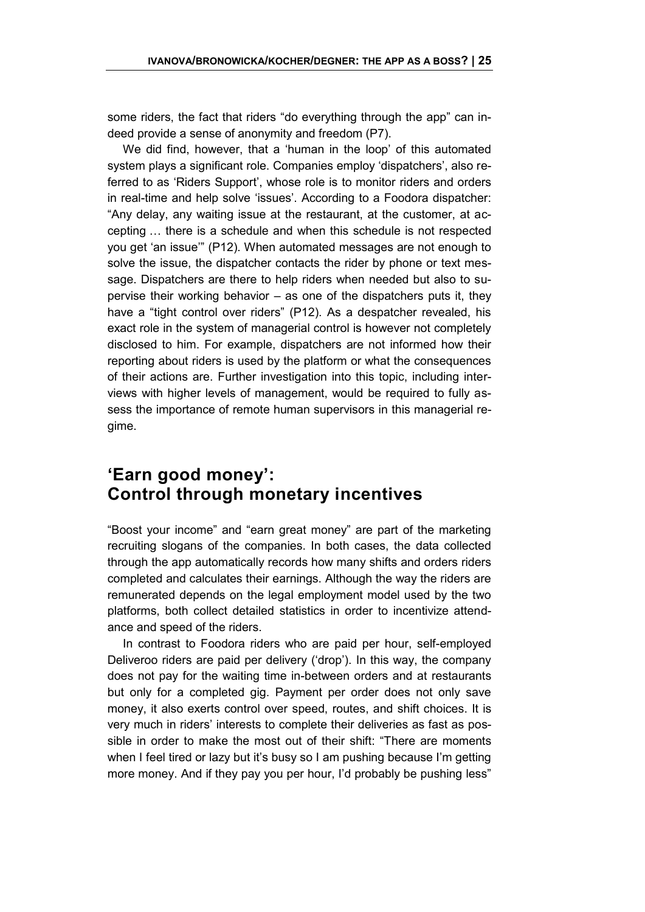some riders, the fact that riders "do everything through the app" can indeed provide a sense of anonymity and freedom (P7).

We did find, however, that a 'human in the loop' of this automated system plays a significant role. Companies employ 'dispatchers', also referred to as 'Riders Support', whose role is to monitor riders and orders in real-time and help solve 'issues'. According to a Foodora dispatcher: "Any delay, any waiting issue at the restaurant, at the customer, at accepting … there is a schedule and when this schedule is not respected you get 'an issue'" (P12). When automated messages are not enough to solve the issue, the dispatcher contacts the rider by phone or text message. Dispatchers are there to help riders when needed but also to supervise their working behavior – as one of the dispatchers puts it, they have a "tight control over riders" (P12). As a despatcher revealed, his exact role in the system of managerial control is however not completely disclosed to him. For example, dispatchers are not informed how their reporting about riders is used by the platform or what the consequences of their actions are. Further investigation into this topic, including interviews with higher levels of management, would be required to fully assess the importance of remote human supervisors in this managerial regime.

## 'Earn good money': Control through monetary incentives

"Boost your income" and "earn great money" are part of the marketing recruiting slogans of the companies. In both cases, the data collected through the app automatically records how many shifts and orders riders completed and calculates their earnings. Although the way the riders are remunerated depends on the legal employment model used by the two platforms, both collect detailed statistics in order to incentivize attendance and speed of the riders.

In contrast to Foodora riders who are paid per hour, self-employed Deliveroo riders are paid per delivery ('drop'). In this way, the company does not pay for the waiting time in-between orders and at restaurants but only for a completed gig. Payment per order does not only save money, it also exerts control over speed, routes, and shift choices. It is very much in riders' interests to complete their deliveries as fast as possible in order to make the most out of their shift: "There are moments when I feel tired or lazy but it's busy so I am pushing because I'm getting more money. And if they pay you per hour, I'd probably be pushing less"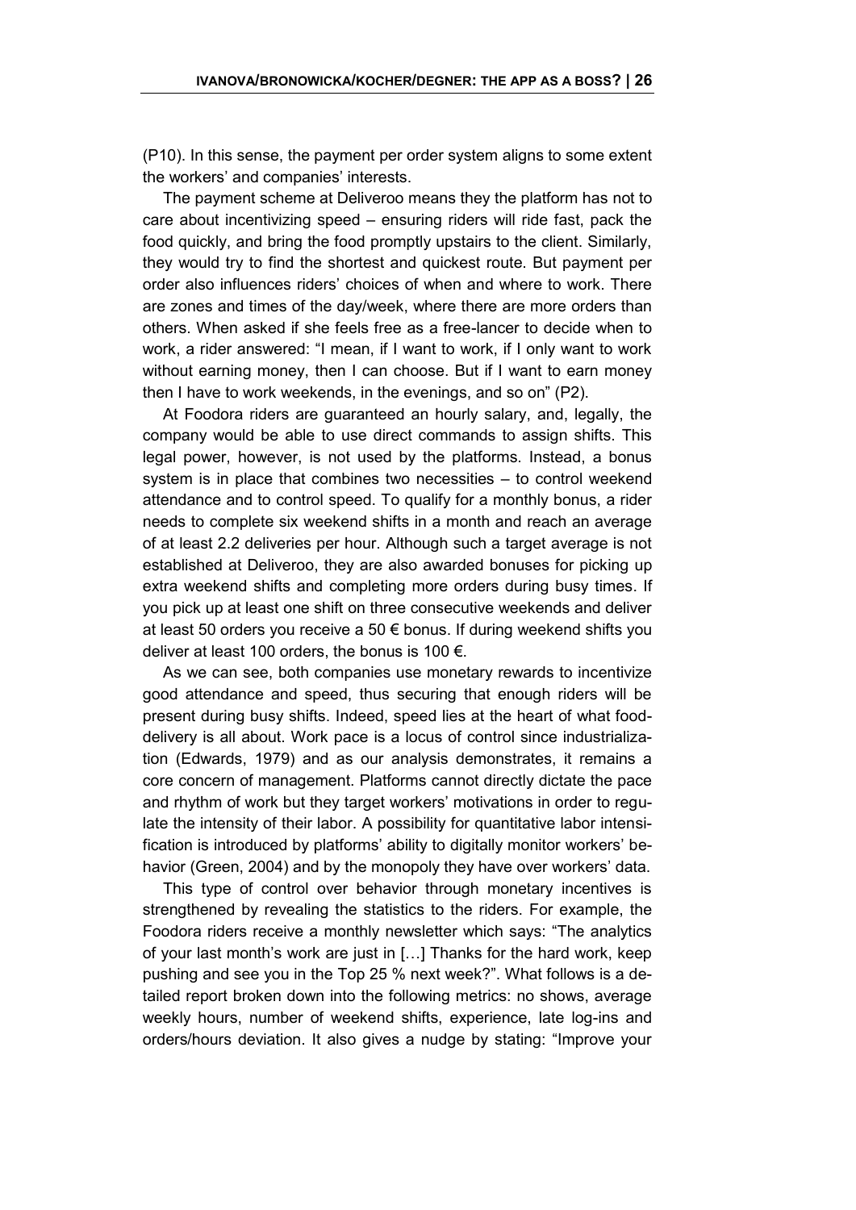(P10). In this sense, the payment per order system aligns to some extent the workers' and companies' interests.

The payment scheme at Deliveroo means they the platform has not to care about incentivizing speed – ensuring riders will ride fast, pack the food quickly, and bring the food promptly upstairs to the client. Similarly, they would try to find the shortest and quickest route. But payment per order also influences riders' choices of when and where to work. There are zones and times of the day/week, where there are more orders than others. When asked if she feels free as a free-lancer to decide when to work, a rider answered: "I mean, if I want to work, if I only want to work without earning money, then I can choose. But if I want to earn money then I have to work weekends, in the evenings, and so on" (P2).

At Foodora riders are guaranteed an hourly salary, and, legally, the company would be able to use direct commands to assign shifts. This legal power, however, is not used by the platforms. Instead, a bonus system is in place that combines two necessities – to control weekend attendance and to control speed. To qualify for a monthly bonus, a rider needs to complete six weekend shifts in a month and reach an average of at least 2.2 deliveries per hour. Although such a target average is not established at Deliveroo, they are also awarded bonuses for picking up extra weekend shifts and completing more orders during busy times. If you pick up at least one shift on three consecutive weekends and deliver at least 50 orders you receive a 50 € bonus. If during weekend shifts you deliver at least 100 orders, the bonus is 100 €.

As we can see, both companies use monetary rewards to incentivize good attendance and speed, thus securing that enough riders will be present during busy shifts. Indeed, speed lies at the heart of what food-delivery is all about. Work pace is a locus of control since industrialization (Edwards, 1979) and as our analysis demonstrates, it remains a core concern of management. Platforms cannot directly dictate the pace and rhythm of work but they target workers' motivations in order to regulate the intensity of their labor. A possibility for quantitative labor intensification is introduced by platforms' ability to digitally monitor workers' behavior (Green, 2004) and by the monopoly they have over workers' data.

This type of control over behavior through monetary incentives is strengthened by revealing the statistics to the riders. For example, the Foodora riders receive a monthly newsletter which says: "The analytics of your last month's work are just in […] Thanks for the hard work, keep pushing and see you in the Top 25 % next week?". What follows is a detailed report broken down into the following metrics: no shows, average weekly hours, number of weekend shifts, experience, late log-ins and orders/hours deviation. It also gives a nudge by stating: "Improve your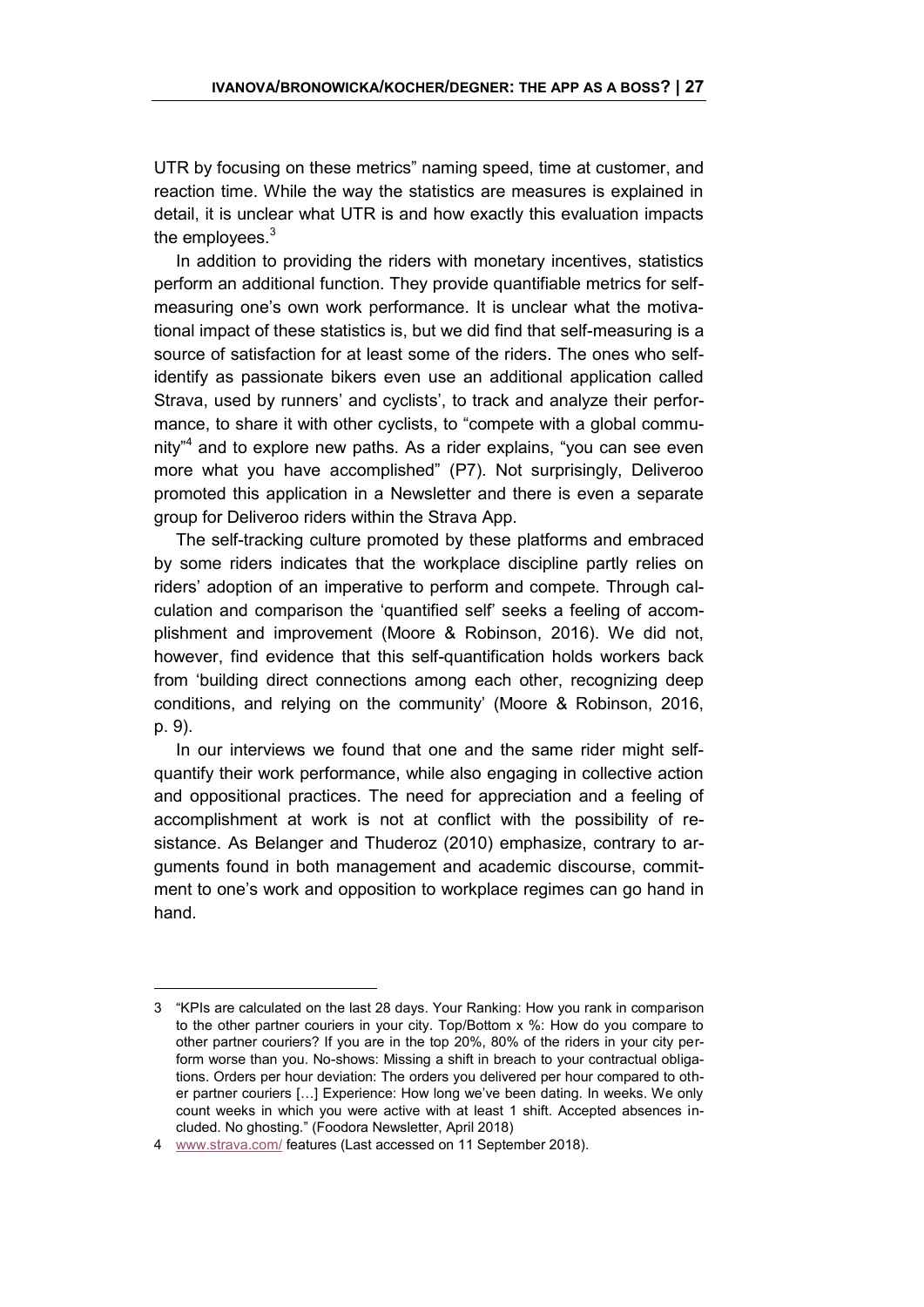UTR by focusing on these metrics" naming speed, time at customer, and reaction time. While the way the statistics are measures is explained in detail, it is unclear what UTR is and how exactly this evaluation impacts the employees.[3]

In addition to providing the riders with monetary incentives, statistics perform an additional function. They provide quantifiable metrics for self-measuring one's own work performance. It is unclear what the motivational impact of these statistics is, but we did find that self-measuring is a source of satisfaction for at least some of the riders. The ones who self-identify as passionate bikers even use an additional application called Strava, used by runners' and cyclists', to track and analyze their performance, to share it with other cyclists, to "compete with a global community"[4] and to explore new paths. As a rider explains, "you can see even more what you have accomplished" (P7). Not surprisingly, Deliveroo promoted this application in a Newsletter and there is even a separate group for Deliveroo riders within the Strava App.

The self-tracking culture promoted by these platforms and embraced by some riders indicates that the workplace discipline partly relies on riders' adoption of an imperative to perform and compete. Through calculation and comparison the 'quantified self' seeks a feeling of accomplishment and improvement (Moore & Robinson, 2016). We did not, however, find evidence that this self-quantification holds workers back from 'building direct connections among each other, recognizing deep conditions, and relying on the community' (Moore & Robinson, 2016, p. 9).

In our interviews we found that one and the same rider might self-quantify their work performance, while also engaging in collective action and oppositional practices. The need for appreciation and a feeling of accomplishment at work is not at conflict with the possibility of resistance. As Belanger and Thuderoz (2010) emphasize, contrary to arguments found in both management and academic discourse, commitment to one's work and opposition to workplace regimes can go hand in hand.

---

3 "KPIs are calculated on the last 28 days. Your Ranking: How you rank in comparison to the other partner couriers in your city. Top/Bottom x %: How do you compare to other partner couriers? If you are in the top 20%, 80% of the riders in your city perform worse than you. No-shows: Missing a shift in breach to your contractual obligations. Orders per hour deviation: The orders you delivered per hour compared to other partner couriers […] Experience: How long we've been dating. In weeks. We only count weeks in which you were active with at least 1 shift. Accepted absences included. No ghosting." (Foodora Newsletter, April 2018)

4 www.strava.com/ features (Last accessed on 11 September 2018).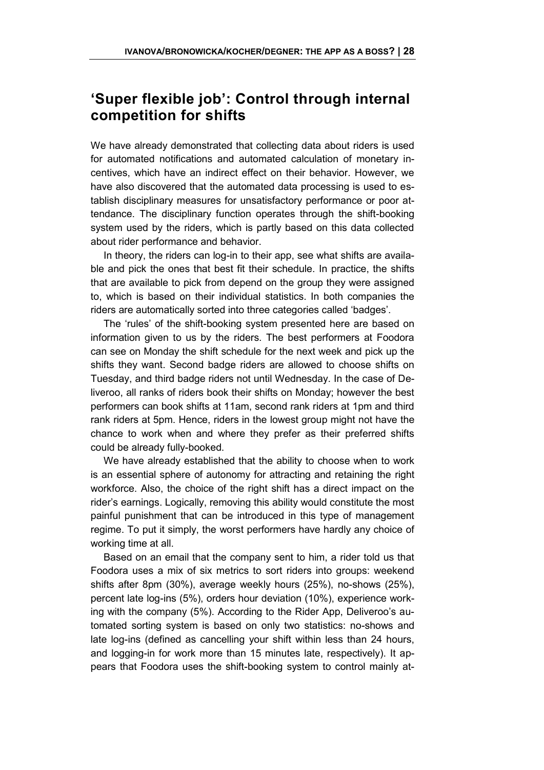## 'Super flexible job': Control through internal competition for shifts

We have already demonstrated that collecting data about riders is used for automated notifications and automated calculation of monetary incentives, which have an indirect effect on their behavior. However, we have also discovered that the automated data processing is used to establish disciplinary measures for unsatisfactory performance or poor attendance. The disciplinary function operates through the shift-booking system used by the riders, which is partly based on this data collected about rider performance and behavior.

In theory, the riders can log-in to their app, see what shifts are available and pick the ones that best fit their schedule. In practice, the shifts that are available to pick from depend on the group they were assigned to, which is based on their individual statistics. In both companies the riders are automatically sorted into three categories called 'badges'.

The 'rules' of the shift-booking system presented here are based on information given to us by the riders. The best performers at Foodora can see on Monday the shift schedule for the next week and pick up the shifts they want. Second badge riders are allowed to choose shifts on Tuesday, and third badge riders not until Wednesday. In the case of Deliveroo, all ranks of riders book their shifts on Monday; however the best performers can book shifts at 11am, second rank riders at 1pm and third rank riders at 5pm. Hence, riders in the lowest group might not have the chance to work when and where they prefer as their preferred shifts could be already fully-booked.

We have already established that the ability to choose when to work is an essential sphere of autonomy for attracting and retaining the right workforce. Also, the choice of the right shift has a direct impact on the rider's earnings. Logically, removing this ability would constitute the most painful punishment that can be introduced in this type of management regime. To put it simply, the worst performers have hardly any choice of working time at all.

Based on an email that the company sent to him, a rider told us that Foodora uses a mix of six metrics to sort riders into groups: weekend shifts after 8pm (30%), average weekly hours (25%), no-shows (25%), percent late log-ins (5%), orders hour deviation (10%), experience working with the company (5%). According to the Rider App, Deliveroo's automated sorting system is based on only two statistics: no-shows and late log-ins (defined as cancelling your shift within less than 24 hours, and logging-in for work more than 15 minutes late, respectively). It appears that Foodora uses the shift-booking system to control mainly at-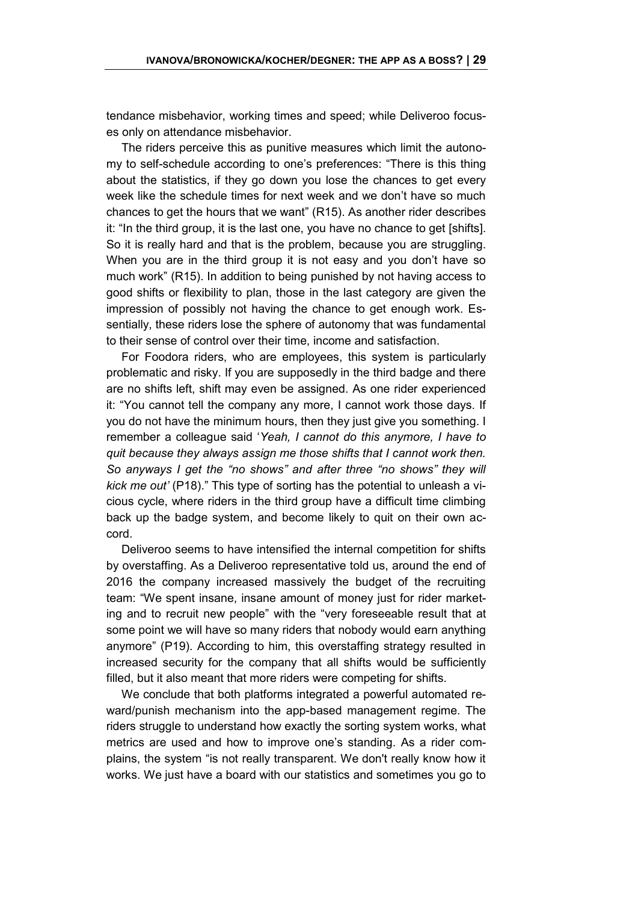tendance misbehavior, working times and speed; while Deliveroo focuses only on attendance misbehavior.

The riders perceive this as punitive measures which limit the autonomy to self-schedule according to one's preferences: "There is this thing about the statistics, if they go down you lose the chances to get every week like the schedule times for next week and we don't have so much chances to get the hours that we want" (R15). As another rider describes it: "In the third group, it is the last one, you have no chance to get [shifts]. So it is really hard and that is the problem, because you are struggling. When you are in the third group it is not easy and you don't have so much work" (R15). In addition to being punished by not having access to good shifts or flexibility to plan, those in the last category are given the impression of possibly not having the chance to get enough work. Essentially, these riders lose the sphere of autonomy that was fundamental to their sense of control over their time, income and satisfaction.

For Foodora riders, who are employees, this system is particularly problematic and risky. If you are supposedly in the third badge and there are no shifts left, shift may even be assigned. As one rider experienced it: "You cannot tell the company any more, I cannot work those days. If you do not have the minimum hours, then they just give you something. I remember a colleague said '*Yeah, I cannot do this anymore, I have to quit because they always assign me those shifts that I cannot work then. So anyways I get the "no shows" and after three "no shows" they will kick me out'* (P18)." This type of sorting has the potential to unleash a vicious cycle, where riders in the third group have a difficult time climbing back up the badge system, and become likely to quit on their own accord.

Deliveroo seems to have intensified the internal competition for shifts by overstaffing. As a Deliveroo representative told us, around the end of 2016 the company increased massively the budget of the recruiting team: "We spent insane, insane amount of money just for rider marketing and to recruit new people" with the "very foreseeable result that at some point we will have so many riders that nobody would earn anything anymore" (P19). According to him, this overstaffing strategy resulted in increased security for the company that all shifts would be sufficiently filled, but it also meant that more riders were competing for shifts.

We conclude that both platforms integrated a powerful automated reward/punish mechanism into the app-based management regime. The riders struggle to understand how exactly the sorting system works, what metrics are used and how to improve one's standing. As a rider complains, the system "is not really transparent. We don't really know how it works. We just have a board with our statistics and sometimes you go to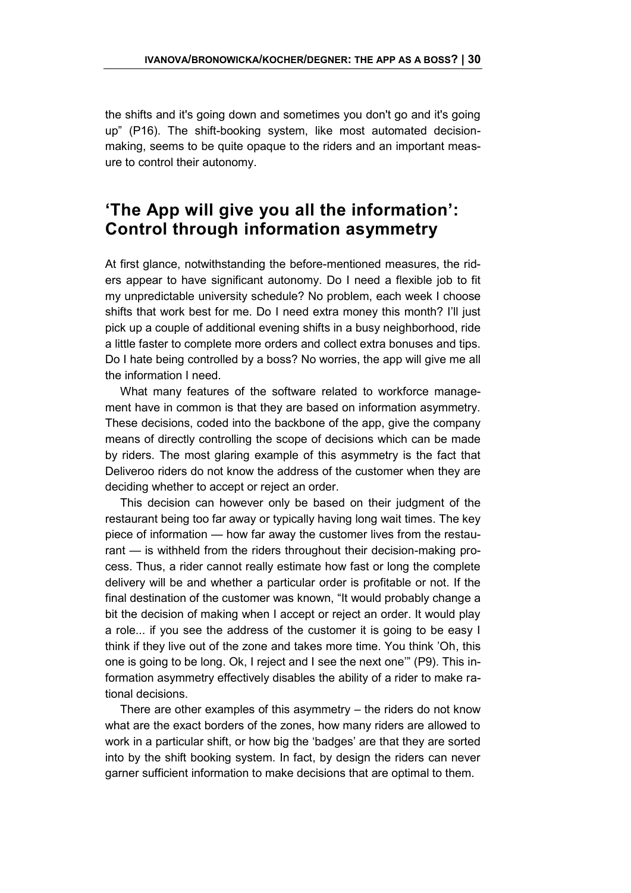the shifts and it's going down and sometimes you don't go and it's going up" (P16). The shift-booking system, like most automated decision-making, seems to be quite opaque to the riders and an important measure to control their autonomy.

## 'The App will give you all the information': Control through information asymmetry

At first glance, notwithstanding the before-mentioned measures, the riders appear to have significant autonomy. Do I need a flexible job to fit my unpredictable university schedule? No problem, each week I choose shifts that work best for me. Do I need extra money this month? I'll just pick up a couple of additional evening shifts in a busy neighborhood, ride a little faster to complete more orders and collect extra bonuses and tips. Do I hate being controlled by a boss? No worries, the app will give me all the information I need.

What many features of the software related to workforce management have in common is that they are based on information asymmetry. These decisions, coded into the backbone of the app, give the company means of directly controlling the scope of decisions which can be made by riders. The most glaring example of this asymmetry is the fact that Deliveroo riders do not know the address of the customer when they are deciding whether to accept or reject an order.

This decision can however only be based on their judgment of the restaurant being too far away or typically having long wait times. The key piece of information — how far away the customer lives from the restaurant — is withheld from the riders throughout their decision-making process. Thus, a rider cannot really estimate how fast or long the complete delivery will be and whether a particular order is profitable or not. If the final destination of the customer was known, "It would probably change a bit the decision of making when I accept or reject an order. It would play a role... if you see the address of the customer it is going to be easy I think if they live out of the zone and takes more time. You think 'Oh, this one is going to be long. Ok, I reject and I see the next one'" (P9). This information asymmetry effectively disables the ability of a rider to make rational decisions.

There are other examples of this asymmetry – the riders do not know what are the exact borders of the zones, how many riders are allowed to work in a particular shift, or how big the 'badges' are that they are sorted into by the shift booking system. In fact, by design the riders can never garner sufficient information to make decisions that are optimal to them.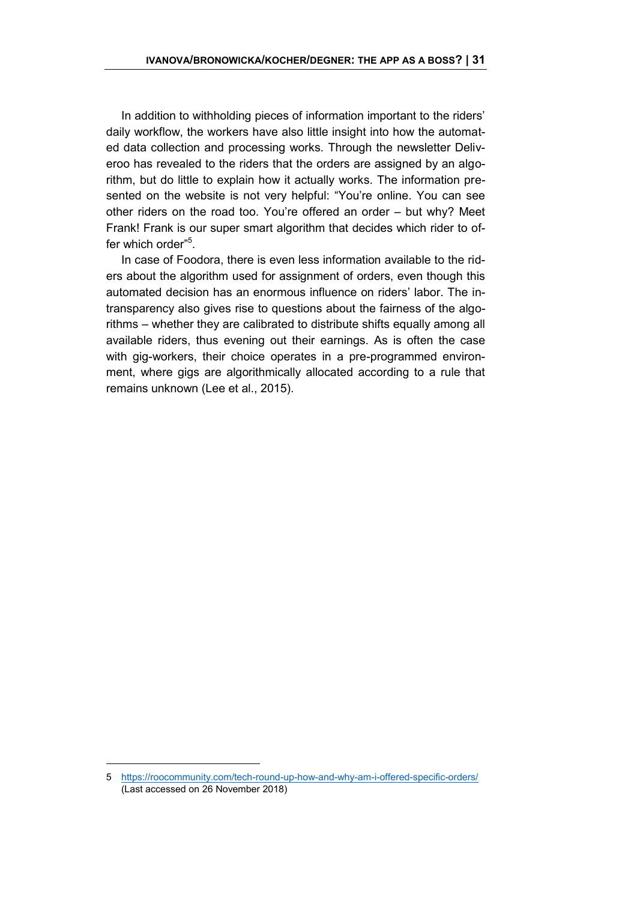In addition to withholding pieces of information important to the riders' daily workflow, the workers have also little insight into how the automated data collection and processing works. Through the newsletter Deliveroo has revealed to the riders that the orders are assigned by an algorithm, but do little to explain how it actually works. The information presented on the website is not very helpful: "You're online. You can see other riders on the road too. You're offered an order – but why? Meet Frank! Frank is our super smart algorithm that decides which rider to offer which order"[5].

In case of Foodora, there is even less information available to the riders about the algorithm used for assignment of orders, even though this automated decision has an enormous influence on riders' labor. The intransparency also gives rise to questions about the fairness of the algorithms – whether they are calibrated to distribute shifts equally among all available riders, thus evening out their earnings. As is often the case with gig-workers, their choice operates in a pre-programmed environment, where gigs are algorithmically allocated according to a rule that remains unknown (Lee et al., 2015).

---

5 https://roocommunity.com/tech-round-up-how-and-why-am-i-offered-specific-orders/ (Last accessed on 26 November 2018)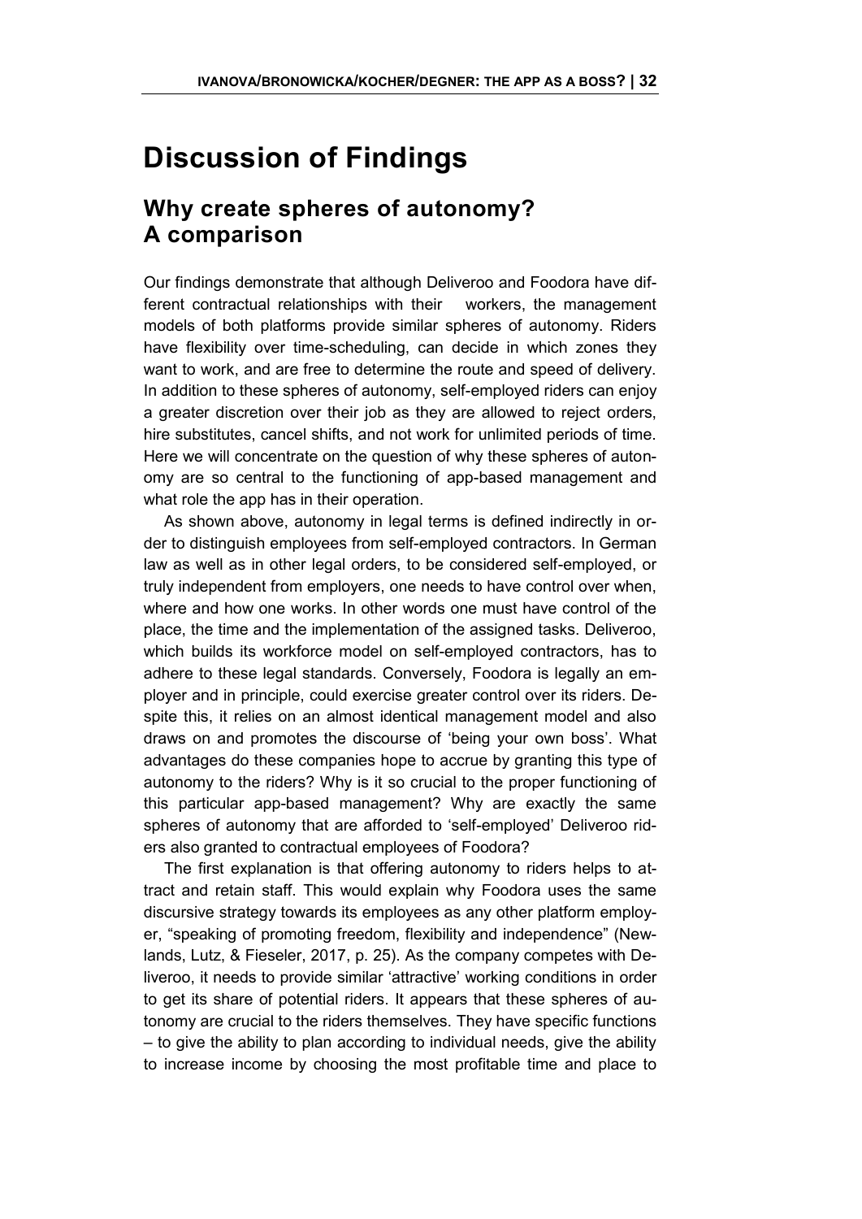# Discussion of Findings

## Why create spheres of autonomy? A comparison

Our findings demonstrate that although Deliveroo and Foodora have different contractual relationships with their workers, the management models of both platforms provide similar spheres of autonomy. Riders have flexibility over time-scheduling, can decide in which zones they want to work, and are free to determine the route and speed of delivery. In addition to these spheres of autonomy, self-employed riders can enjoy a greater discretion over their job as they are allowed to reject orders, hire substitutes, cancel shifts, and not work for unlimited periods of time. Here we will concentrate on the question of why these spheres of autonomy are so central to the functioning of app-based management and what role the app has in their operation.

As shown above, autonomy in legal terms is defined indirectly in order to distinguish employees from self-employed contractors. In German law as well as in other legal orders, to be considered self-employed, or truly independent from employers, one needs to have control over when, where and how one works. In other words one must have control of the place, the time and the implementation of the assigned tasks. Deliveroo, which builds its workforce model on self-employed contractors, has to adhere to these legal standards. Conversely, Foodora is legally an employer and in principle, could exercise greater control over its riders. Despite this, it relies on an almost identical management model and also draws on and promotes the discourse of 'being your own boss'. What advantages do these companies hope to accrue by granting this type of autonomy to the riders? Why is it so crucial to the proper functioning of this particular app-based management? Why are exactly the same spheres of autonomy that are afforded to 'self-employed' Deliveroo riders also granted to contractual employees of Foodora?

The first explanation is that offering autonomy to riders helps to attract and retain staff. This would explain why Foodora uses the same discursive strategy towards its employees as any other platform employer, "speaking of promoting freedom, flexibility and independence" (Newlands, Lutz, & Fieseler, 2017, p. 25). As the company competes with Deliveroo, it needs to provide similar 'attractive' working conditions in order to get its share of potential riders. It appears that these spheres of autonomy are crucial to the riders themselves. They have specific functions – to give the ability to plan according to individual needs, give the ability to increase income by choosing the most profitable time and place to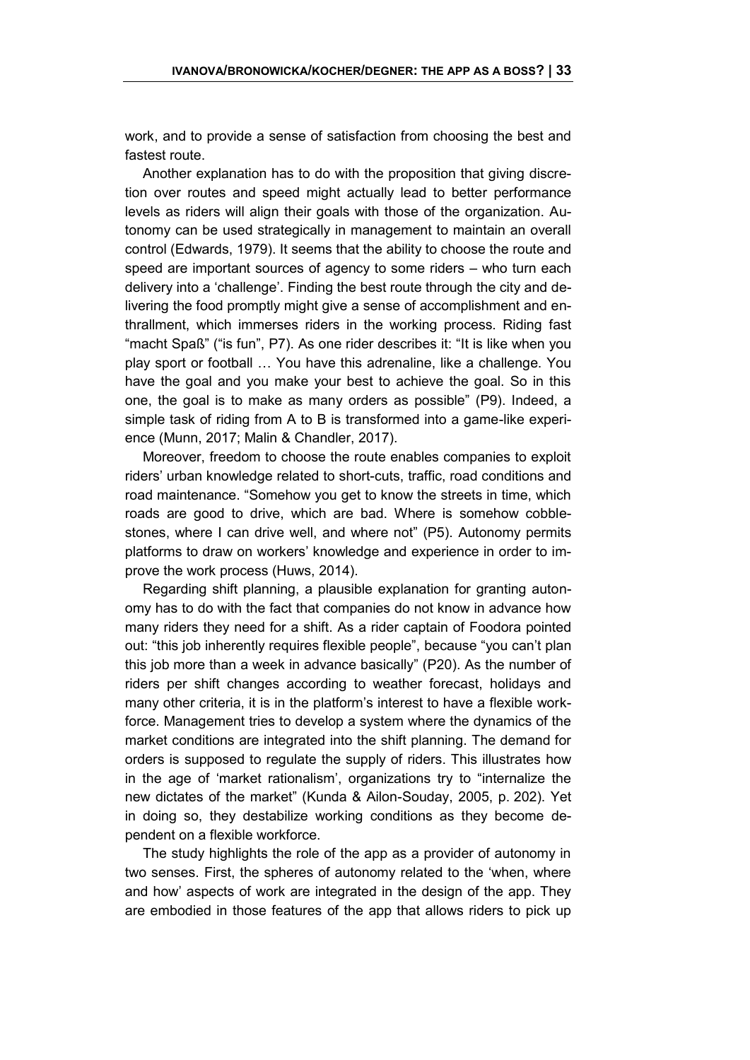work, and to provide a sense of satisfaction from choosing the best and fastest route.

Another explanation has to do with the proposition that giving discretion over routes and speed might actually lead to better performance levels as riders will align their goals with those of the organization. Autonomy can be used strategically in management to maintain an overall control (Edwards, 1979). It seems that the ability to choose the route and speed are important sources of agency to some riders – who turn each delivery into a 'challenge'. Finding the best route through the city and delivering the food promptly might give a sense of accomplishment and enthrallment, which immerses riders in the working process. Riding fast "macht Spaß" ("is fun", P7). As one rider describes it: "It is like when you play sport or football … You have this adrenaline, like a challenge. You have the goal and you make your best to achieve the goal. So in this one, the goal is to make as many orders as possible" (P9). Indeed, a simple task of riding from A to B is transformed into a game-like experience (Munn, 2017; Malin & Chandler, 2017).

Moreover, freedom to choose the route enables companies to exploit riders' urban knowledge related to short-cuts, traffic, road conditions and road maintenance. "Somehow you get to know the streets in time, which roads are good to drive, which are bad. Where is somehow cobblestones, where I can drive well, and where not" (P5). Autonomy permits platforms to draw on workers' knowledge and experience in order to improve the work process (Huws, 2014).

Regarding shift planning, a plausible explanation for granting autonomy has to do with the fact that companies do not know in advance how many riders they need for a shift. As a rider captain of Foodora pointed out: "this job inherently requires flexible people", because "you can't plan this job more than a week in advance basically" (P20). As the number of riders per shift changes according to weather forecast, holidays and many other criteria, it is in the platform's interest to have a flexible workforce. Management tries to develop a system where the dynamics of the market conditions are integrated into the shift planning. The demand for orders is supposed to regulate the supply of riders. This illustrates how in the age of 'market rationalism', organizations try to "internalize the new dictates of the market" (Kunda & Ailon-Souday, 2005, p. 202). Yet in doing so, they destabilize working conditions as they become dependent on a flexible workforce.

The study highlights the role of the app as a provider of autonomy in two senses. First, the spheres of autonomy related to the 'when, where and how' aspects of work are integrated in the design of the app. They are embodied in those features of the app that allows riders to pick up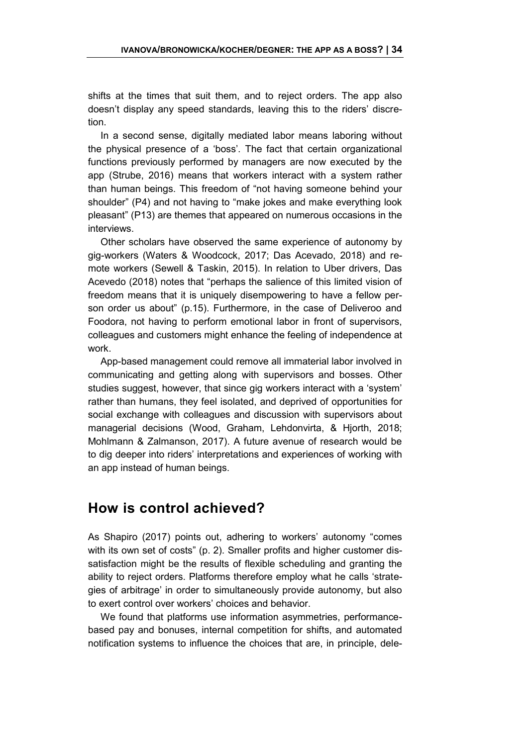shifts at the times that suit them, and to reject orders. The app also doesn't display any speed standards, leaving this to the riders' discretion.

In a second sense, digitally mediated labor means laboring without the physical presence of a 'boss'. The fact that certain organizational functions previously performed by managers are now executed by the app (Strube, 2016) means that workers interact with a system rather than human beings. This freedom of "not having someone behind your shoulder" (P4) and not having to "make jokes and make everything look pleasant" (P13) are themes that appeared on numerous occasions in the interviews.

Other scholars have observed the same experience of autonomy by gig-workers (Waters & Woodcock, 2017; Das Acevado, 2018) and remote workers (Sewell & Taskin, 2015). In relation to Uber drivers, Das Acevedo (2018) notes that "perhaps the salience of this limited vision of freedom means that it is uniquely disempowering to have a fellow person order us about" (p.15). Furthermore, in the case of Deliveroo and Foodora, not having to perform emotional labor in front of supervisors, colleagues and customers might enhance the feeling of independence at work.

App-based management could remove all immaterial labor involved in communicating and getting along with supervisors and bosses. Other studies suggest, however, that since gig workers interact with a 'system' rather than humans, they feel isolated, and deprived of opportunities for social exchange with colleagues and discussion with supervisors about managerial decisions (Wood, Graham, Lehdonvirta, & Hjorth, 2018; Mohlmann & Zalmanson, 2017). A future avenue of research would be to dig deeper into riders' interpretations and experiences of working with an app instead of human beings.

## How is control achieved?

As Shapiro (2017) points out, adhering to workers' autonomy "comes with its own set of costs" (p. 2). Smaller profits and higher customer dissatisfaction might be the results of flexible scheduling and granting the ability to reject orders. Platforms therefore employ what he calls 'strategies of arbitrage' in order to simultaneously provide autonomy, but also to exert control over workers' choices and behavior.

We found that platforms use information asymmetries, performance-based pay and bonuses, internal competition for shifts, and automated notification systems to influence the choices that are, in principle, dele-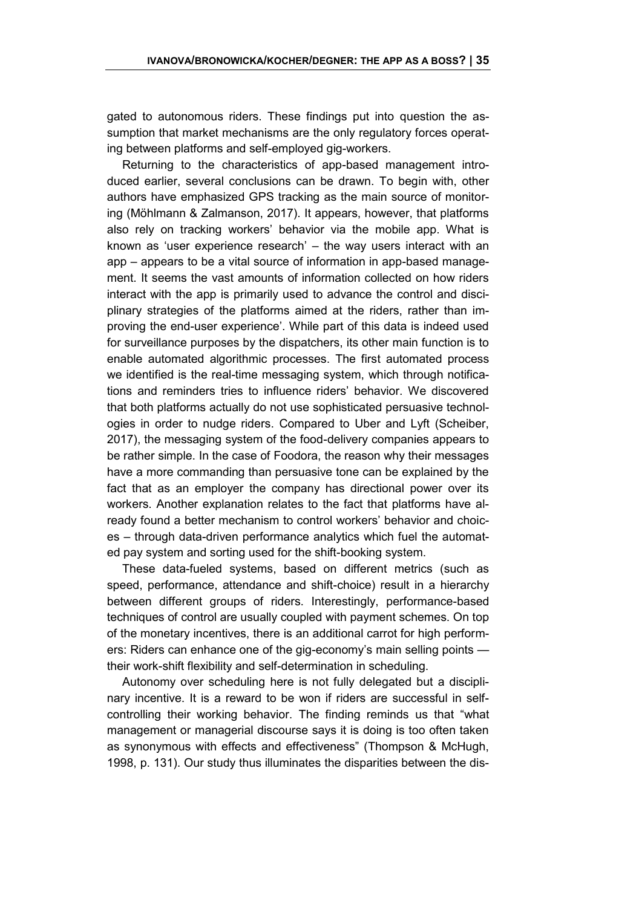gated to autonomous riders. These findings put into question the assumption that market mechanisms are the only regulatory forces operating between platforms and self-employed gig-workers.

Returning to the characteristics of app-based management introduced earlier, several conclusions can be drawn. To begin with, other authors have emphasized GPS tracking as the main source of monitoring (Möhlmann & Zalmanson, 2017). It appears, however, that platforms also rely on tracking workers' behavior via the mobile app. What is known as 'user experience research' – the way users interact with an app – appears to be a vital source of information in app-based management. It seems the vast amounts of information collected on how riders interact with the app is primarily used to advance the control and disciplinary strategies of the platforms aimed at the riders, rather than improving the end-user experience'. While part of this data is indeed used for surveillance purposes by the dispatchers, its other main function is to enable automated algorithmic processes. The first automated process we identified is the real-time messaging system, which through notifications and reminders tries to influence riders' behavior. We discovered that both platforms actually do not use sophisticated persuasive technologies in order to nudge riders. Compared to Uber and Lyft (Scheiber, 2017), the messaging system of the food-delivery companies appears to be rather simple. In the case of Foodora, the reason why their messages have a more commanding than persuasive tone can be explained by the fact that as an employer the company has directional power over its workers. Another explanation relates to the fact that platforms have already found a better mechanism to control workers' behavior and choices – through data-driven performance analytics which fuel the automated pay system and sorting used for the shift-booking system.

These data-fueled systems, based on different metrics (such as speed, performance, attendance and shift-choice) result in a hierarchy between different groups of riders. Interestingly, performance-based techniques of control are usually coupled with payment schemes. On top of the monetary incentives, there is an additional carrot for high performers: Riders can enhance one of the gig-economy's main selling points — their work-shift flexibility and self-determination in scheduling.

Autonomy over scheduling here is not fully delegated but a disciplinary incentive. It is a reward to be won if riders are successful in self-controlling their working behavior. The finding reminds us that "what management or managerial discourse says it is doing is too often taken as synonymous with effects and effectiveness" (Thompson & McHugh, 1998, p. 131). Our study thus illuminates the disparities between the dis-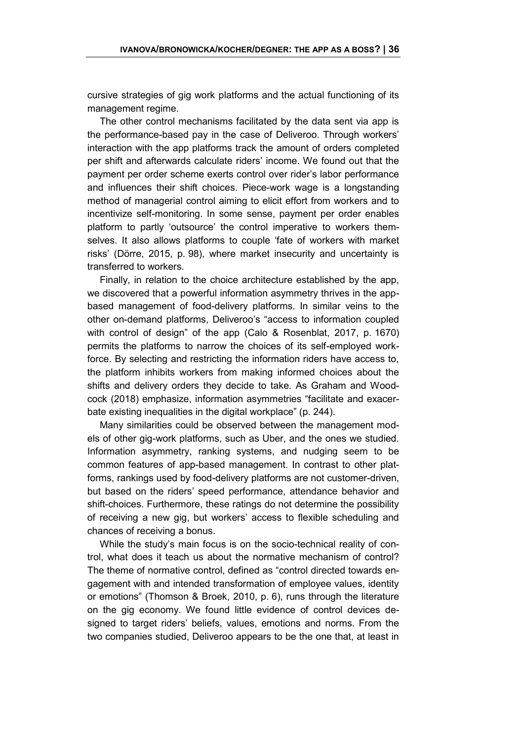cursive strategies of gig work platforms and the actual functioning of its management regime.

The other control mechanisms facilitated by the data sent via app is the performance-based pay in the case of Deliveroo. Through workers' interaction with the app platforms track the amount of orders completed per shift and afterwards calculate riders' income. We found out that the payment per order scheme exerts control over rider's labor performance and influences their shift choices. Piece-work wage is a longstanding method of managerial control aiming to elicit effort from workers and to incentivize self-monitoring. In some sense, payment per order enables platform to partly 'outsource' the control imperative to workers themselves. It also allows platforms to couple 'fate of workers with market risks' (Dörre, 2015, p. 98), where market insecurity and uncertainty is transferred to workers.

Finally, in relation to the choice architecture established by the app, we discovered that a powerful information asymmetry thrives in the app-based management of food-delivery platforms. In similar veins to the other on-demand platforms, Deliveroo's "access to information coupled with control of design" of the app (Calo & Rosenblat, 2017, p. 1670) permits the platforms to narrow the choices of its self-employed workforce. By selecting and restricting the information riders have access to, the platform inhibits workers from making informed choices about the shifts and delivery orders they decide to take. As Graham and Woodcock (2018) emphasize, information asymmetries "facilitate and exacerbate existing inequalities in the digital workplace" (p. 244).

Many similarities could be observed between the management models of other gig-work platforms, such as Uber, and the ones we studied. Information asymmetry, ranking systems, and nudging seem to be common features of app-based management. In contrast to other platforms, rankings used by food-delivery platforms are not customer-driven, but based on the riders' speed performance, attendance behavior and shift-choices. Furthermore, these ratings do not determine the possibility of receiving a new gig, but workers' access to flexible scheduling and chances of receiving a bonus.

While the study's main focus is on the socio-technical reality of control, what does it teach us about the normative mechanism of control? The theme of normative control, defined as "control directed towards engagement with and intended transformation of employee values, identity or emotions" (Thomson & Broek, 2010, p. 6), runs through the literature on the gig economy. We found little evidence of control devices designed to target riders' beliefs, values, emotions and norms. From the two companies studied, Deliveroo appears to be the one that, at least in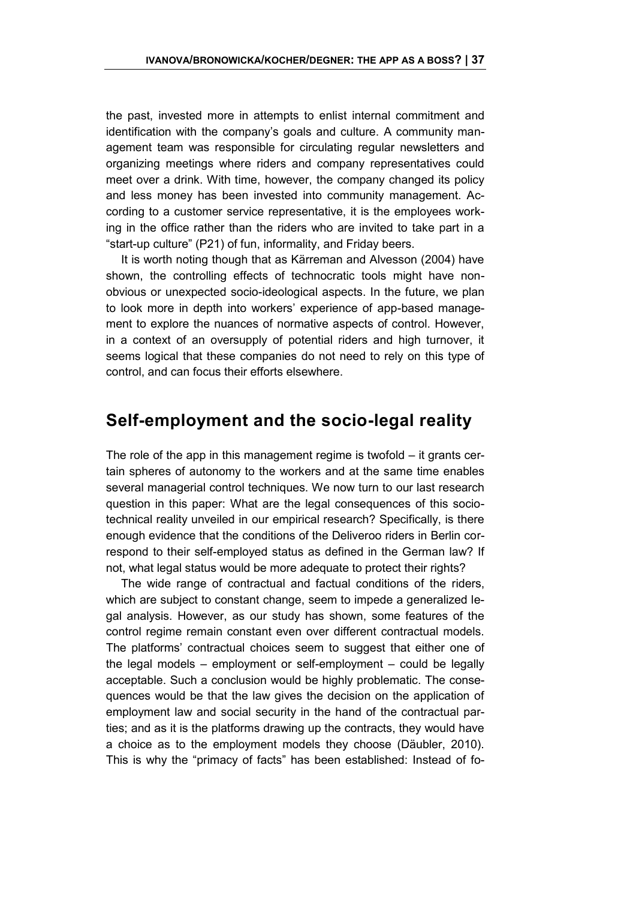the past, invested more in attempts to enlist internal commitment and identification with the company's goals and culture. A community management team was responsible for circulating regular newsletters and organizing meetings where riders and company representatives could meet over a drink. With time, however, the company changed its policy and less money has been invested into community management. According to a customer service representative, it is the employees working in the office rather than the riders who are invited to take part in a "start-up culture" (P21) of fun, informality, and Friday beers.

It is worth noting though that as Kärreman and Alvesson (2004) have shown, the controlling effects of technocratic tools might have non-obvious or unexpected socio-ideological aspects. In the future, we plan to look more in depth into workers' experience of app-based management to explore the nuances of normative aspects of control. However, in a context of an oversupply of potential riders and high turnover, it seems logical that these companies do not need to rely on this type of control, and can focus their efforts elsewhere.

## Self-employment and the socio-legal reality

The role of the app in this management regime is twofold – it grants certain spheres of autonomy to the workers and at the same time enables several managerial control techniques. We now turn to our last research question in this paper: What are the legal consequences of this sociotechnical reality unveiled in our empirical research? Specifically, is there enough evidence that the conditions of the Deliveroo riders in Berlin correspond to their self-employed status as defined in the German law? If not, what legal status would be more adequate to protect their rights?

The wide range of contractual and factual conditions of the riders, which are subject to constant change, seem to impede a generalized legal analysis. However, as our study has shown, some features of the control regime remain constant even over different contractual models. The platforms' contractual choices seem to suggest that either one of the legal models – employment or self-employment – could be legally acceptable. Such a conclusion would be highly problematic. The consequences would be that the law gives the decision on the application of employment law and social security in the hand of the contractual parties; and as it is the platforms drawing up the contracts, they would have a choice as to the employment models they choose (Däubler, 2010). This is why the "primacy of facts" has been established: Instead of fo-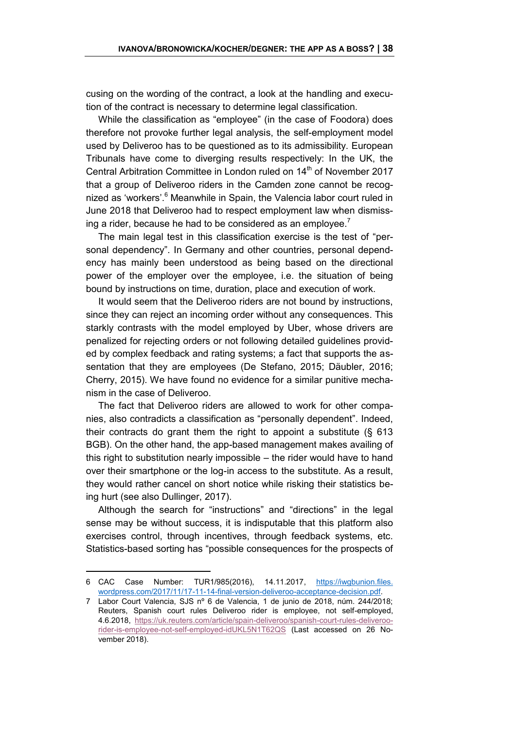cusing on the wording of the contract, a look at the handling and execution of the contract is necessary to determine legal classification.

While the classification as "employee" (in the case of Foodora) does therefore not provoke further legal analysis, the self-employment model used by Deliveroo has to be questioned as to its admissibility. European Tribunals have come to diverging results respectively: In the UK, the Central Arbitration Committee in London ruled on 14th of November 2017 that a group of Deliveroo riders in the Camden zone cannot be recognized as 'workers'.[6] Meanwhile in Spain, the Valencia labor court ruled in June 2018 that Deliveroo had to respect employment law when dismissing a rider, because he had to be considered as an employee.[7]

The main legal test in this classification exercise is the test of "personal dependency". In Germany and other countries, personal dependency has mainly been understood as being based on the directional power of the employer over the employee, i.e. the situation of being bound by instructions on time, duration, place and execution of work.

It would seem that the Deliveroo riders are not bound by instructions, since they can reject an incoming order without any consequences. This starkly contrasts with the model employed by Uber, whose drivers are penalized for rejecting orders or not following detailed guidelines provided by complex feedback and rating systems; a fact that supports the assentation that they are employees (De Stefano, 2015; Däubler, 2016; Cherry, 2015). We have found no evidence for a similar punitive mechanism in the case of Deliveroo.

The fact that Deliveroo riders are allowed to work for other companies, also contradicts a classification as "personally dependent". Indeed, their contracts do grant them the right to appoint a substitute (§ 613 BGB). On the other hand, the app-based management makes availing of this right to substitution nearly impossible – the rider would have to hand over their smartphone or the log-in access to the substitute. As a result, they would rather cancel on short notice while risking their statistics being hurt (see also Dullinger, 2017).

Although the search for "instructions" and "directions" in the legal sense may be without success, it is indisputable that this platform also exercises control, through incentives, through feedback systems, etc. Statistics-based sorting has "possible consequences for the prospects of

---

6 CAC Case Number: TUR1/985(2016), 14.11.2017, https://iwgbunion.files.wordpress.com/2017/11/17-11-14-final-version-deliveroo-acceptance-decision.pdf.

7 Labor Court Valencia, SJS nº 6 de Valencia, 1 de junio de 2018, núm. 244/2018; Reuters, Spanish court rules Deliveroo rider is employee, not self-employed, 4.6.2018, https://uk.reuters.com/article/spain-deliveroo/spanish-court-rules-deliveroo-rider-is-employee-not-self-employed-idUKL5N1T62QS (Last accessed on 26 November 2018).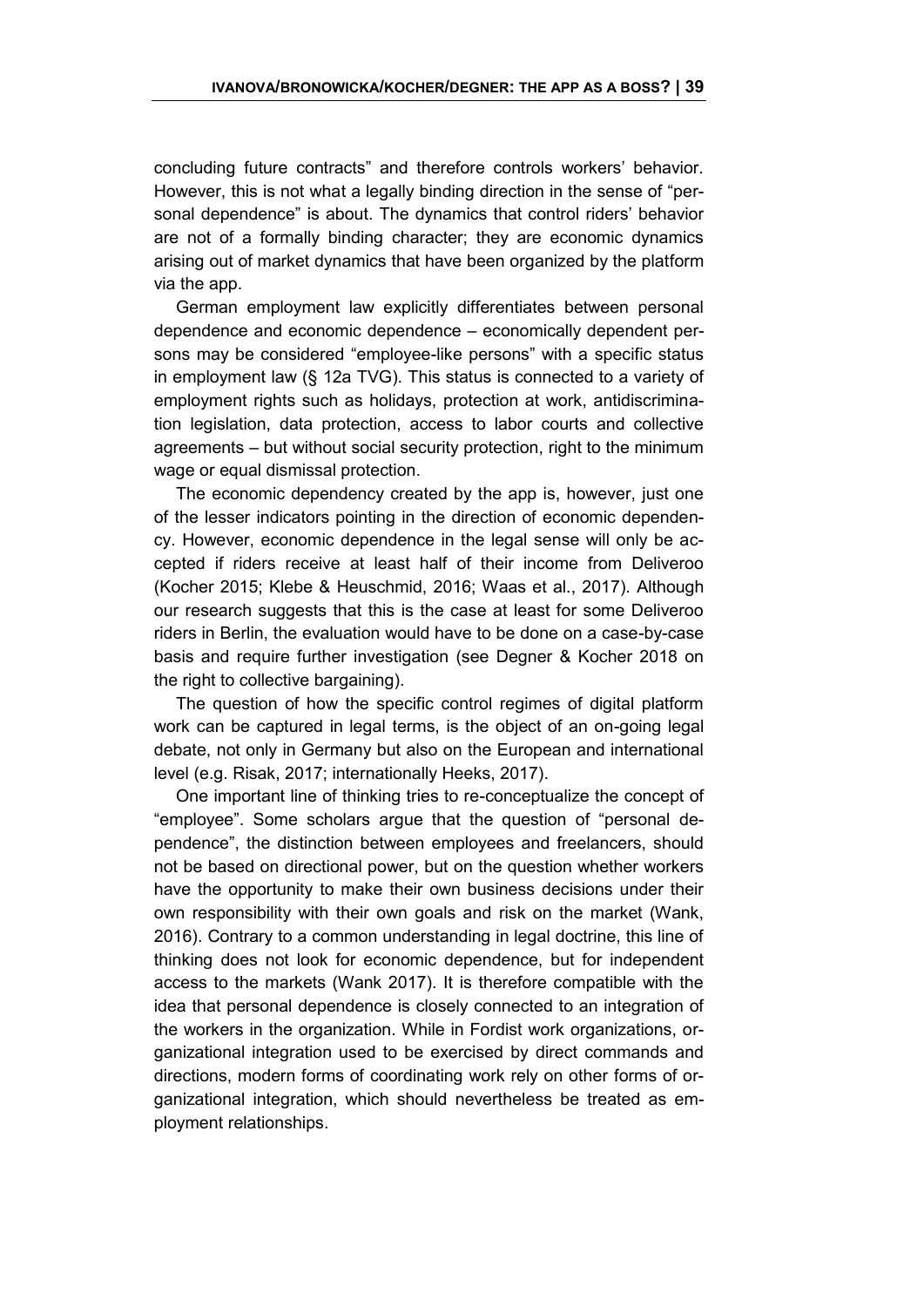concluding future contracts" and therefore controls workers' behavior. However, this is not what a legally binding direction in the sense of "personal dependence" is about. The dynamics that control riders' behavior are not of a formally binding character; they are economic dynamics arising out of market dynamics that have been organized by the platform via the app.

German employment law explicitly differentiates between personal dependence and economic dependence – economically dependent persons may be considered "employee-like persons" with a specific status in employment law (§ 12a TVG). This status is connected to a variety of employment rights such as holidays, protection at work, antidiscrimination legislation, data protection, access to labor courts and collective agreements – but without social security protection, right to the minimum wage or equal dismissal protection.

The economic dependency created by the app is, however, just one of the lesser indicators pointing in the direction of economic dependency. However, economic dependence in the legal sense will only be accepted if riders receive at least half of their income from Deliveroo (Kocher 2015; Klebe & Heuschmid, 2016; Waas et al., 2017). Although our research suggests that this is the case at least for some Deliveroo riders in Berlin, the evaluation would have to be done on a case-by-case basis and require further investigation (see Degner & Kocher 2018 on the right to collective bargaining).

The question of how the specific control regimes of digital platform work can be captured in legal terms, is the object of an on-going legal debate, not only in Germany but also on the European and international level (e.g. Risak, 2017; internationally Heeks, 2017).

One important line of thinking tries to re-conceptualize the concept of "employee". Some scholars argue that the question of "personal dependence", the distinction between employees and freelancers, should not be based on directional power, but on the question whether workers have the opportunity to make their own business decisions under their own responsibility with their own goals and risk on the market (Wank, 2016). Contrary to a common understanding in legal doctrine, this line of thinking does not look for economic dependence, but for independent access to the markets (Wank 2017). It is therefore compatible with the idea that personal dependence is closely connected to an integration of the workers in the organization. While in Fordist work organizations, organizational integration used to be exercised by direct commands and directions, modern forms of coordinating work rely on other forms of organizational integration, which should nevertheless be treated as employment relationships.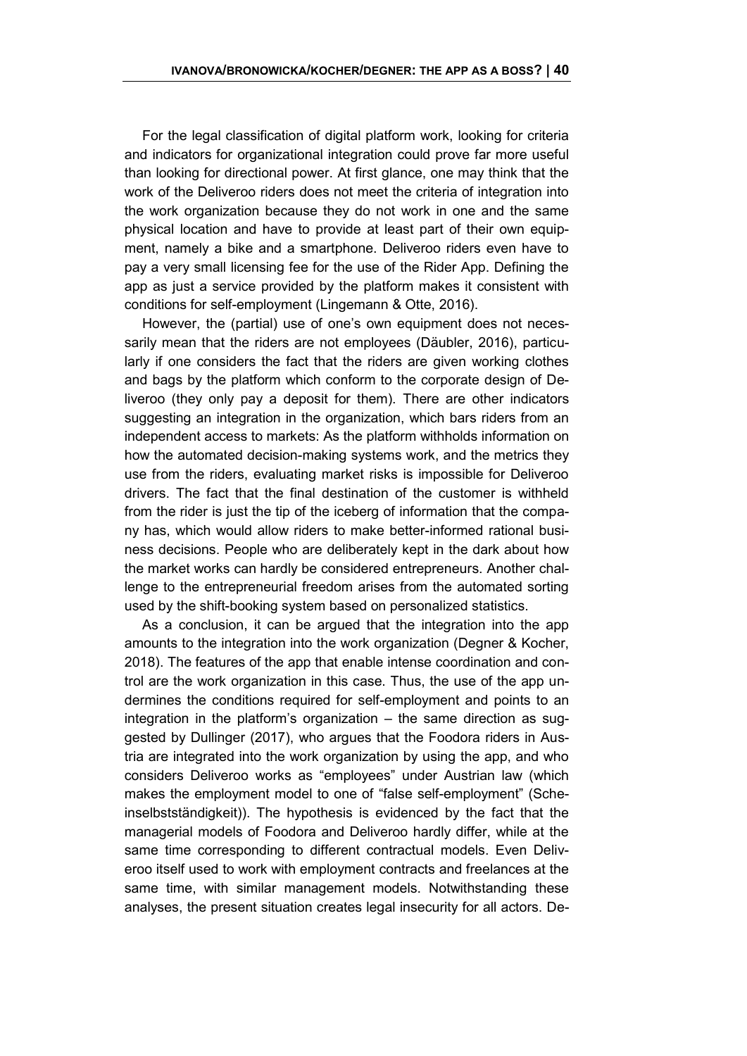For the legal classification of digital platform work, looking for criteria and indicators for organizational integration could prove far more useful than looking for directional power. At first glance, one may think that the work of the Deliveroo riders does not meet the criteria of integration into the work organization because they do not work in one and the same physical location and have to provide at least part of their own equipment, namely a bike and a smartphone. Deliveroo riders even have to pay a very small licensing fee for the use of the Rider App. Defining the app as just a service provided by the platform makes it consistent with conditions for self-employment (Lingemann & Otte, 2016).

However, the (partial) use of one's own equipment does not necessarily mean that the riders are not employees (Däubler, 2016), particularly if one considers the fact that the riders are given working clothes and bags by the platform which conform to the corporate design of Deliveroo (they only pay a deposit for them). There are other indicators suggesting an integration in the organization, which bars riders from an independent access to markets: As the platform withholds information on how the automated decision-making systems work, and the metrics they use from the riders, evaluating market risks is impossible for Deliveroo drivers. The fact that the final destination of the customer is withheld from the rider is just the tip of the iceberg of information that the company has, which would allow riders to make better-informed rational business decisions. People who are deliberately kept in the dark about how the market works can hardly be considered entrepreneurs. Another challenge to the entrepreneurial freedom arises from the automated sorting used by the shift-booking system based on personalized statistics.

As a conclusion, it can be argued that the integration into the app amounts to the integration into the work organization (Degner & Kocher, 2018). The features of the app that enable intense coordination and control are the work organization in this case. Thus, the use of the app undermines the conditions required for self-employment and points to an integration in the platform's organization – the same direction as suggested by Dullinger (2017), who argues that the Foodora riders in Austria are integrated into the work organization by using the app, and who considers Deliveroo works as "employees" under Austrian law (which makes the employment model to one of "false self-employment" (Scheinselbstständigkeit)). The hypothesis is evidenced by the fact that the managerial models of Foodora and Deliveroo hardly differ, while at the same time corresponding to different contractual models. Even Deliveroo itself used to work with employment contracts and freelances at the same time, with similar management models. Notwithstanding these analyses, the present situation creates legal insecurity for all actors. De-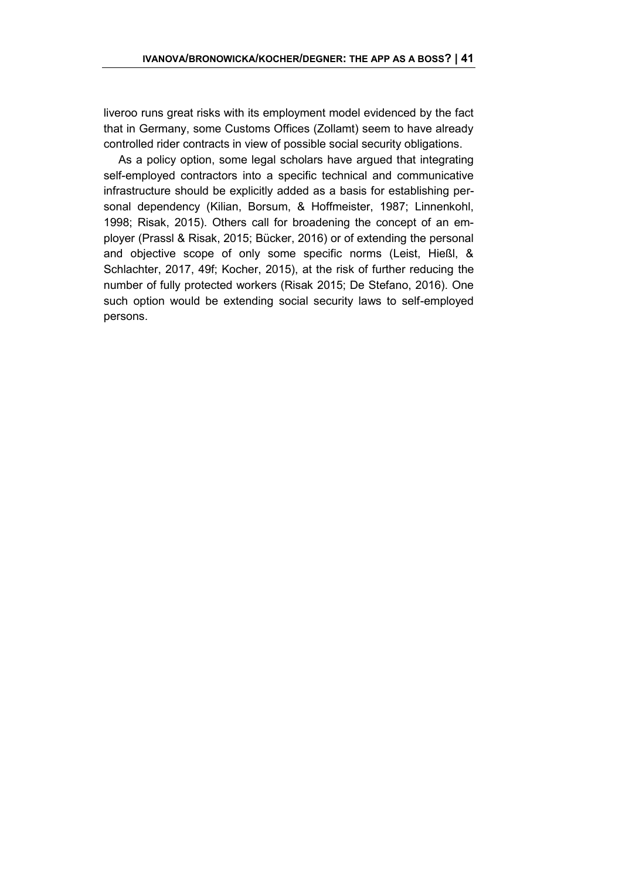liveroo runs great risks with its employment model evidenced by the fact that in Germany, some Customs Offices (Zollamt) seem to have already controlled rider contracts in view of possible social security obligations.

As a policy option, some legal scholars have argued that integrating self-employed contractors into a specific technical and communicative infrastructure should be explicitly added as a basis for establishing personal dependency (Kilian, Borsum, & Hoffmeister, 1987; Linnenkohl, 1998; Risak, 2015). Others call for broadening the concept of an employer (Prassl & Risak, 2015; Bücker, 2016) or of extending the personal and objective scope of only some specific norms (Leist, Hießl, & Schlachter, 2017, 49f; Kocher, 2015), at the risk of further reducing the number of fully protected workers (Risak 2015; De Stefano, 2016). One such option would be extending social security laws to self-employed persons.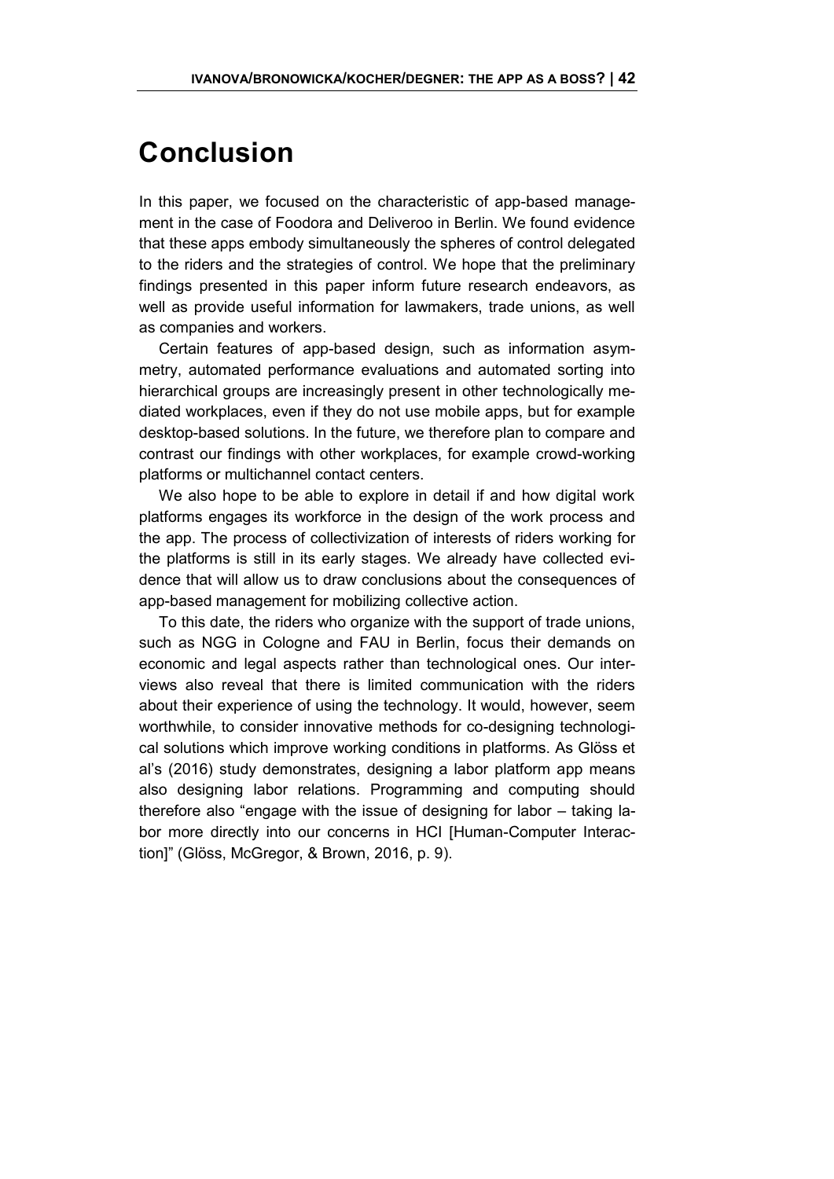# Conclusion

In this paper, we focused on the characteristic of app-based management in the case of Foodora and Deliveroo in Berlin. We found evidence that these apps embody simultaneously the spheres of control delegated to the riders and the strategies of control. We hope that the preliminary findings presented in this paper inform future research endeavors, as well as provide useful information for lawmakers, trade unions, as well as companies and workers.

Certain features of app-based design, such as information asymmetry, automated performance evaluations and automated sorting into hierarchical groups are increasingly present in other technologically mediated workplaces, even if they do not use mobile apps, but for example desktop-based solutions. In the future, we therefore plan to compare and contrast our findings with other workplaces, for example crowd-working platforms or multichannel contact centers.

We also hope to be able to explore in detail if and how digital work platforms engages its workforce in the design of the work process and the app. The process of collectivization of interests of riders working for the platforms is still in its early stages. We already have collected evidence that will allow us to draw conclusions about the consequences of app-based management for mobilizing collective action.

To this date, the riders who organize with the support of trade unions, such as NGG in Cologne and FAU in Berlin, focus their demands on economic and legal aspects rather than technological ones. Our interviews also reveal that there is limited communication with the riders about their experience of using the technology. It would, however, seem worthwhile, to consider innovative methods for co-designing technological solutions which improve working conditions in platforms. As Glöss et al's (2016) study demonstrates, designing a labor platform app means also designing labor relations. Programming and computing should therefore also "engage with the issue of designing for labor – taking labor more directly into our concerns in HCI [Human-Computer Interaction]" (Glöss, McGregor, & Brown, 2016, p. 9).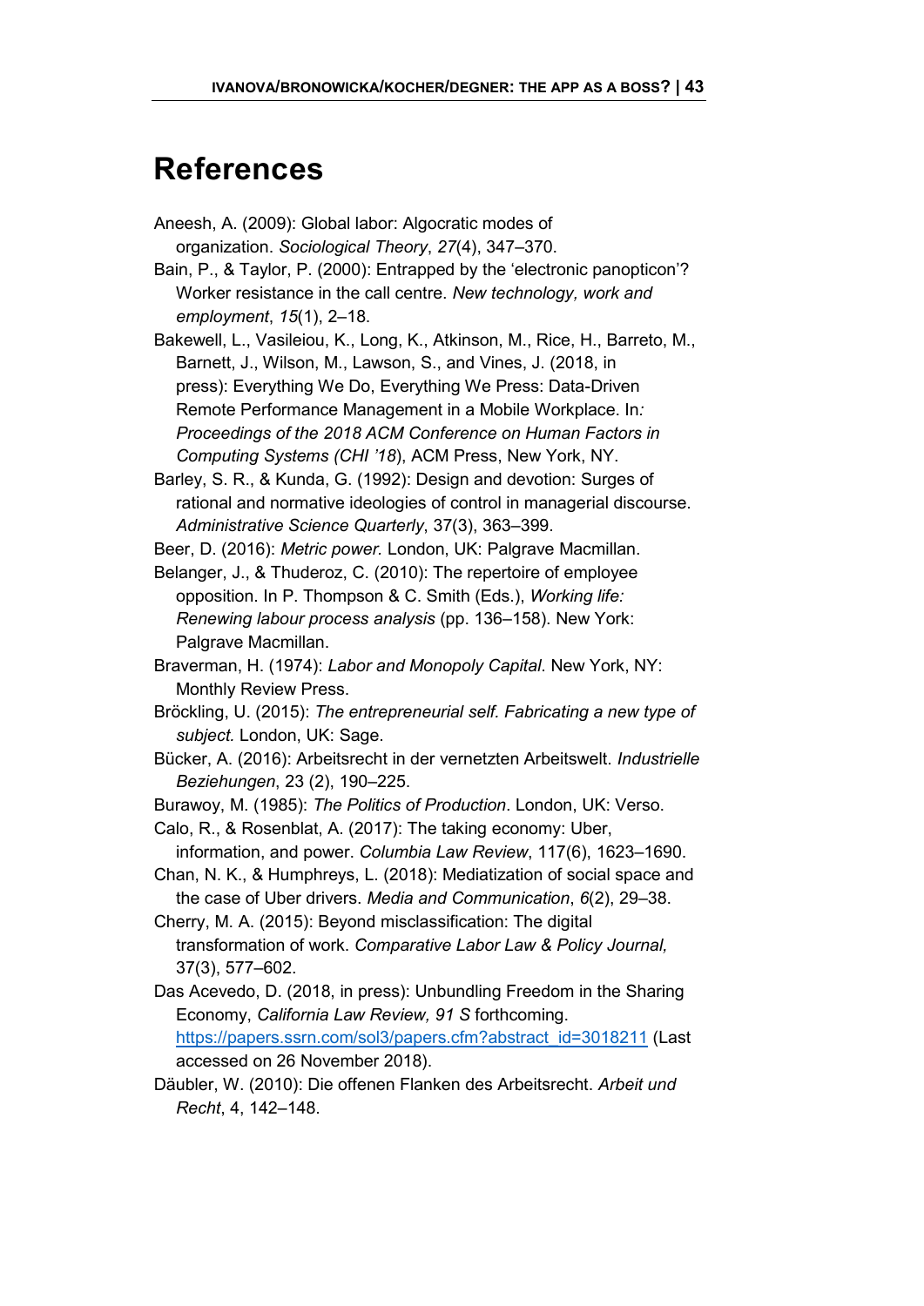# References

Aneesh, A. (2009): Global labor: Algocratic modes of organization. *Sociological Theory*, *27*(4), 347–370.

Bain, P., & Taylor, P. (2000): Entrapped by the 'electronic panopticon'? Worker resistance in the call centre. *New technology, work and employment*, *15*(1), 2–18.

Bakewell, L., Vasileiou, K., Long, K., Atkinson, M., Rice, H., Barreto, M., Barnett, J., Wilson, M., Lawson, S., and Vines, J. (2018, in press): Everything We Do, Everything We Press: Data-Driven Remote Performance Management in a Mobile Workplace. In*: Proceedings of the 2018 ACM Conference on Human Factors in Computing Systems (CHI '18*), ACM Press, New York, NY.

Barley, S. R., & Kunda, G. (1992): Design and devotion: Surges of rational and normative ideologies of control in managerial discourse. *Administrative Science Quarterly*, 37(3), 363–399.

Beer, D. (2016): *Metric power.* London, UK: Palgrave Macmillan.

Belanger, J., & Thuderoz, C. (2010): The repertoire of employee opposition. In P. Thompson & C. Smith (Eds.), *Working life: Renewing labour process analysis* (pp. 136–158). New York: Palgrave Macmillan.

Braverman, H. (1974): *Labor and Monopoly Capital*. New York, NY: Monthly Review Press.

Bröckling, U. (2015): *The entrepreneurial self. Fabricating a new type of subject.* London, UK: Sage.

Bücker, A. (2016): Arbeitsrecht in der vernetzten Arbeitswelt. *Industrielle Beziehungen*, 23 (2), 190–225.

Burawoy, M. (1985): *The Politics of Production*. London, UK: Verso.

Calo, R., & Rosenblat, A. (2017): The taking economy: Uber, information, and power. *Columbia Law Review*, 117(6), 1623–1690.

Chan, N. K., & Humphreys, L. (2018): Mediatization of social space and the case of Uber drivers. *Media and Communication*, *6*(2), 29–38.

Cherry, M. A. (2015): Beyond misclassification: The digital transformation of work. *Comparative Labor Law & Policy Journal,* 37(3), 577–602.

Das Acevedo, D. (2018, in press): Unbundling Freedom in the Sharing Economy, *California Law Review, 91 S* forthcoming. https://papers.ssrn.com/sol3/papers.cfm?abstract_id=3018211 (Last accessed on 26 November 2018).

Däubler, W. (2010): Die offenen Flanken des Arbeitsrecht. *Arbeit und Recht*, 4, 142–148.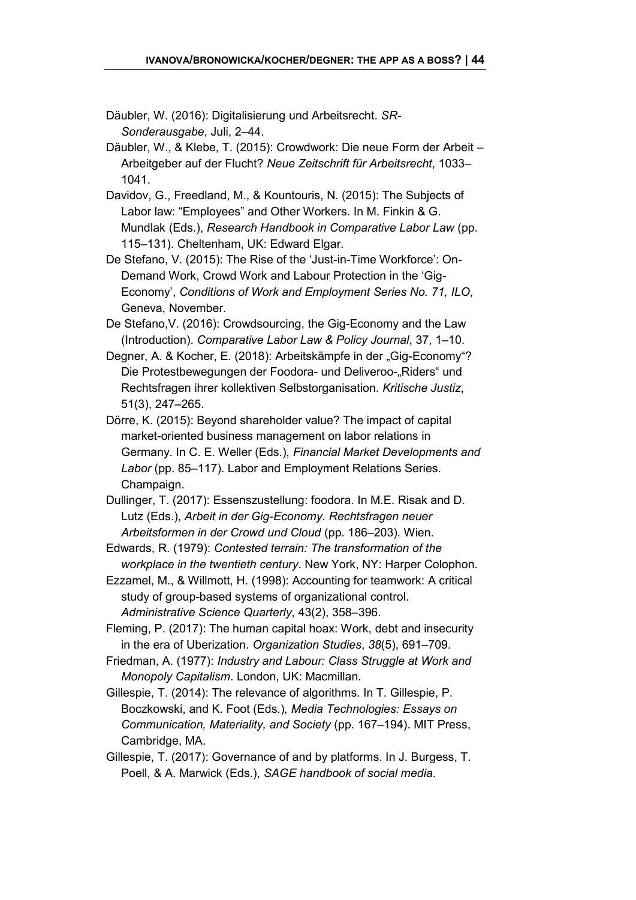Däubler, W. (2016): Digitalisierung und Arbeitsrecht. *SR-Sonderausgabe*, Juli, 2–44.

Däubler, W., & Klebe, T. (2015): Crowdwork: Die neue Form der Arbeit – Arbeitgeber auf der Flucht? *Neue Zeitschrift für Arbeitsrecht*, 1033–1041.

Davidov, G., Freedland, M., & Kountouris, N. (2015): The Subjects of Labor law: “Employees” and Other Workers. In M. Finkin & G. Mundlak (Eds.), *Research Handbook in Comparative Labor Law* (pp. 115–131). Cheltenham, UK: Edward Elgar.

De Stefano, V. (2015): The Rise of the ‘Just-in-Time Workforce’: On-Demand Work, Crowd Work and Labour Protection in the ‘Gig-Economy’, *Conditions of Work and Employment Series No. 71, ILO*, Geneva, November.

De Stefano,V. (2016): Crowdsourcing, the Gig-Economy and the Law (Introduction). *Comparative Labor Law & Policy Journal*, 37, 1–10.

Degner, A. & Kocher, E. (2018): Arbeitskämpfe in der „Gig-Economy“? Die Protestbewegungen der Foodora- und Deliveroo-„Riders“ und Rechtsfragen ihrer kollektiven Selbstorganisation. *Kritische Justiz*, 51(3), 247–265.

Dörre, K. (2015): Beyond shareholder value? The impact of capital market-oriented business management on labor relations in Germany. In C. E. Weller (Eds.), *Financial Market Developments and Labor* (pp. 85–117). Labor and Employment Relations Series. Champaign.

Dullinger, T. (2017): Essenszustellung: foodora. In M.E. Risak and D. Lutz (Eds.), *Arbeit in der Gig-Economy. Rechtsfragen neuer Arbeitsformen in der Crowd und Cloud* (pp. 186–203). Wien.

Edwards, R. (1979): *Contested terrain: The transformation of the workplace in the twentieth century*. New York, NY: Harper Colophon.

Ezzamel, M., & Willmott, H. (1998): Accounting for teamwork: A critical study of group-based systems of organizational control. *Administrative Science Quarterly*, 43(2), 358–396.

Fleming, P. (2017): The human capital hoax: Work, debt and insecurity in the era of Uberization. *Organization Studies*, *38*(5), 691–709.

Friedman, A. (1977): *Industry and Labour: Class Struggle at Work and Monopoly Capitalism*. London, UK: Macmillan.

Gillespie, T. (2014): The relevance of algorithms. In T. Gillespie, P. Boczkowski, and K. Foot (Eds.)*, Media Technologies: Essays on Communication, Materiality, and Society* (pp. 167–194). MIT Press, Cambridge, MA.

Gillespie, T. (2017): Governance of and by platforms. In J. Burgess, T. Poell, & A. Marwick (Eds.), *SAGE handbook of social media*.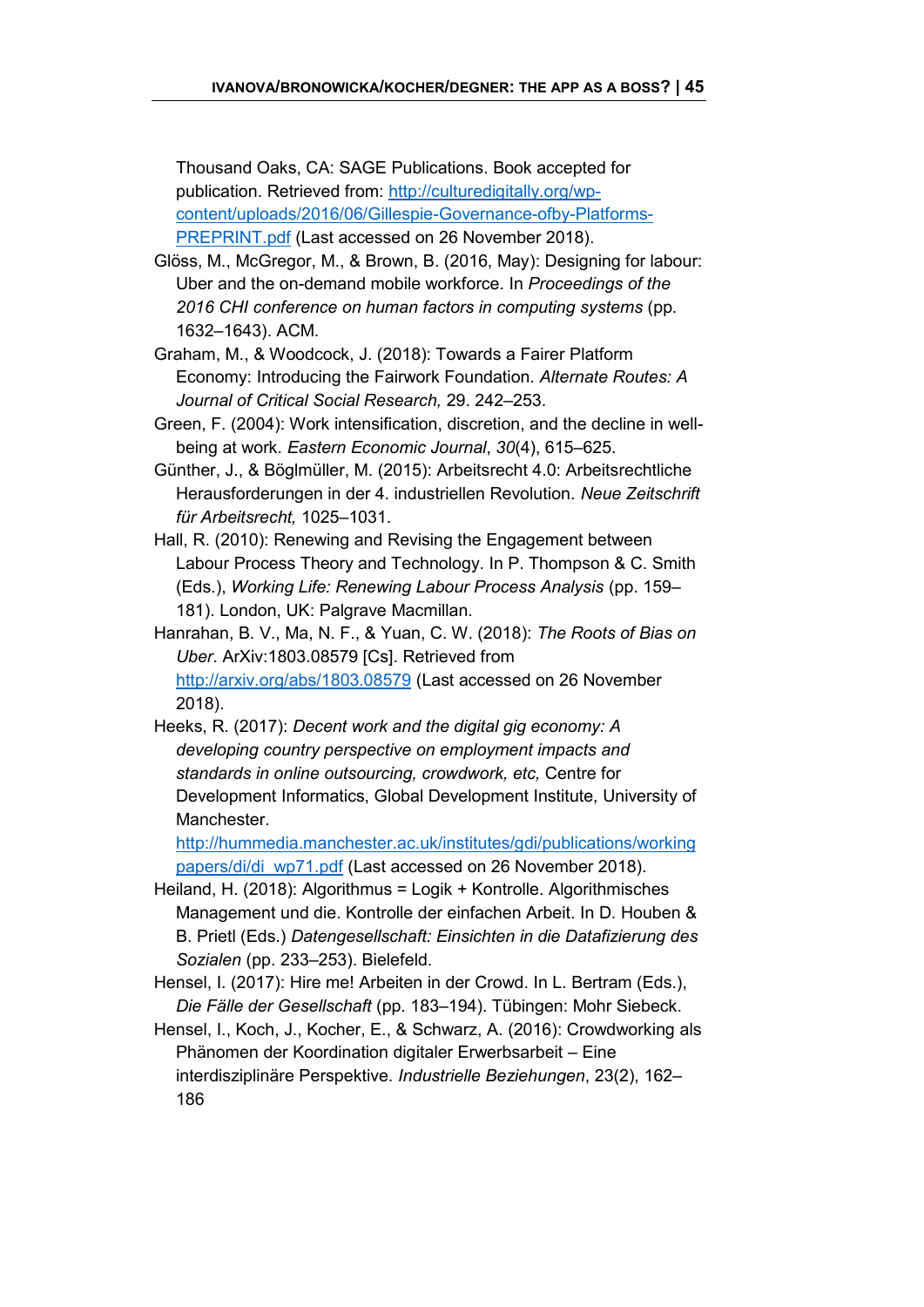Thousand Oaks, CA: SAGE Publications. Book accepted for publication. Retrieved from: http://culturedigitally.org/wp-content/uploads/2016/06/Gillespie-Governance-ofby-Platforms-PREPRINT.pdf (Last accessed on 26 November 2018).

Glöss, M., McGregor, M., & Brown, B. (2016, May): Designing for labour: Uber and the on-demand mobile workforce. In *Proceedings of the 2016 CHI conference on human factors in computing systems* (pp. 1632–1643). ACM.

Graham, M., & Woodcock, J. (2018): Towards a Fairer Platform Economy: Introducing the Fairwork Foundation. *Alternate Routes: A Journal of Critical Social Research,* 29. 242–253.

Green, F. (2004): Work intensification, discretion, and the decline in well-being at work. *Eastern Economic Journal*, *30*(4), 615–625.

Günther, J., & Böglmüller, M. (2015): Arbeitsrecht 4.0: Arbeitsrechtliche Herausforderungen in der 4. industriellen Revolution. *Neue Zeitschrift für Arbeitsrecht,* 1025–1031.

Hall, R. (2010): Renewing and Revising the Engagement between Labour Process Theory and Technology. In P. Thompson & C. Smith (Eds.), *Working Life: Renewing Labour Process Analysis* (pp. 159–181). London, UK: Palgrave Macmillan.

Hanrahan, B. V., Ma, N. F., & Yuan, C. W. (2018): *The Roots of Bias on Uber*. ArXiv:1803.08579 [Cs]. Retrieved from http://arxiv.org/abs/1803.08579 (Last accessed on 26 November 2018).

Heeks, R. (2017): *Decent work and the digital gig economy: A developing country perspective on employment impacts and standards in online outsourcing, crowdwork, etc,* Centre for Development Informatics, Global Development Institute, University of Manchester. http://hummedia.manchester.ac.uk/institutes/gdi/publications/workingpapers/di/di_wp71.pdf (Last accessed on 26 November 2018).

Heiland, H. (2018): Algorithmus = Logik + Kontrolle. Algorithmisches Management und die. Kontrolle der einfachen Arbeit. In D. Houben & B. Prietl (Eds.) *Datengesellschaft: Einsichten in die Datafizierung des Sozialen* (pp. 233–253). Bielefeld.

Hensel, I. (2017): Hire me! Arbeiten in der Crowd. In L. Bertram (Eds.), *Die Fälle der Gesellschaft* (pp. 183–194). Tübingen: Mohr Siebeck.

Hensel, I., Koch, J., Kocher, E., & Schwarz, A. (2016): Crowdworking als Phänomen der Koordination digitaler Erwerbsarbeit – Eine interdisziplinäre Perspektive. *Industrielle Beziehungen*, 23(2), 162–186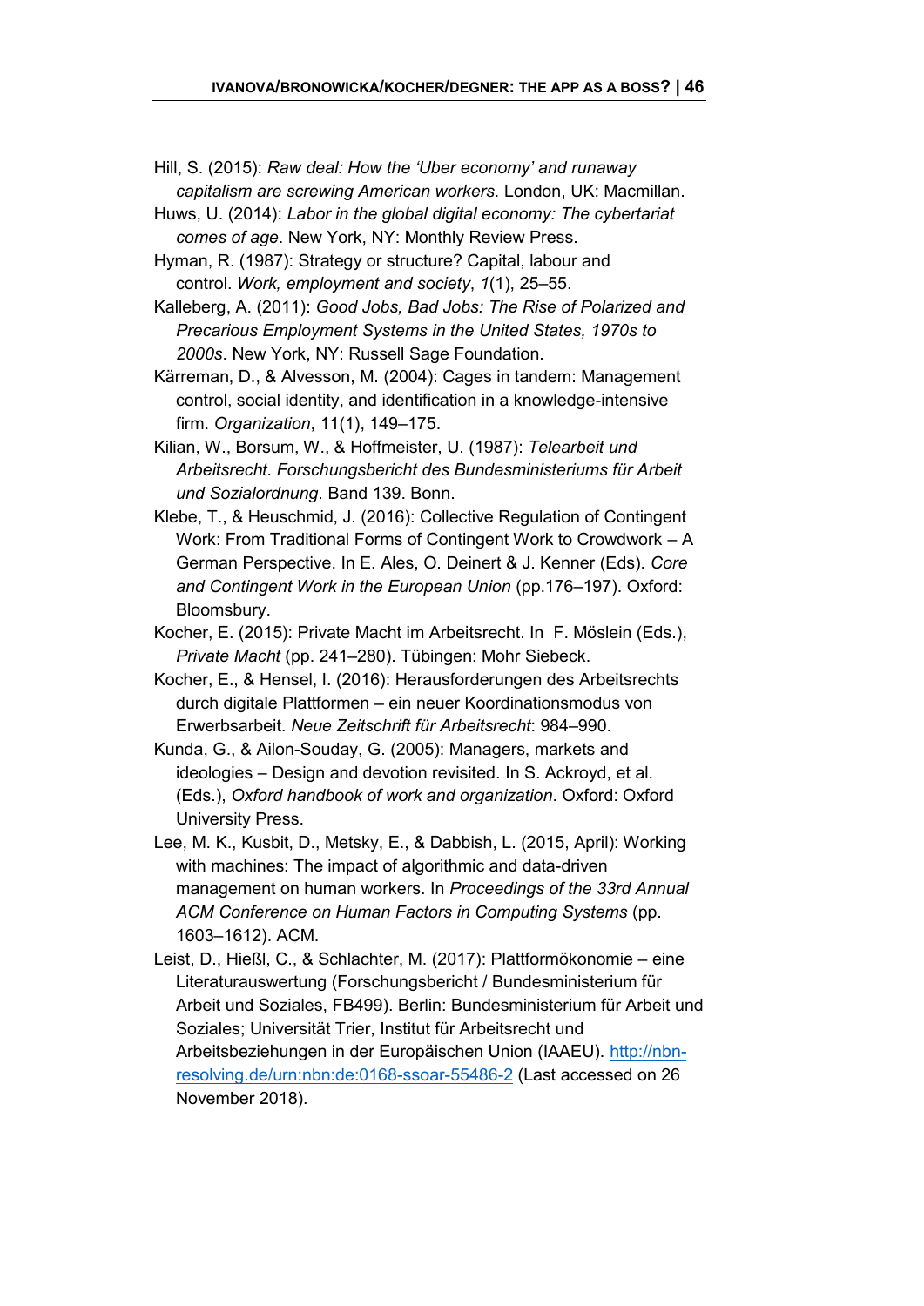Hill, S. (2015): *Raw deal: How the 'Uber economy' and runaway capitalism are screwing American workers.* London, UK: Macmillan.

Huws, U. (2014): *Labor in the global digital economy: The cybertariat comes of age*. New York, NY: Monthly Review Press.

Hyman, R. (1987): Strategy or structure? Capital, labour and control. *Work, employment and society*, *1*(1), 25–55.

Kalleberg, A. (2011): *Good Jobs, Bad Jobs: The Rise of Polarized and Precarious Employment Systems in the United States, 1970s to 2000s*. New York, NY: Russell Sage Foundation.

Kärreman, D., & Alvesson, M. (2004): Cages in tandem: Management control, social identity, and identification in a knowledge-intensive firm. *Organization*, 11(1), 149–175.

Kilian, W., Borsum, W., & Hoffmeister, U. (1987): *Telearbeit und Arbeitsrecht. Forschungsbericht des Bundesministeriums für Arbeit und Sozialordnung*. Band 139. Bonn.

Klebe, T., & Heuschmid, J. (2016): Collective Regulation of Contingent Work: From Traditional Forms of Contingent Work to Crowdwork – A German Perspective. In E. Ales, O. Deinert & J. Kenner (Eds). *Core and Contingent Work in the European Union* (pp.176–197). Oxford: Bloomsbury.

Kocher, E. (2015): Private Macht im Arbeitsrecht. In F. Möslein (Eds.), *Private Macht* (pp. 241–280). Tübingen: Mohr Siebeck.

Kocher, E., & Hensel, I. (2016): Herausforderungen des Arbeitsrechts durch digitale Plattformen – ein neuer Koordinationsmodus von Erwerbsarbeit. *Neue Zeitschrift für Arbeitsrecht*: 984–990.

Kunda, G., & Ailon-Souday, G. (2005): Managers, markets and ideologies – Design and devotion revisited. In S. Ackroyd, et al. (Eds.), *Oxford handbook of work and organization*. Oxford: Oxford University Press.

Lee, M. K., Kusbit, D., Metsky, E., & Dabbish, L. (2015, April): Working with machines: The impact of algorithmic and data-driven management on human workers. In *Proceedings of the 33rd Annual ACM Conference on Human Factors in Computing Systems* (pp. 1603–1612). ACM.

Leist, D., Hießl, C., & Schlachter, M. (2017): Plattformökonomie – eine Literaturauswertung (Forschungsbericht / Bundesministerium für Arbeit und Soziales, FB499). Berlin: Bundesministerium für Arbeit und Soziales; Universität Trier, Institut für Arbeitsrecht und Arbeitsbeziehungen in der Europäischen Union (IAAEU). http://nbn-resolving.de/urn:nbn:de:0168-ssoar-55486-2 (Last accessed on 26 November 2018).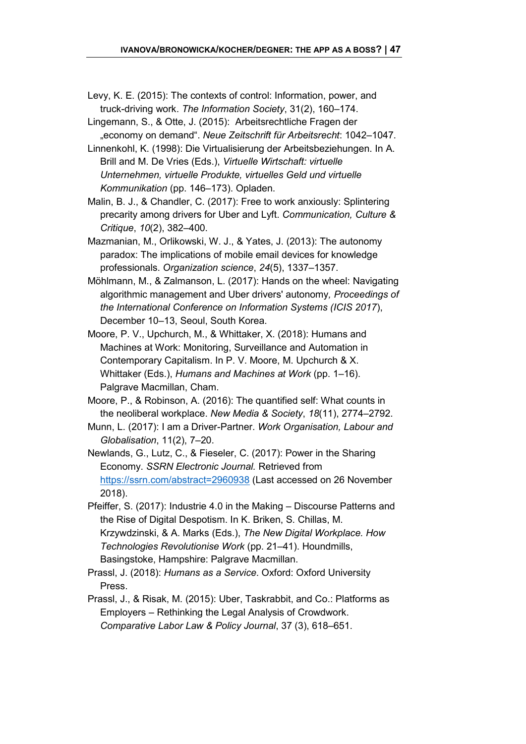Levy, K. E. (2015): The contexts of control: Information, power, and truck-driving work. *The Information Society*, 31(2), 160–174.

Lingemann, S., & Otte, J. (2015): Arbeitsrechtliche Fragen der „economy on demand“. *Neue Zeitschrift für Arbeitsrecht*: 1042–1047.

Linnenkohl, K. (1998): Die Virtualisierung der Arbeitsbeziehungen. In A. Brill and M. De Vries (Eds.), *Virtuelle Wirtschaft: virtuelle Unternehmen, virtuelle Produkte, virtuelles Geld und virtuelle Kommunikation* (pp. 146–173). Opladen.

Malin, B. J., & Chandler, C. (2017): Free to work anxiously: Splintering precarity among drivers for Uber and Lyft. *Communication, Culture & Critique*, *10*(2), 382–400.

Mazmanian, M., Orlikowski, W. J., & Yates, J. (2013): The autonomy paradox: The implications of mobile email devices for knowledge professionals. *Organization science*, *24*(5), 1337–1357.

Möhlmann, M., & Zalmanson, L. (2017): Hands on the wheel: Navigating algorithmic management and Uber drivers' autonomy*, Proceedings of the International Conference on Information Systems (ICIS 2017*), December 10–13, Seoul, South Korea.

Moore, P. V., Upchurch, M., & Whittaker, X. (2018): Humans and Machines at Work: Monitoring, Surveillance and Automation in Contemporary Capitalism. In P. V. Moore, M. Upchurch & X. Whittaker (Eds.), *Humans and Machines at Work* (pp. 1–16). Palgrave Macmillan, Cham.

Moore, P., & Robinson, A. (2016): The quantified self: What counts in the neoliberal workplace. *New Media & Society*, *18*(11), 2774–2792.

Munn, L. (2017): I am a Driver-Partner. *Work Organisation, Labour and Globalisation*, 11(2), 7–20.

Newlands, G., Lutz, C., & Fieseler, C. (2017): Power in the Sharing Economy. *SSRN Electronic Journal.* Retrieved from https://ssrn.com/abstract=2960938 (Last accessed on 26 November 2018).

Pfeiffer, S. (2017): Industrie 4.0 in the Making – Discourse Patterns and the Rise of Digital Despotism. In K. Briken, S. Chillas, M. Krzywdzinski, & A. Marks (Eds.), *The New Digital Workplace. How Technologies Revolutionise Work* (pp. 21–41). Houndmills, Basingstoke, Hampshire: Palgrave Macmillan.

Prassl, J. (2018): *Humans as a Service*. Oxford: Oxford University Press.

Prassl, J., & Risak, M. (2015): Uber, Taskrabbit, and Co.: Platforms as Employers – Rethinking the Legal Analysis of Crowdwork. *Comparative Labor Law & Policy Journal*, 37 (3), 618–651.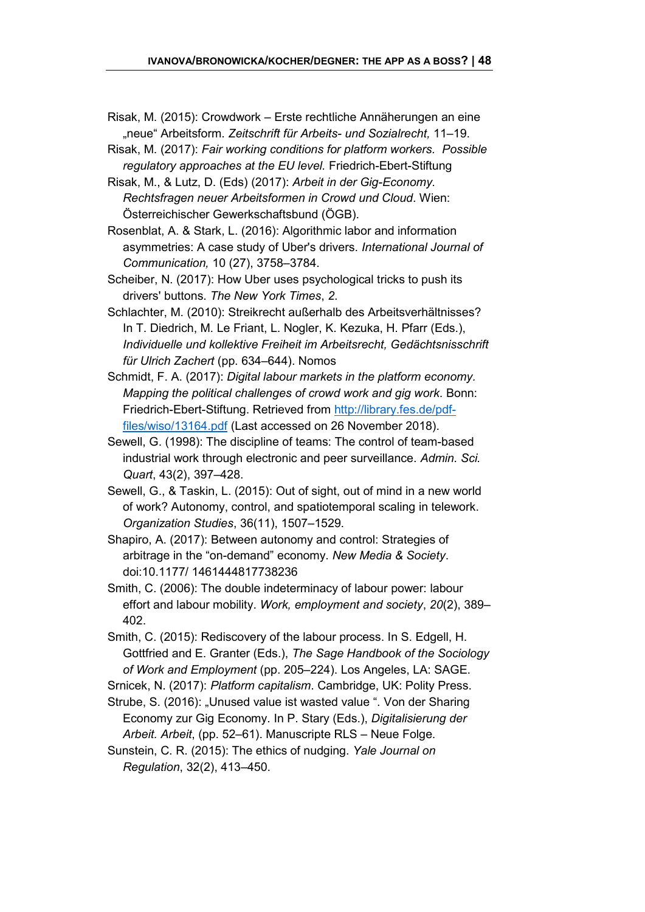Risak, M. (2015): Crowdwork – Erste rechtliche Annäherungen an eine „neue“ Arbeitsform. *Zeitschrift für Arbeits- und Sozialrecht,* 11–19.

Risak, M. (2017): *Fair working conditions for platform workers. Possible regulatory approaches at the EU level.* Friedrich-Ebert-Stiftung

Risak, M., & Lutz, D. (Eds) (2017): *Arbeit in der Gig-Economy. Rechtsfragen neuer Arbeitsformen in Crowd und Cloud*. Wien: Österreichischer Gewerkschaftsbund (ÖGB).

Rosenblat, A. & Stark, L. (2016): Algorithmic labor and information asymmetries: A case study of Uber's drivers. *International Journal of Communication,* 10 (27), 3758–3784.

Scheiber, N. (2017): How Uber uses psychological tricks to push its drivers' buttons. *The New York Times*, *2*.

Schlachter, M. (2010): Streikrecht außerhalb des Arbeitsverhältnisses? In T. Diedrich, M. Le Friant, L. Nogler, K. Kezuka, H. Pfarr (Eds.), *Individuelle und kollektive Freiheit im Arbeitsrecht, Gedächtnisschrift für Ulrich Zachert* (pp. 634–644). Nomos

Schmidt, F. A. (2017): *Digital labour markets in the platform economy. Mapping the political challenges of crowd work and gig work*. Bonn: Friedrich-Ebert-Stiftung. Retrieved from http://library.fes.de/pdf-files/wiso/13164.pdf (Last accessed on 26 November 2018).

Sewell, G. (1998): The discipline of teams: The control of team-based industrial work through electronic and peer surveillance. *Admin. Sci. Quart*, 43(2), 397–428.

Sewell, G., & Taskin, L. (2015): Out of sight, out of mind in a new world of work? Autonomy, control, and spatiotemporal scaling in telework. *Organization Studies*, 36(11), 1507–1529.

Shapiro, A. (2017): Between autonomy and control: Strategies of arbitrage in the “on-demand” economy. *New Media & Society*. doi:10.1177/ 1461444817738236

Smith, C. (2006): The double indeterminacy of labour power: labour effort and labour mobility. *Work, employment and society*, *20*(2), 389–402.

Smith, C. (2015): Rediscovery of the labour process. In S. Edgell, H. Gottfried and E. Granter (Eds.), *The Sage Handbook of the Sociology of Work and Employment* (pp. 205–224). Los Angeles, LA: SAGE.

Srnicek, N. (2017): *Platform capitalism*. Cambridge, UK: Polity Press.

Strube, S. (2016): „Unused value ist wasted value “. Von der Sharing Economy zur Gig Economy. In P. Stary (Eds.), *Digitalisierung der Arbeit. Arbeit*, (pp. 52–61). Manuscripte RLS – Neue Folge.

Sunstein, C. R. (2015): The ethics of nudging. *Yale Journal on Regulation*, 32(2), 413–450.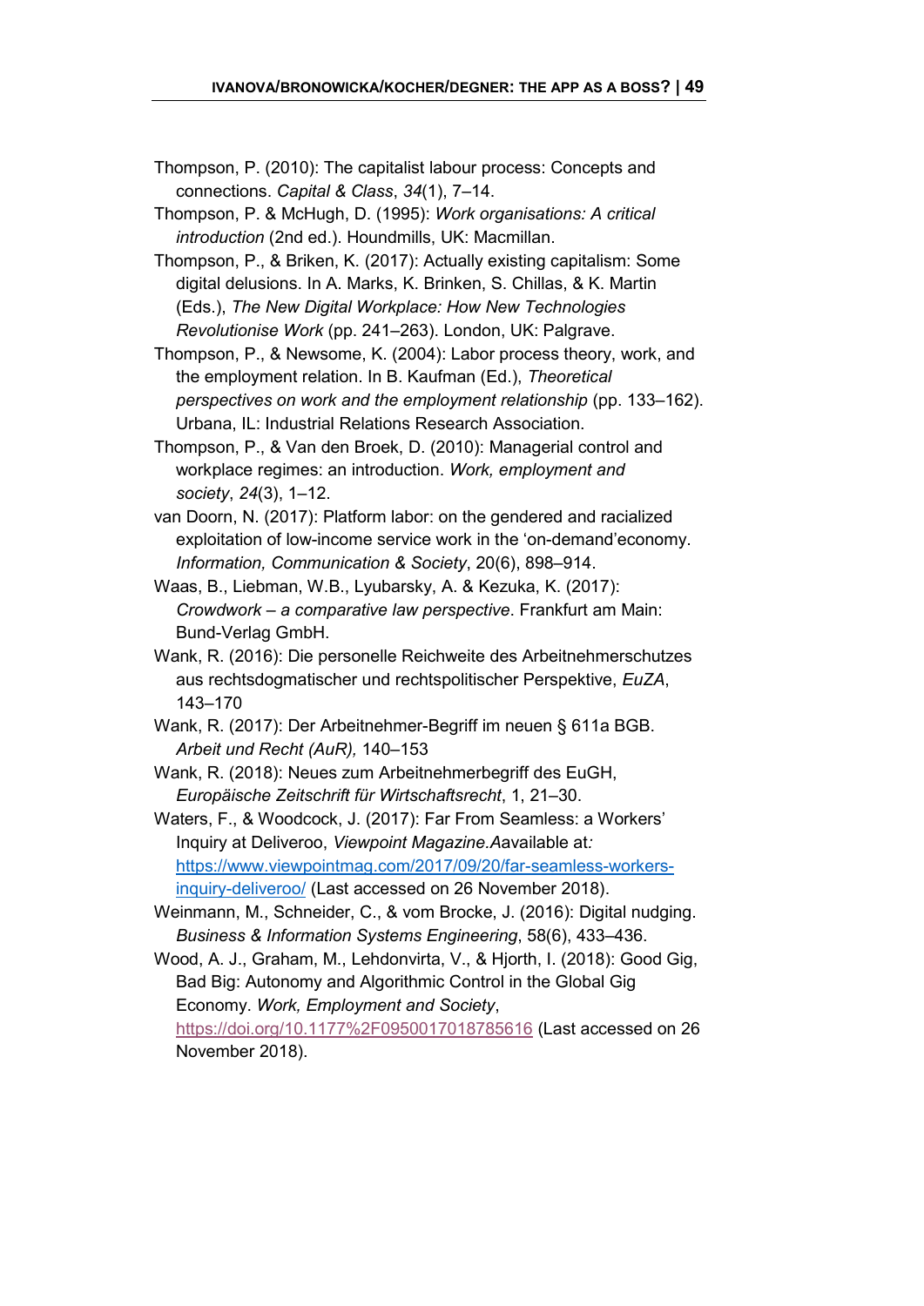Thompson, P. (2010): The capitalist labour process: Concepts and connections. *Capital & Class*, *34*(1), 7–14.

Thompson, P. & McHugh, D. (1995): *Work organisations: A critical introduction* (2nd ed.). Houndmills, UK: Macmillan.

Thompson, P., & Briken, K. (2017): Actually existing capitalism: Some digital delusions. In A. Marks, K. Brinken, S. Chillas, & K. Martin (Eds.), *The New Digital Workplace: How New Technologies Revolutionise Work* (pp. 241–263). London, UK: Palgrave.

Thompson, P., & Newsome, K. (2004): Labor process theory, work, and the employment relation. In B. Kaufman (Ed.), *Theoretical perspectives on work and the employment relationship* (pp. 133–162). Urbana, IL: Industrial Relations Research Association.

Thompson, P., & Van den Broek, D. (2010): Managerial control and workplace regimes: an introduction. *Work, employment and society*, *24*(3), 1–12.

van Doorn, N. (2017): Platform labor: on the gendered and racialized exploitation of low-income service work in the 'on-demand'economy. *Information, Communication & Society*, 20(6), 898–914.

Waas, B., Liebman, W.B., Lyubarsky, A. & Kezuka, K. (2017): *Crowdwork – a comparative law perspective*. Frankfurt am Main: Bund-Verlag GmbH.

Wank, R. (2016): Die personelle Reichweite des Arbeitnehmerschutzes aus rechtsdogmatischer und rechtspolitischer Perspektive, *EuZA*, 143–170

Wank, R. (2017): Der Arbeitnehmer-Begriff im neuen § 611a BGB. *Arbeit und Recht (AuR),* 140–153

Wank, R. (2018): Neues zum Arbeitnehmerbegriff des EuGH, *Europäische Zeitschrift für Wirtschaftsrecht*, 1, 21–30.

Waters, F., & Woodcock, J. (2017): Far From Seamless: a Workers' Inquiry at Deliveroo, *Viewpoint Magazine.A*available at*:* https://www.viewpointmag.com/2017/09/20/far-seamless-workers-inquiry-deliveroo/ (Last accessed on 26 November 2018).

Weinmann, M., Schneider, C., & vom Brocke, J. (2016): Digital nudging. *Business & Information Systems Engineering*, 58(6), 433–436.

Wood, A. J., Graham, M., Lehdonvirta, V., & Hjorth, I. (2018): Good Gig, Bad Big: Autonomy and Algorithmic Control in the Global Gig Economy. *Work, Employment and Society*, https://doi.org/10.1177%2F0950017018785616 (Last accessed on 26 November 2018).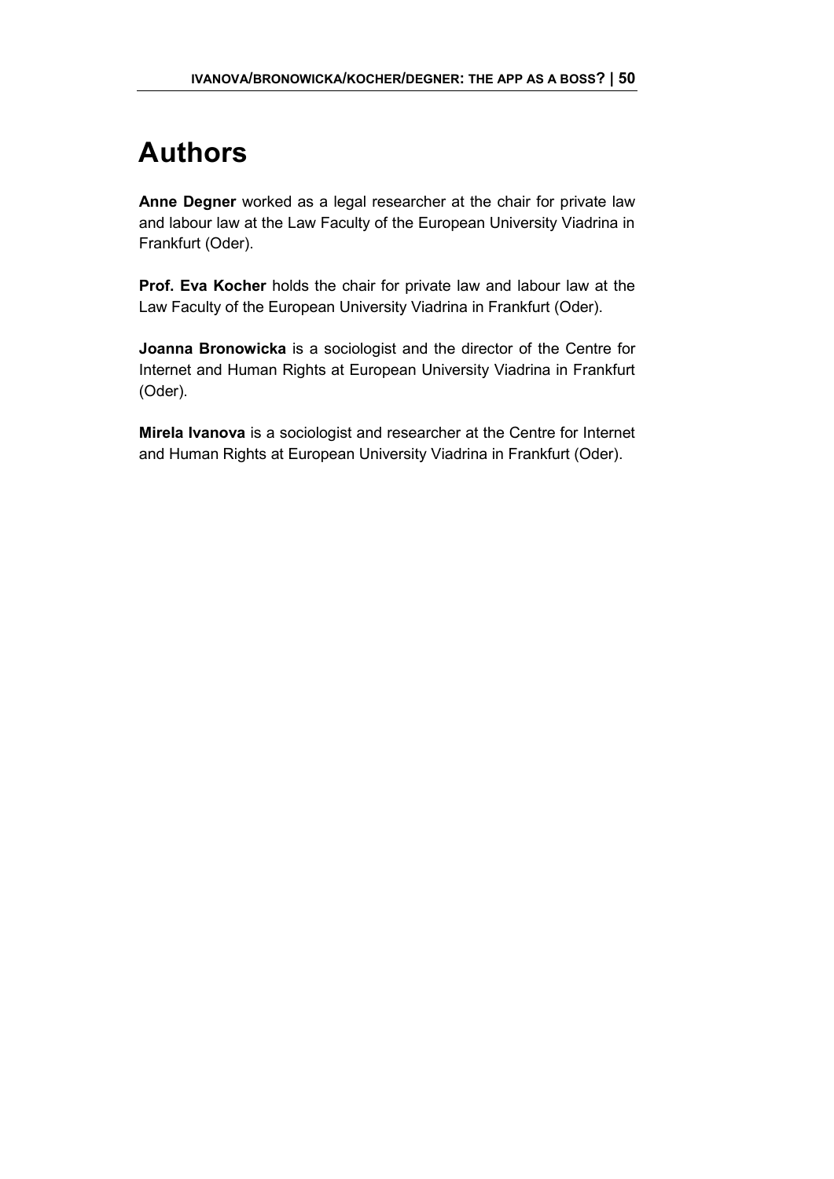# Authors

**Anne Degner** worked as a legal researcher at the chair for private law and labour law at the Law Faculty of the European University Viadrina in Frankfurt (Oder).

**Prof. Eva Kocher** holds the chair for private law and labour law at the Law Faculty of the European University Viadrina in Frankfurt (Oder).

**Joanna Bronowicka** is a sociologist and the director of the Centre for Internet and Human Rights at European University Viadrina in Frankfurt (Oder).

**Mirela Ivanova** is a sociologist and researcher at the Centre for Internet and Human Rights at European University Viadrina in Frankfurt (Oder).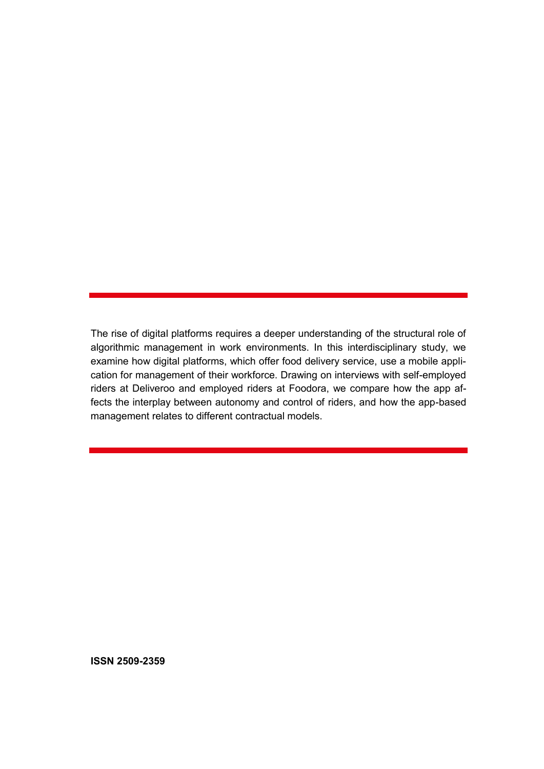The rise of digital platforms requires a deeper understanding of the structural role of algorithmic management in work environments. In this interdisciplinary study, we examine how digital platforms, which offer food delivery service, use a mobile application for management of their workforce. Drawing on interviews with self-employed riders at Deliveroo and employed riders at Foodora, we compare how the app affects the interplay between autonomy and control of riders, and how the app-based management relates to different contractual models.

**ISSN 2509-2359**